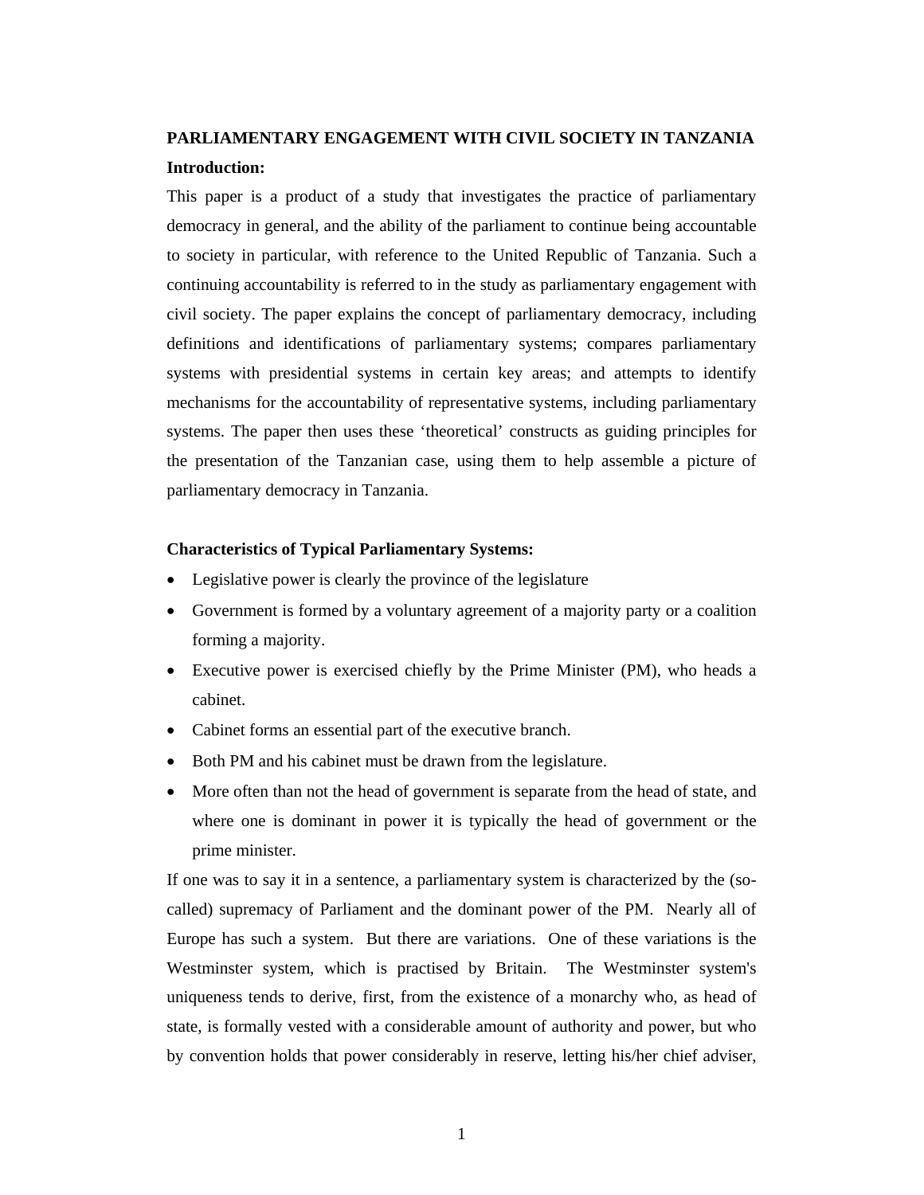# PARLIAMENTARY ENGAGEMENT WITH CIVIL SOCIETY IN TANZANIA

## Introduction:

This paper is a product of a study that investigates the practice of parliamentary democracy in general, and the ability of the parliament to continue being accountable to society in particular, with reference to the United Republic of Tanzania. Such a continuing accountability is referred to in the study as parliamentary engagement with civil society. The paper explains the concept of parliamentary democracy, including definitions and identifications of parliamentary systems; compares parliamentary systems with presidential systems in certain key areas; and attempts to identify mechanisms for the accountability of representative systems, including parliamentary systems. The paper then uses these 'theoretical' constructs as guiding principles for the presentation of the Tanzanian case, using them to help assemble a picture of parliamentary democracy in Tanzania.

## Characteristics of Typical Parliamentary Systems:

- Legislative power is clearly the province of the legislature
- Government is formed by a voluntary agreement of a majority party or a coalition forming a majority.
- Executive power is exercised chiefly by the Prime Minister (PM), who heads a cabinet.
- Cabinet forms an essential part of the executive branch.
- Both PM and his cabinet must be drawn from the legislature.
- More often than not the head of government is separate from the head of state, and where one is dominant in power it is typically the head of government or the prime minister.

If one was to say it in a sentence, a parliamentary system is characterized by the (so-called) supremacy of Parliament and the dominant power of the PM. Nearly all of Europe has such a system. But there are variations. One of these variations is the Westminster system, which is practised by Britain. The Westminster system's uniqueness tends to derive, first, from the existence of a monarchy who, as head of state, is formally vested with a considerable amount of authority and power, but who by convention holds that power considerably in reserve, letting his/her chief adviser,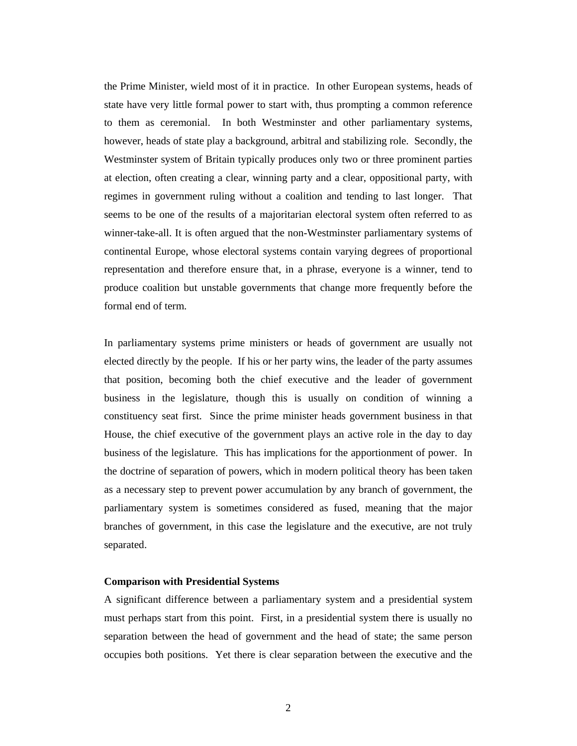the Prime Minister, wield most of it in practice. In other European systems, heads of state have very little formal power to start with, thus prompting a common reference to them as ceremonial. In both Westminster and other parliamentary systems, however, heads of state play a background, arbitral and stabilizing role. Secondly, the Westminster system of Britain typically produces only two or three prominent parties at election, often creating a clear, winning party and a clear, oppositional party, with regimes in government ruling without a coalition and tending to last longer. That seems to be one of the results of a majoritarian electoral system often referred to as winner-take-all. It is often argued that the non-Westminster parliamentary systems of continental Europe, whose electoral systems contain varying degrees of proportional representation and therefore ensure that, in a phrase, everyone is a winner, tend to produce coalition but unstable governments that change more frequently before the formal end of term.

In parliamentary systems prime ministers or heads of government are usually not elected directly by the people. If his or her party wins, the leader of the party assumes that position, becoming both the chief executive and the leader of government business in the legislature, though this is usually on condition of winning a constituency seat first. Since the prime minister heads government business in that House, the chief executive of the government plays an active role in the day to day business of the legislature. This has implications for the apportionment of power. In the doctrine of separation of powers, which in modern political theory has been taken as a necessary step to prevent power accumulation by any branch of government, the parliamentary system is sometimes considered as fused, meaning that the major branches of government, in this case the legislature and the executive, are not truly separated.

**Comparison with Presidential Systems**

A significant difference between a parliamentary system and a presidential system must perhaps start from this point. First, in a presidential system there is usually no separation between the head of government and the head of state; the same person occupies both positions. Yet there is clear separation between the executive and the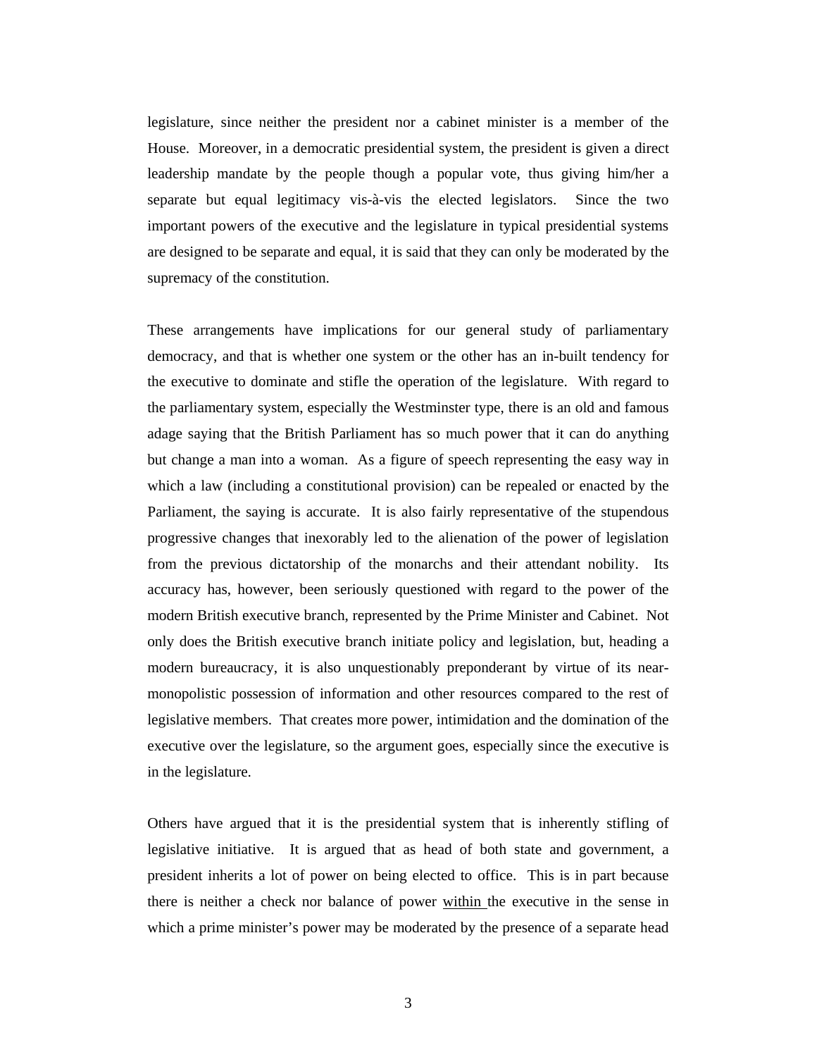legislature, since neither the president nor a cabinet minister is a member of the House. Moreover, in a democratic presidential system, the president is given a direct leadership mandate by the people though a popular vote, thus giving him/her a separate but equal legitimacy vis-à-vis the elected legislators. Since the two important powers of the executive and the legislature in typical presidential systems are designed to be separate and equal, it is said that they can only be moderated by the supremacy of the constitution.

These arrangements have implications for our general study of parliamentary democracy, and that is whether one system or the other has an in-built tendency for the executive to dominate and stifle the operation of the legislature. With regard to the parliamentary system, especially the Westminster type, there is an old and famous adage saying that the British Parliament has so much power that it can do anything but change a man into a woman. As a figure of speech representing the easy way in which a law (including a constitutional provision) can be repealed or enacted by the Parliament, the saying is accurate. It is also fairly representative of the stupendous progressive changes that inexorably led to the alienation of the power of legislation from the previous dictatorship of the monarchs and their attendant nobility. Its accuracy has, however, been seriously questioned with regard to the power of the modern British executive branch, represented by the Prime Minister and Cabinet. Not only does the British executive branch initiate policy and legislation, but, heading a modern bureaucracy, it is also unquestionably preponderant by virtue of its near-monopolistic possession of information and other resources compared to the rest of legislative members. That creates more power, intimidation and the domination of the executive over the legislature, so the argument goes, especially since the executive is in the legislature.

Others have argued that it is the presidential system that is inherently stifling of legislative initiative. It is argued that as head of both state and government, a president inherits a lot of power on being elected to office. This is in part because there is neither a check nor balance of power <u>within</u> the executive in the sense in which a prime minister's power may be moderated by the presence of a separate head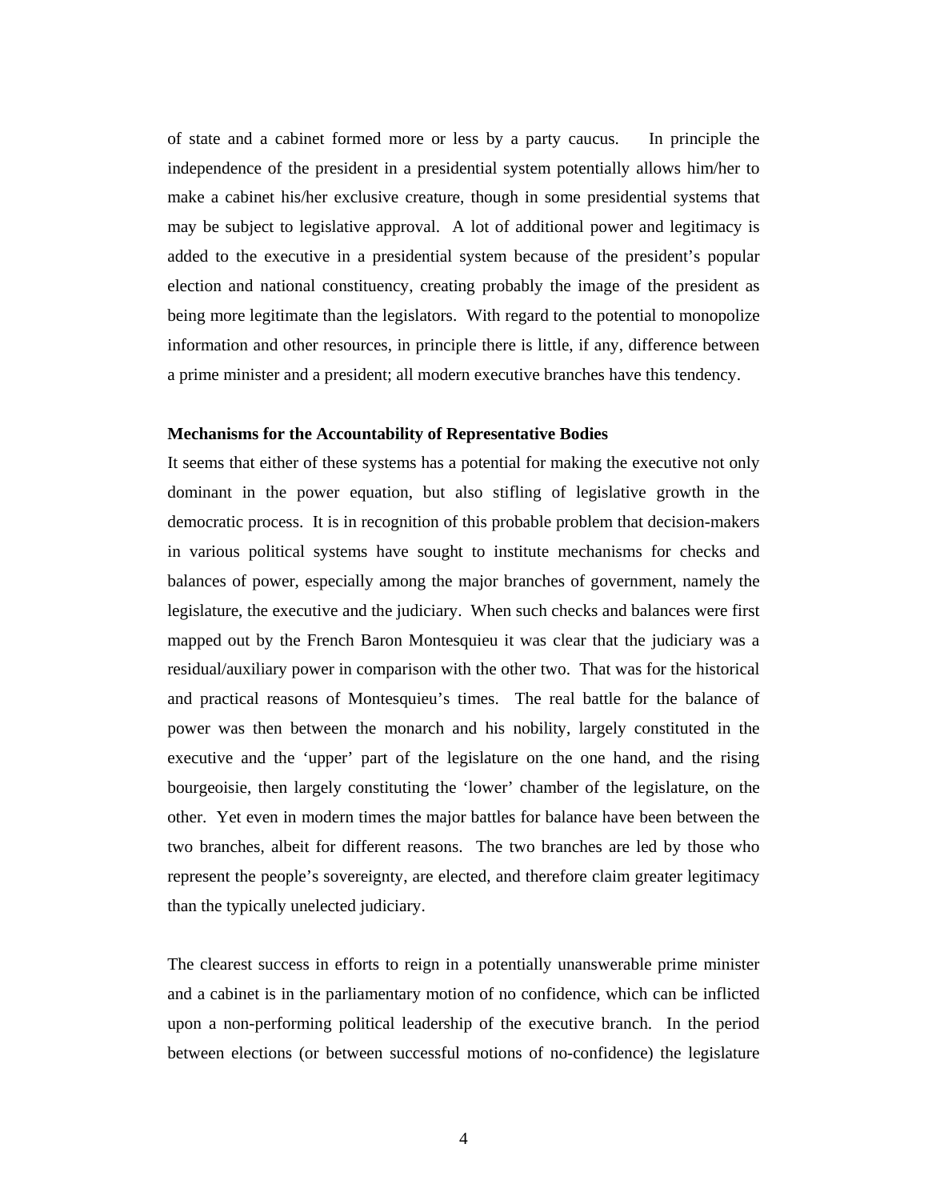of state and a cabinet formed more or less by a party caucus. In principle the independence of the president in a presidential system potentially allows him/her to make a cabinet his/her exclusive creature, though in some presidential systems that may be subject to legislative approval. A lot of additional power and legitimacy is added to the executive in a presidential system because of the president's popular election and national constituency, creating probably the image of the president as being more legitimate than the legislators. With regard to the potential to monopolize information and other resources, in principle there is little, if any, difference between a prime minister and a president; all modern executive branches have this tendency.

**Mechanisms for the Accountability of Representative Bodies**

It seems that either of these systems has a potential for making the executive not only dominant in the power equation, but also stifling of legislative growth in the democratic process. It is in recognition of this probable problem that decision-makers in various political systems have sought to institute mechanisms for checks and balances of power, especially among the major branches of government, namely the legislature, the executive and the judiciary. When such checks and balances were first mapped out by the French Baron Montesquieu it was clear that the judiciary was a residual/auxiliary power in comparison with the other two. That was for the historical and practical reasons of Montesquieu's times. The real battle for the balance of power was then between the monarch and his nobility, largely constituted in the executive and the 'upper' part of the legislature on the one hand, and the rising bourgeoisie, then largely constituting the 'lower' chamber of the legislature, on the other. Yet even in modern times the major battles for balance have been between the two branches, albeit for different reasons. The two branches are led by those who represent the people's sovereignty, are elected, and therefore claim greater legitimacy than the typically unelected judiciary.

The clearest success in efforts to reign in a potentially unanswerable prime minister and a cabinet is in the parliamentary motion of no confidence, which can be inflicted upon a non-performing political leadership of the executive branch. In the period between elections (or between successful motions of no-confidence) the legislature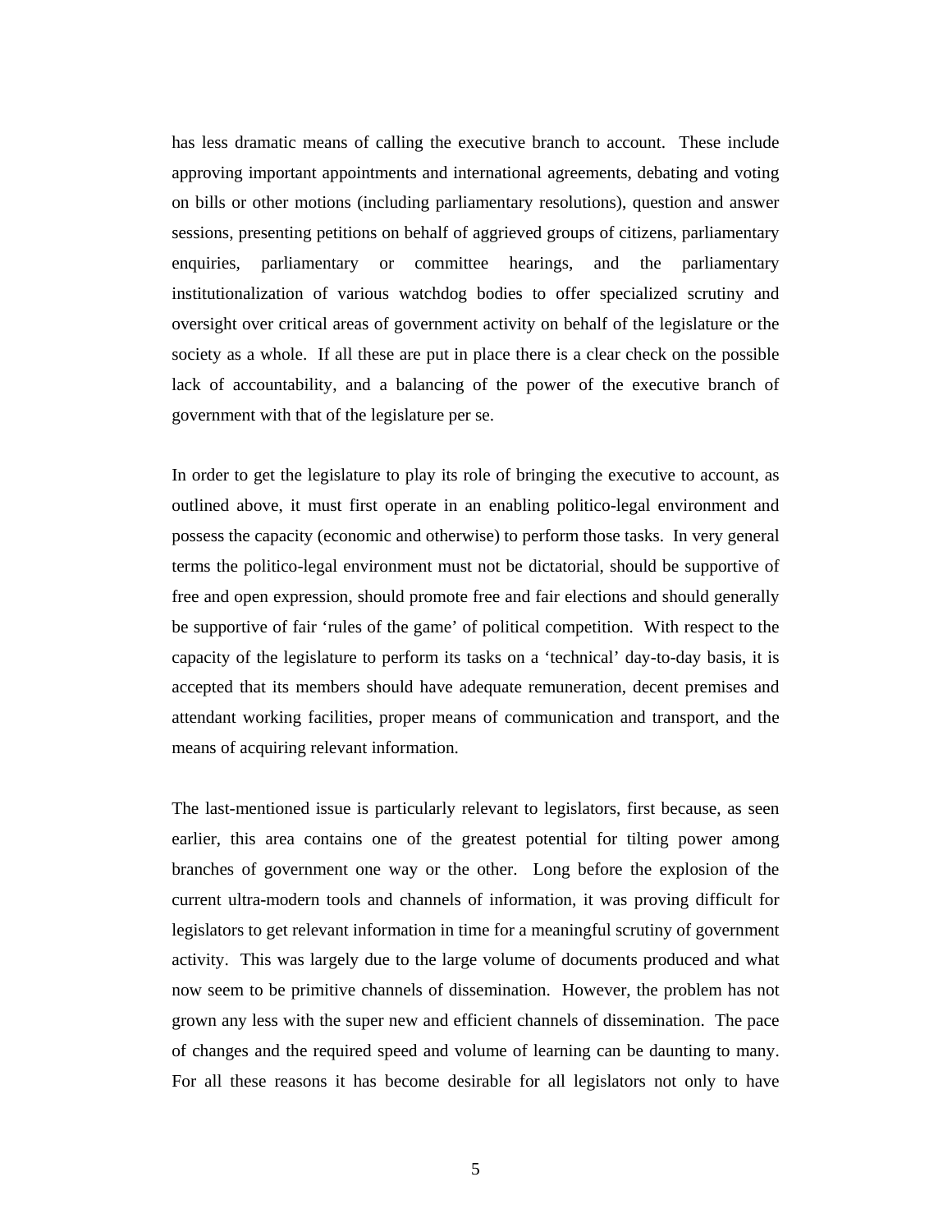has less dramatic means of calling the executive branch to account. These include approving important appointments and international agreements, debating and voting on bills or other motions (including parliamentary resolutions), question and answer sessions, presenting petitions on behalf of aggrieved groups of citizens, parliamentary enquiries, parliamentary or committee hearings, and the parliamentary institutionalization of various watchdog bodies to offer specialized scrutiny and oversight over critical areas of government activity on behalf of the legislature or the society as a whole. If all these are put in place there is a clear check on the possible lack of accountability, and a balancing of the power of the executive branch of government with that of the legislature per se.

In order to get the legislature to play its role of bringing the executive to account, as outlined above, it must first operate in an enabling politico-legal environment and possess the capacity (economic and otherwise) to perform those tasks. In very general terms the politico-legal environment must not be dictatorial, should be supportive of free and open expression, should promote free and fair elections and should generally be supportive of fair 'rules of the game' of political competition. With respect to the capacity of the legislature to perform its tasks on a 'technical' day-to-day basis, it is accepted that its members should have adequate remuneration, decent premises and attendant working facilities, proper means of communication and transport, and the means of acquiring relevant information.

The last-mentioned issue is particularly relevant to legislators, first because, as seen earlier, this area contains one of the greatest potential for tilting power among branches of government one way or the other. Long before the explosion of the current ultra-modern tools and channels of information, it was proving difficult for legislators to get relevant information in time for a meaningful scrutiny of government activity. This was largely due to the large volume of documents produced and what now seem to be primitive channels of dissemination. However, the problem has not grown any less with the super new and efficient channels of dissemination. The pace of changes and the required speed and volume of learning can be daunting to many. For all these reasons it has become desirable for all legislators not only to have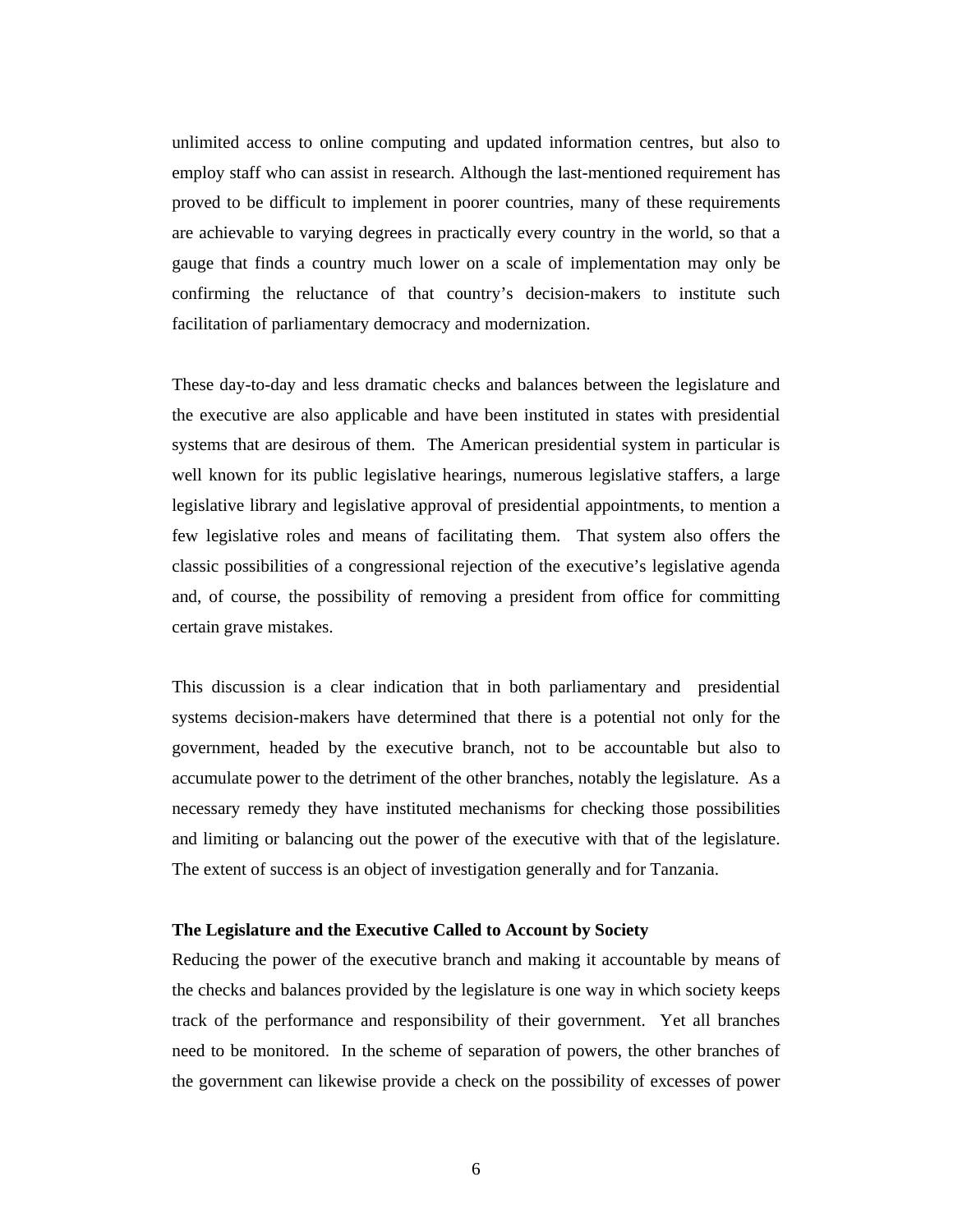unlimited access to online computing and updated information centres, but also to employ staff who can assist in research. Although the last-mentioned requirement has proved to be difficult to implement in poorer countries, many of these requirements are achievable to varying degrees in practically every country in the world, so that a gauge that finds a country much lower on a scale of implementation may only be confirming the reluctance of that country's decision-makers to institute such facilitation of parliamentary democracy and modernization.

These day-to-day and less dramatic checks and balances between the legislature and the executive are also applicable and have been instituted in states with presidential systems that are desirous of them. The American presidential system in particular is well known for its public legislative hearings, numerous legislative staffers, a large legislative library and legislative approval of presidential appointments, to mention a few legislative roles and means of facilitating them. That system also offers the classic possibilities of a congressional rejection of the executive's legislative agenda and, of course, the possibility of removing a president from office for committing certain grave mistakes.

This discussion is a clear indication that in both parliamentary and presidential systems decision-makers have determined that there is a potential not only for the government, headed by the executive branch, not to be accountable but also to accumulate power to the detriment of the other branches, notably the legislature. As a necessary remedy they have instituted mechanisms for checking those possibilities and limiting or balancing out the power of the executive with that of the legislature. The extent of success is an object of investigation generally and for Tanzania.

**The Legislature and the Executive Called to Account by Society**

Reducing the power of the executive branch and making it accountable by means of the checks and balances provided by the legislature is one way in which society keeps track of the performance and responsibility of their government. Yet all branches need to be monitored. In the scheme of separation of powers, the other branches of the government can likewise provide a check on the possibility of excesses of power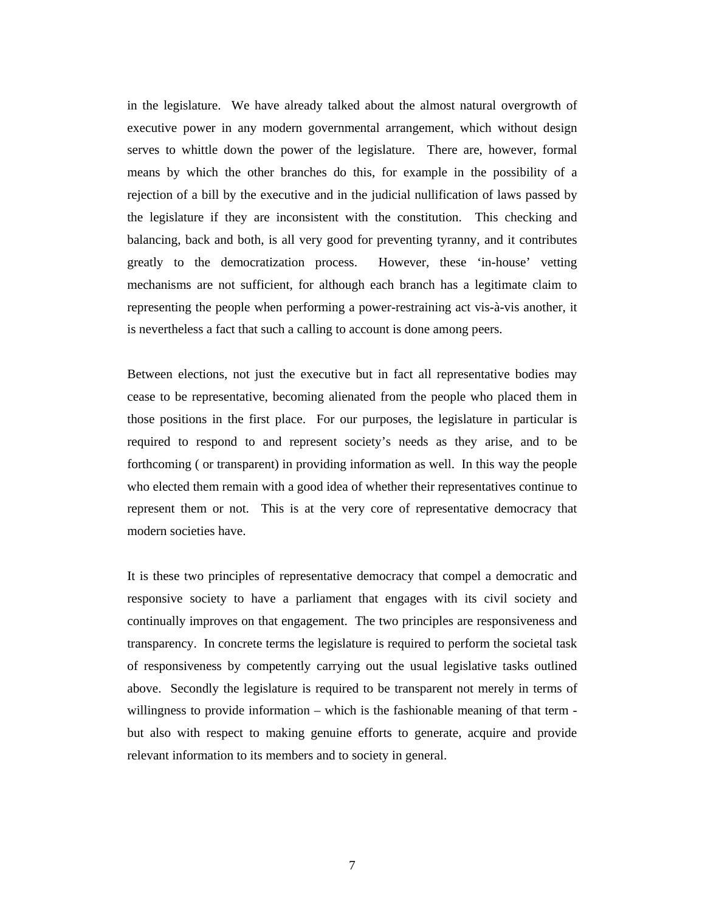in the legislature. We have already talked about the almost natural overgrowth of executive power in any modern governmental arrangement, which without design serves to whittle down the power of the legislature. There are, however, formal means by which the other branches do this, for example in the possibility of a rejection of a bill by the executive and in the judicial nullification of laws passed by the legislature if they are inconsistent with the constitution. This checking and balancing, back and both, is all very good for preventing tyranny, and it contributes greatly to the democratization process. However, these 'in-house' vetting mechanisms are not sufficient, for although each branch has a legitimate claim to representing the people when performing a power-restraining act vis-à-vis another, it is nevertheless a fact that such a calling to account is done among peers.

Between elections, not just the executive but in fact all representative bodies may cease to be representative, becoming alienated from the people who placed them in those positions in the first place. For our purposes, the legislature in particular is required to respond to and represent society's needs as they arise, and to be forthcoming ( or transparent) in providing information as well. In this way the people who elected them remain with a good idea of whether their representatives continue to represent them or not. This is at the very core of representative democracy that modern societies have.

It is these two principles of representative democracy that compel a democratic and responsive society to have a parliament that engages with its civil society and continually improves on that engagement. The two principles are responsiveness and transparency. In concrete terms the legislature is required to perform the societal task of responsiveness by competently carrying out the usual legislative tasks outlined above. Secondly the legislature is required to be transparent not merely in terms of willingness to provide information – which is the fashionable meaning of that term - but also with respect to making genuine efforts to generate, acquire and provide relevant information to its members and to society in general.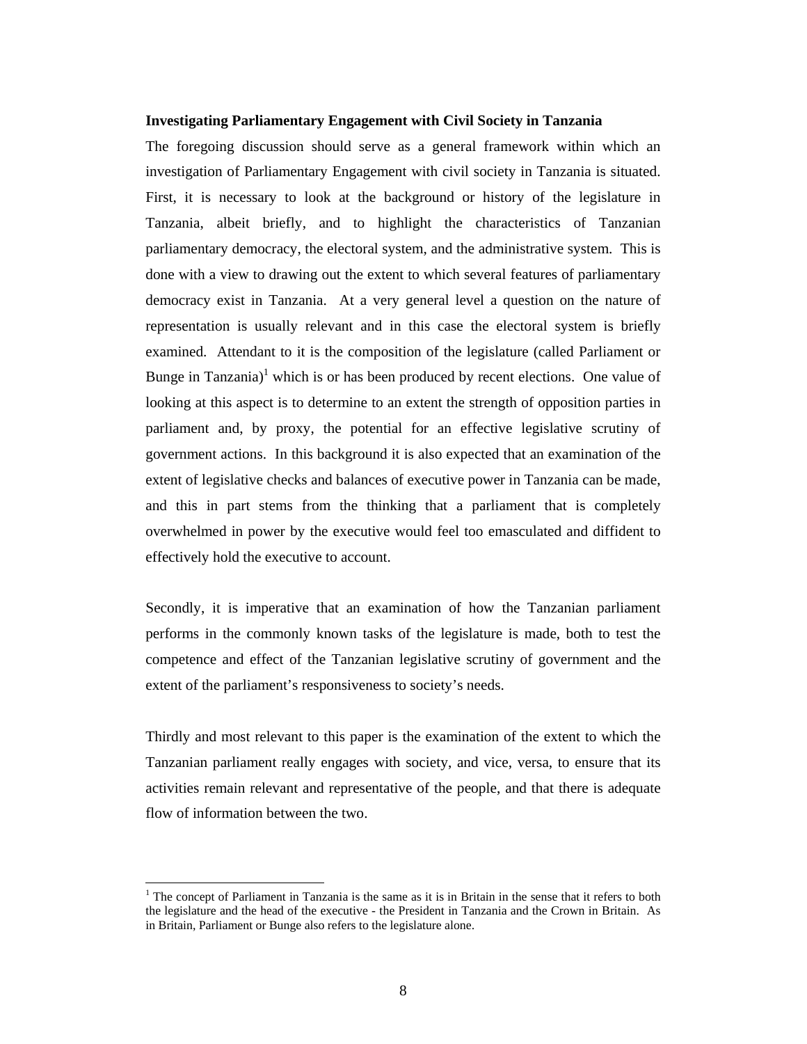**Investigating Parliamentary Engagement with Civil Society in Tanzania**

The foregoing discussion should serve as a general framework within which an investigation of Parliamentary Engagement with civil society in Tanzania is situated. First, it is necessary to look at the background or history of the legislature in Tanzania, albeit briefly, and to highlight the characteristics of Tanzanian parliamentary democracy, the electoral system, and the administrative system. This is done with a view to drawing out the extent to which several features of parliamentary democracy exist in Tanzania. At a very general level a question on the nature of representation is usually relevant and in this case the electoral system is briefly examined. Attendant to it is the composition of the legislature (called Parliament or Bunge in Tanzania)[1] which is or has been produced by recent elections. One value of looking at this aspect is to determine to an extent the strength of opposition parties in parliament and, by proxy, the potential for an effective legislative scrutiny of government actions. In this background it is also expected that an examination of the extent of legislative checks and balances of executive power in Tanzania can be made, and this in part stems from the thinking that a parliament that is completely overwhelmed in power by the executive would feel too emasculated and diffident to effectively hold the executive to account.

Secondly, it is imperative that an examination of how the Tanzanian parliament performs in the commonly known tasks of the legislature is made, both to test the competence and effect of the Tanzanian legislative scrutiny of government and the extent of the parliament's responsiveness to society's needs.

Thirdly and most relevant to this paper is the examination of the extent to which the Tanzanian parliament really engages with society, and vice, versa, to ensure that its activities remain relevant and representative of the people, and that there is adequate flow of information between the two.

---

[1] The concept of Parliament in Tanzania is the same as it is in Britain in the sense that it refers to both the legislature and the head of the executive - the President in Tanzania and the Crown in Britain. As in Britain, Parliament or Bunge also refers to the legislature alone.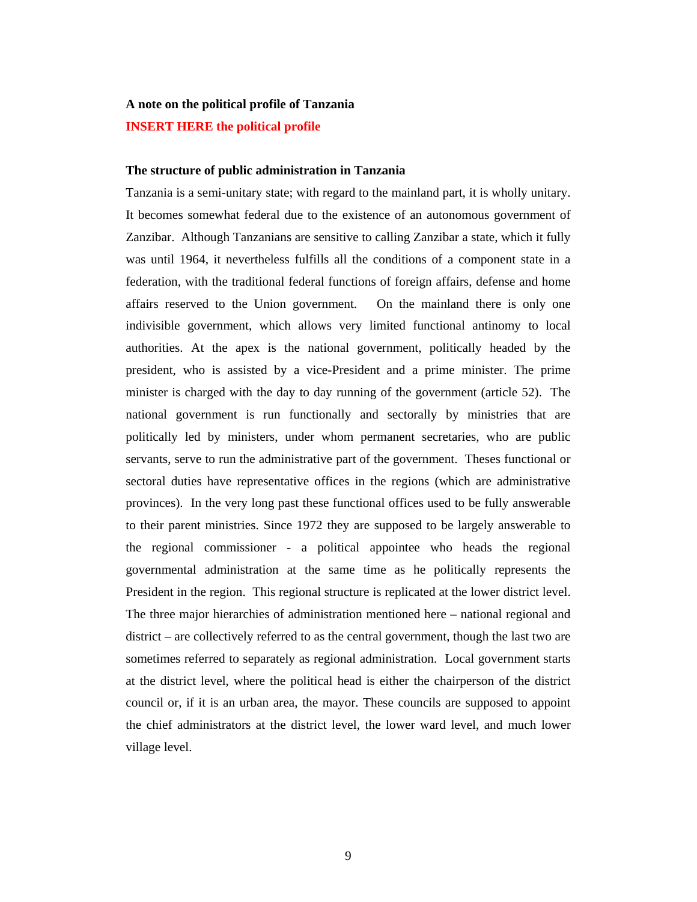**A note on the political profile of Tanzania**

**INSERT HERE the political profile**

**The structure of public administration in Tanzania**

Tanzania is a semi-unitary state; with regard to the mainland part, it is wholly unitary. It becomes somewhat federal due to the existence of an autonomous government of Zanzibar. Although Tanzanians are sensitive to calling Zanzibar a state, which it fully was until 1964, it nevertheless fulfills all the conditions of a component state in a federation, with the traditional federal functions of foreign affairs, defense and home affairs reserved to the Union government. On the mainland there is only one indivisible government, which allows very limited functional antinomy to local authorities. At the apex is the national government, politically headed by the president, who is assisted by a vice-President and a prime minister. The prime minister is charged with the day to day running of the government (article 52). The national government is run functionally and sectorally by ministries that are politically led by ministers, under whom permanent secretaries, who are public servants, serve to run the administrative part of the government. Theses functional or sectoral duties have representative offices in the regions (which are administrative provinces). In the very long past these functional offices used to be fully answerable to their parent ministries. Since 1972 they are supposed to be largely answerable to the regional commissioner - a political appointee who heads the regional governmental administration at the same time as he politically represents the President in the region. This regional structure is replicated at the lower district level. The three major hierarchies of administration mentioned here – national regional and district – are collectively referred to as the central government, though the last two are sometimes referred to separately as regional administration. Local government starts at the district level, where the political head is either the chairperson of the district council or, if it is an urban area, the mayor. These councils are supposed to appoint the chief administrators at the district level, the lower ward level, and much lower village level.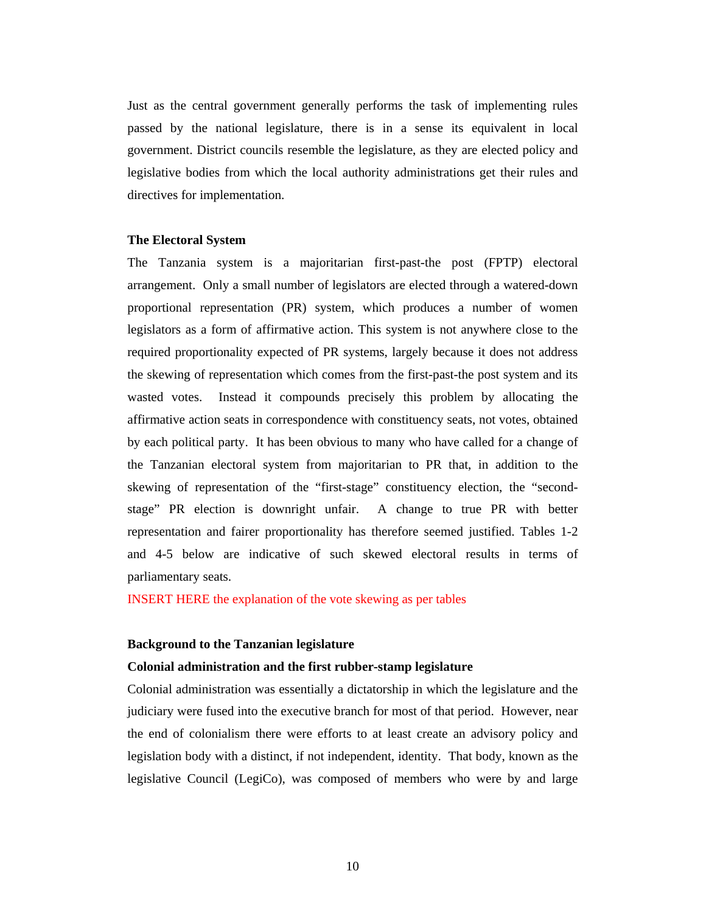Just as the central government generally performs the task of implementing rules passed by the national legislature, there is in a sense its equivalent in local government. District councils resemble the legislature, as they are elected policy and legislative bodies from which the local authority administrations get their rules and directives for implementation.

**The Electoral System**

The Tanzania system is a majoritarian first-past-the post (FPTP) electoral arrangement. Only a small number of legislators are elected through a watered-down proportional representation (PR) system, which produces a number of women legislators as a form of affirmative action. This system is not anywhere close to the required proportionality expected of PR systems, largely because it does not address the skewing of representation which comes from the first-past-the post system and its wasted votes. Instead it compounds precisely this problem by allocating the affirmative action seats in correspondence with constituency seats, not votes, obtained by each political party. It has been obvious to many who have called for a change of the Tanzanian electoral system from majoritarian to PR that, in addition to the skewing of representation of the "first-stage" constituency election, the "second-stage" PR election is downright unfair. A change to true PR with better representation and fairer proportionality has therefore seemed justified. Tables 1-2 and 4-5 below are indicative of such skewed electoral results in terms of parliamentary seats.

INSERT HERE the explanation of the vote skewing as per tables

**Background to the Tanzanian legislature**

**Colonial administration and the first rubber-stamp legislature**

Colonial administration was essentially a dictatorship in which the legislature and the judiciary were fused into the executive branch for most of that period. However, near the end of colonialism there were efforts to at least create an advisory policy and legislation body with a distinct, if not independent, identity. That body, known as the legislative Council (LegiCo), was composed of members who were by and large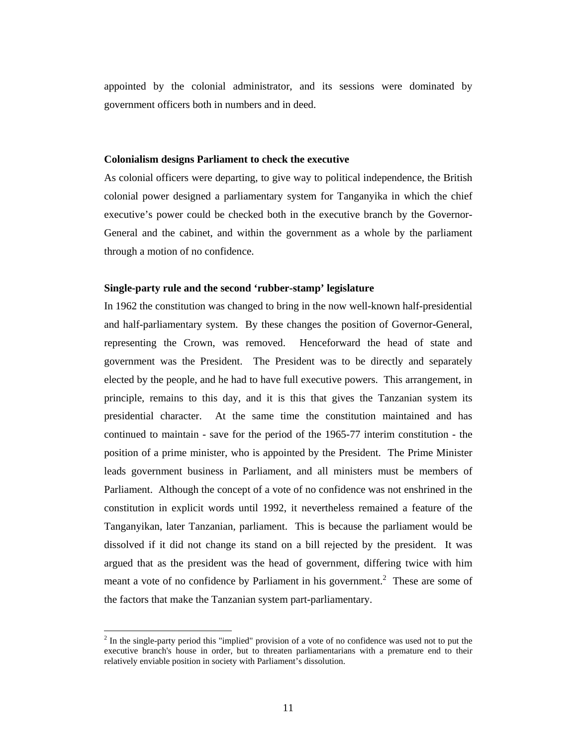appointed by the colonial administrator, and its sessions were dominated by government officers both in numbers and in deed.

**Colonialism designs Parliament to check the executive**

As colonial officers were departing, to give way to political independence, the British colonial power designed a parliamentary system for Tanganyika in which the chief executive's power could be checked both in the executive branch by the Governor-General and the cabinet, and within the government as a whole by the parliament through a motion of no confidence.

**Single-party rule and the second 'rubber-stamp' legislature**

In 1962 the constitution was changed to bring in the now well-known half-presidential and half-parliamentary system. By these changes the position of Governor-General, representing the Crown, was removed. Henceforward the head of state and government was the President. The President was to be directly and separately elected by the people, and he had to have full executive powers. This arrangement, in principle, remains to this day, and it is this that gives the Tanzanian system its presidential character. At the same time the constitution maintained and has continued to maintain - save for the period of the 1965-77 interim constitution - the position of a prime minister, who is appointed by the President. The Prime Minister leads government business in Parliament, and all ministers must be members of Parliament. Although the concept of a vote of no confidence was not enshrined in the constitution in explicit words until 1992, it nevertheless remained a feature of the Tanganyikan, later Tanzanian, parliament. This is because the parliament would be dissolved if it did not change its stand on a bill rejected by the president. It was argued that as the president was the head of government, differing twice with him meant a vote of no confidence by Parliament in his government.[2] These are some of the factors that make the Tanzanian system part-parliamentary.

[2] In the single-party period this "implied" provision of a vote of no confidence was used not to put the executive branch's house in order, but to threaten parliamentarians with a premature end to their relatively enviable position in society with Parliament's dissolution.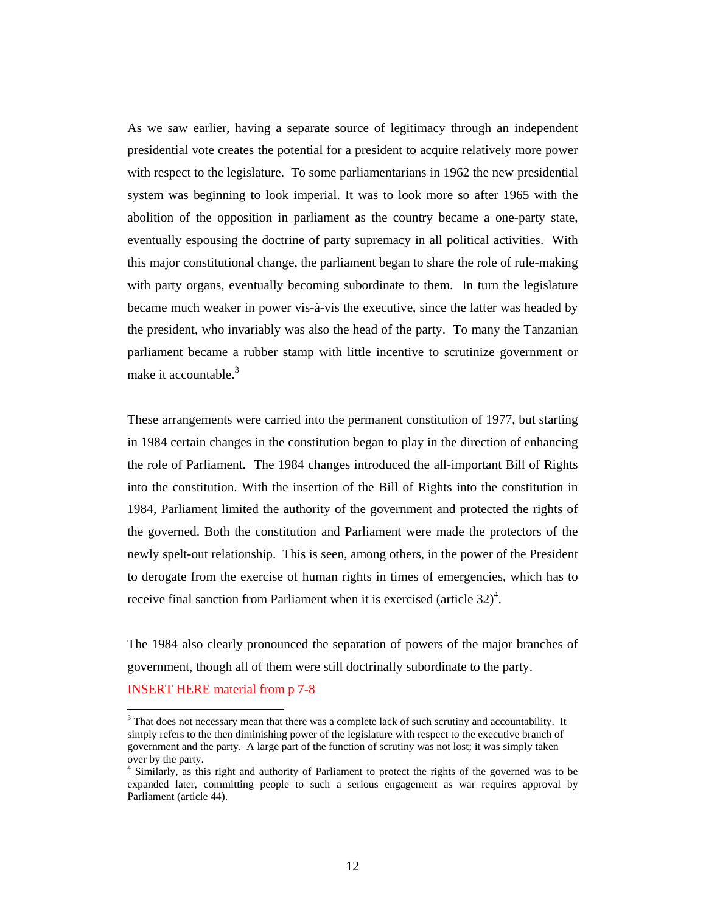As we saw earlier, having a separate source of legitimacy through an independent presidential vote creates the potential for a president to acquire relatively more power with respect to the legislature. To some parliamentarians in 1962 the new presidential system was beginning to look imperial. It was to look more so after 1965 with the abolition of the opposition in parliament as the country became a one-party state, eventually espousing the doctrine of party supremacy in all political activities. With this major constitutional change, the parliament began to share the role of rule-making with party organs, eventually becoming subordinate to them. In turn the legislature became much weaker in power vis-à-vis the executive, since the latter was headed by the president, who invariably was also the head of the party. To many the Tanzanian parliament became a rubber stamp with little incentive to scrutinize government or make it accountable.[3]

These arrangements were carried into the permanent constitution of 1977, but starting in 1984 certain changes in the constitution began to play in the direction of enhancing the role of Parliament. The 1984 changes introduced the all-important Bill of Rights into the constitution. With the insertion of the Bill of Rights into the constitution in 1984, Parliament limited the authority of the government and protected the rights of the governed. Both the constitution and Parliament were made the protectors of the newly spelt-out relationship. This is seen, among others, in the power of the President to derogate from the exercise of human rights in times of emergencies, which has to receive final sanction from Parliament when it is exercised (article 32)[4].

The 1984 also clearly pronounced the separation of powers of the major branches of government, though all of them were still doctrinally subordinate to the party.

INSERT HERE material from p 7-8

[3] That does not necessary mean that there was a complete lack of such scrutiny and accountability. It simply refers to the then diminishing power of the legislature with respect to the executive branch of government and the party. A large part of the function of scrutiny was not lost; it was simply taken over by the party.

[4] Similarly, as this right and authority of Parliament to protect the rights of the governed was to be expanded later, committing people to such a serious engagement as war requires approval by Parliament (article 44).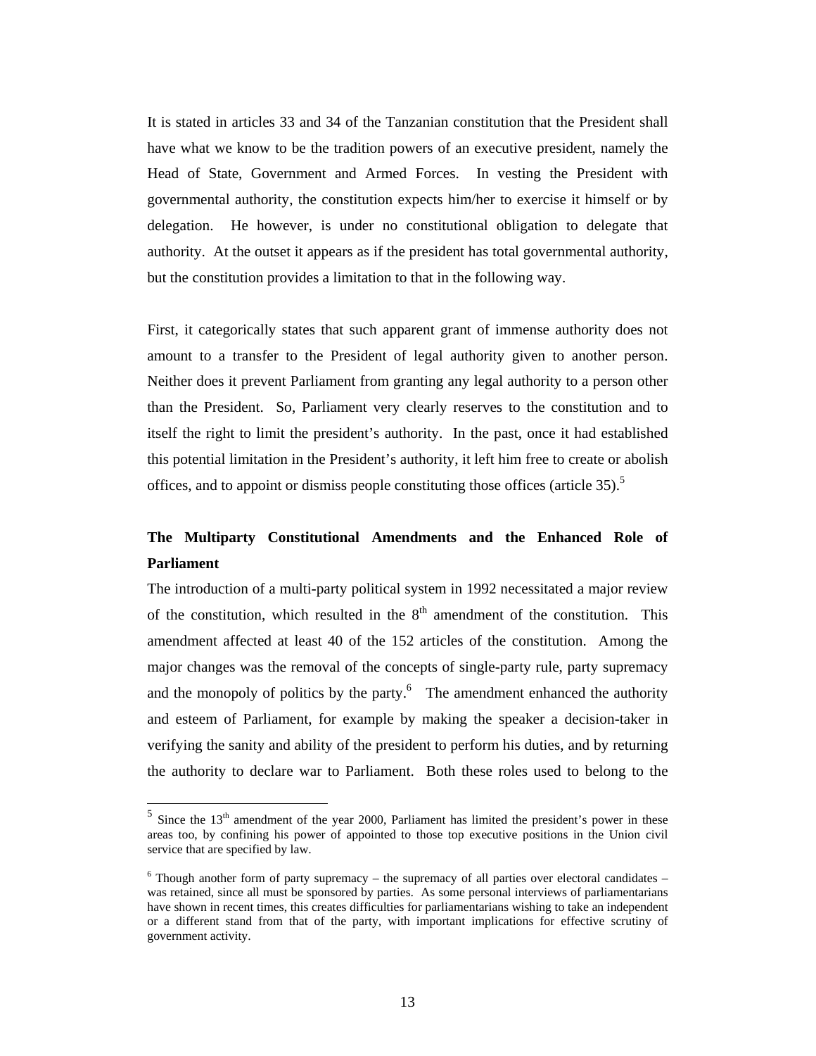It is stated in articles 33 and 34 of the Tanzanian constitution that the President shall have what we know to be the tradition powers of an executive president, namely the Head of State, Government and Armed Forces. In vesting the President with governmental authority, the constitution expects him/her to exercise it himself or by delegation. He however, is under no constitutional obligation to delegate that authority. At the outset it appears as if the president has total governmental authority, but the constitution provides a limitation to that in the following way.

First, it categorically states that such apparent grant of immense authority does not amount to a transfer to the President of legal authority given to another person. Neither does it prevent Parliament from granting any legal authority to a person other than the President. So, Parliament very clearly reserves to the constitution and to itself the right to limit the president's authority. In the past, once it had established this potential limitation in the President's authority, it left him free to create or abolish offices, and to appoint or dismiss people constituting those offices (article 35).[5]

**The Multiparty Constitutional Amendments and the Enhanced Role of Parliament**

The introduction of a multi-party political system in 1992 necessitated a major review of the constitution, which resulted in the 8th amendment of the constitution. This amendment affected at least 40 of the 152 articles of the constitution. Among the major changes was the removal of the concepts of single-party rule, party supremacy and the monopoly of politics by the party.[6] The amendment enhanced the authority and esteem of Parliament, for example by making the speaker a decision-taker in verifying the sanity and ability of the president to perform his duties, and by returning the authority to declare war to Parliament. Both these roles used to belong to the

---

[5] Since the 13th amendment of the year 2000, Parliament has limited the president's power in these areas too, by confining his power of appointed to those top executive positions in the Union civil service that are specified by law.

[6] Though another form of party supremacy – the supremacy of all parties over electoral candidates – was retained, since all must be sponsored by parties. As some personal interviews of parliamentarians have shown in recent times, this creates difficulties for parliamentarians wishing to take an independent or a different stand from that of the party, with important implications for effective scrutiny of government activity.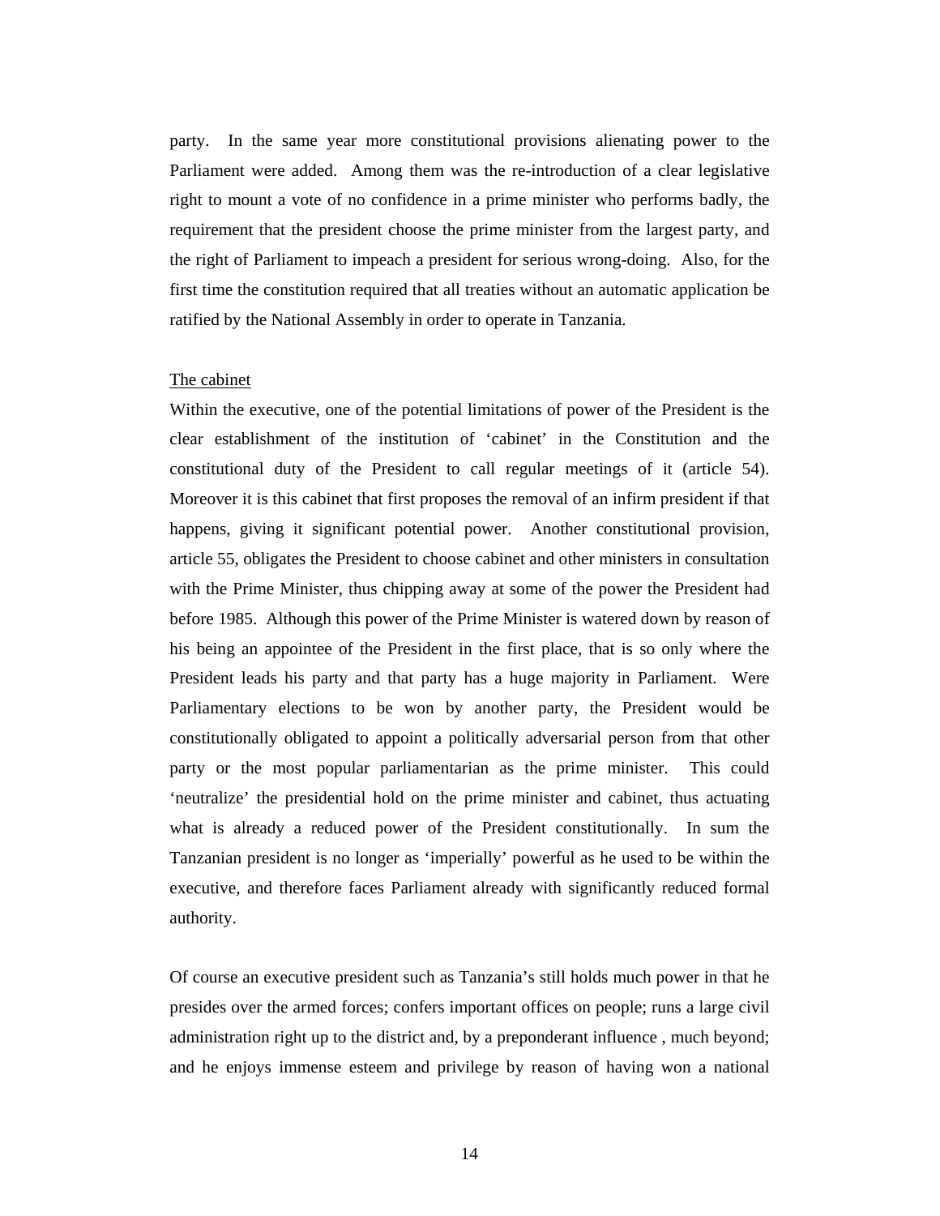party. In the same year more constitutional provisions alienating power to the Parliament were added. Among them was the re-introduction of a clear legislative right to mount a vote of no confidence in a prime minister who performs badly, the requirement that the president choose the prime minister from the largest party, and the right of Parliament to impeach a president for serious wrong-doing. Also, for the first time the constitution required that all treaties without an automatic application be ratified by the National Assembly in order to operate in Tanzania.

<u>The cabinet</u>

Within the executive, one of the potential limitations of power of the President is the clear establishment of the institution of 'cabinet' in the Constitution and the constitutional duty of the President to call regular meetings of it (article 54). Moreover it is this cabinet that first proposes the removal of an infirm president if that happens, giving it significant potential power. Another constitutional provision, article 55, obligates the President to choose cabinet and other ministers in consultation with the Prime Minister, thus chipping away at some of the power the President had before 1985. Although this power of the Prime Minister is watered down by reason of his being an appointee of the President in the first place, that is so only where the President leads his party and that party has a huge majority in Parliament. Were Parliamentary elections to be won by another party, the President would be constitutionally obligated to appoint a politically adversarial person from that other party or the most popular parliamentarian as the prime minister. This could 'neutralize' the presidential hold on the prime minister and cabinet, thus actuating what is already a reduced power of the President constitutionally. In sum the Tanzanian president is no longer as 'imperially' powerful as he used to be within the executive, and therefore faces Parliament already with significantly reduced formal authority.

Of course an executive president such as Tanzania's still holds much power in that he presides over the armed forces; confers important offices on people; runs a large civil administration right up to the district and, by a preponderant influence , much beyond; and he enjoys immense esteem and privilege by reason of having won a national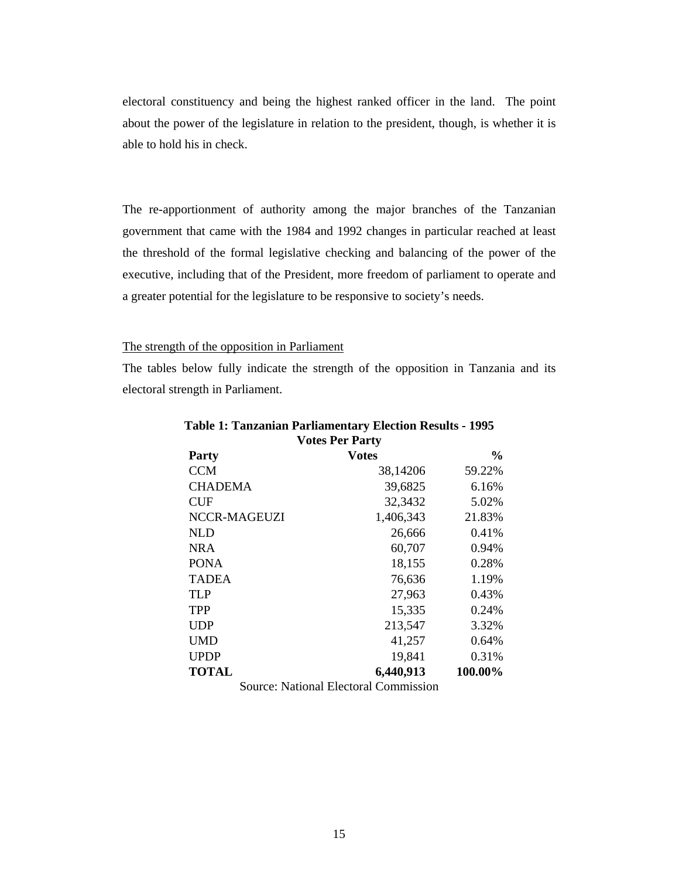electoral constituency and being the highest ranked officer in the land. The point about the power of the legislature in relation to the president, though, is whether it is able to hold his in check.

The re-apportionment of authority among the major branches of the Tanzanian government that came with the 1984 and 1992 changes in particular reached at least the threshold of the formal legislative checking and balancing of the power of the executive, including that of the President, more freedom of parliament to operate and a greater potential for the legislature to be responsive to society's needs.

<u>The strength of the opposition in Parliament</u>

The tables below fully indicate the strength of the opposition in Tanzania and its electoral strength in Parliament.

**Table 1: Tanzanian Parliamentary Election Results - 1995**
**Votes Per Party**

| **Party** | **Votes** | **%** |
|---|---:|---:|
| CCM | 38,14206 | 59.22% |
| CHADEMA | 39,6825 | 6.16% |
| CUF | 32,3432 | 5.02% |
| NCCR-MAGEUZI | 1,406,343 | 21.83% |
| NLD | 26,666 | 0.41% |
| NRA | 60,707 | 0.94% |
| PONA | 18,155 | 0.28% |
| TADEA | 76,636 | 1.19% |
| TLP | 27,963 | 0.43% |
| TPP | 15,335 | 0.24% |
| UDP | 213,547 | 3.32% |
| UMD | 41,257 | 0.64% |
| UPDP | 19,841 | 0.31% |
| **TOTAL** | **6,440,913** | **100.00%** |

Source: National Electoral Commission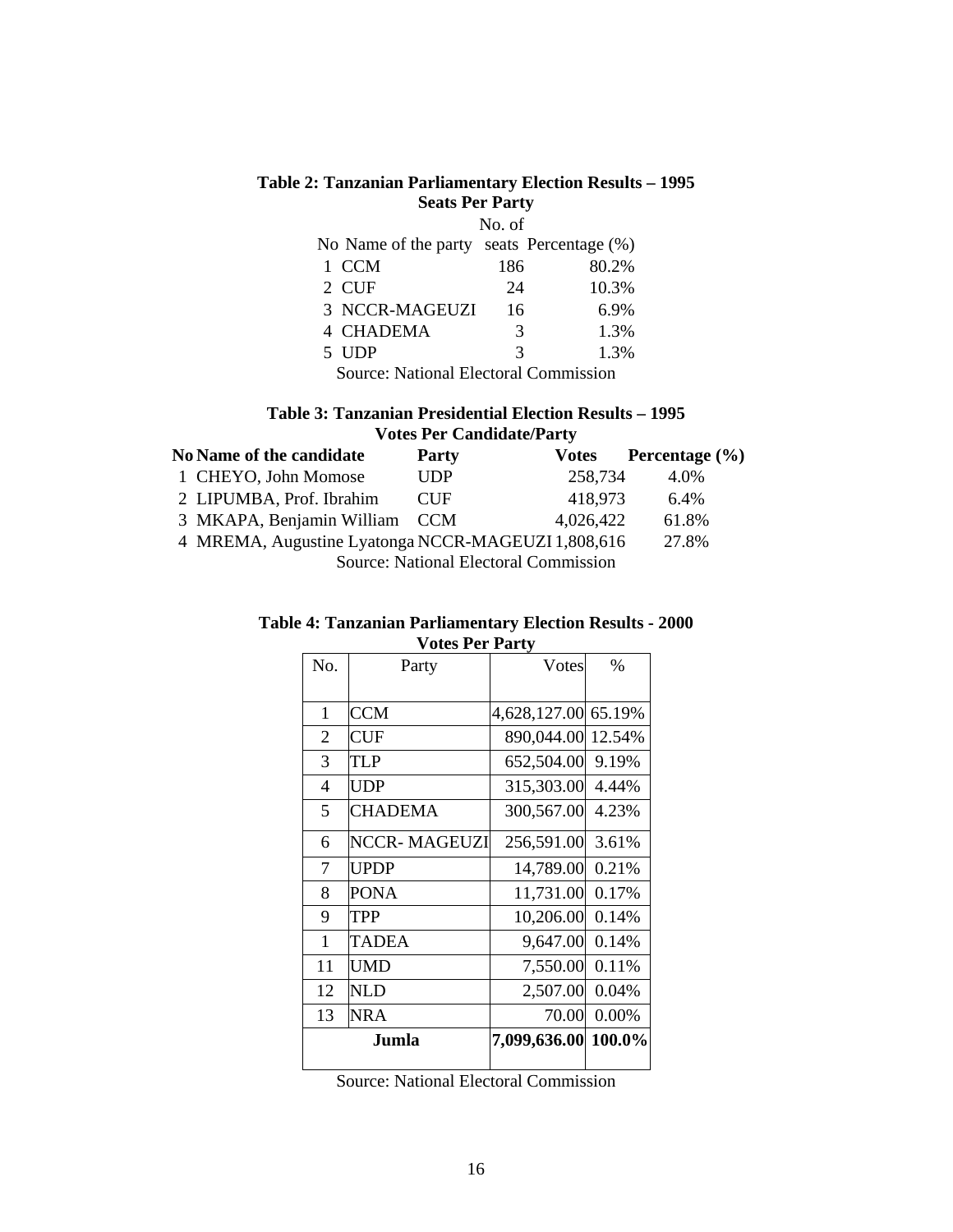**Table 2: Tanzanian Parliamentary Election Results – 1995**
**Seats Per Party**

| No | Name of the party | No. of seats | Percentage (%) |
|---|---|---|---|
| 1 | CCM | 186 | 80.2% |
| 2 | CUF | 24 | 10.3% |
| 3 | NCCR-MAGEUZI | 16 | 6.9% |
| 4 | CHADEMA | 3 | 1.3% |
| 5 | UDP | 3 | 1.3% |

Source: National Electoral Commission

**Table 3: Tanzanian Presidential Election Results – 1995**
**Votes Per Candidate/Party**

| No | Name of the candidate | Party | Votes | Percentage (%) |
|---|---|---|---|---|
| 1 | CHEYO, John Momose | UDP | 258,734 | 4.0% |
| 2 | LIPUMBA, Prof. Ibrahim | CUF | 418,973 | 6.4% |
| 3 | MKAPA, Benjamin William | CCM | 4,026,422 | 61.8% |
| 4 | MREMA, Augustine Lyatonga | NCCR-MAGEUZI | 1,808,616 | 27.8% |

Source: National Electoral Commission

**Table 4: Tanzanian Parliamentary Election Results - 2000**
**Votes Per Party**

| No. | Party | Votes | % |
|---|---|---|---|
| 1 | CCM | 4,628,127.00 | 65.19% |
| 2 | CUF | 890,044.00 | 12.54% |
| 3 | TLP | 652,504.00 | 9.19% |
| 4 | UDP | 315,303.00 | 4.44% |
| 5 | CHADEMA | 300,567.00 | 4.23% |
| 6 | NCCR- MAGEUZI | 256,591.00 | 3.61% |
| 7 | UPDP | 14,789.00 | 0.21% |
| 8 | PONA | 11,731.00 | 0.17% |
| 9 | TPP | 10,206.00 | 0.14% |
| 1 | TADEA | 9,647.00 | 0.14% |
| 11 | UMD | 7,550.00 | 0.11% |
| 12 | NLD | 2,507.00 | 0.04% |
| 13 | NRA | 70.00 | 0.00% |
| | **Jumla** | **7,099,636.00** | **100.0%** |

Source: National Electoral Commission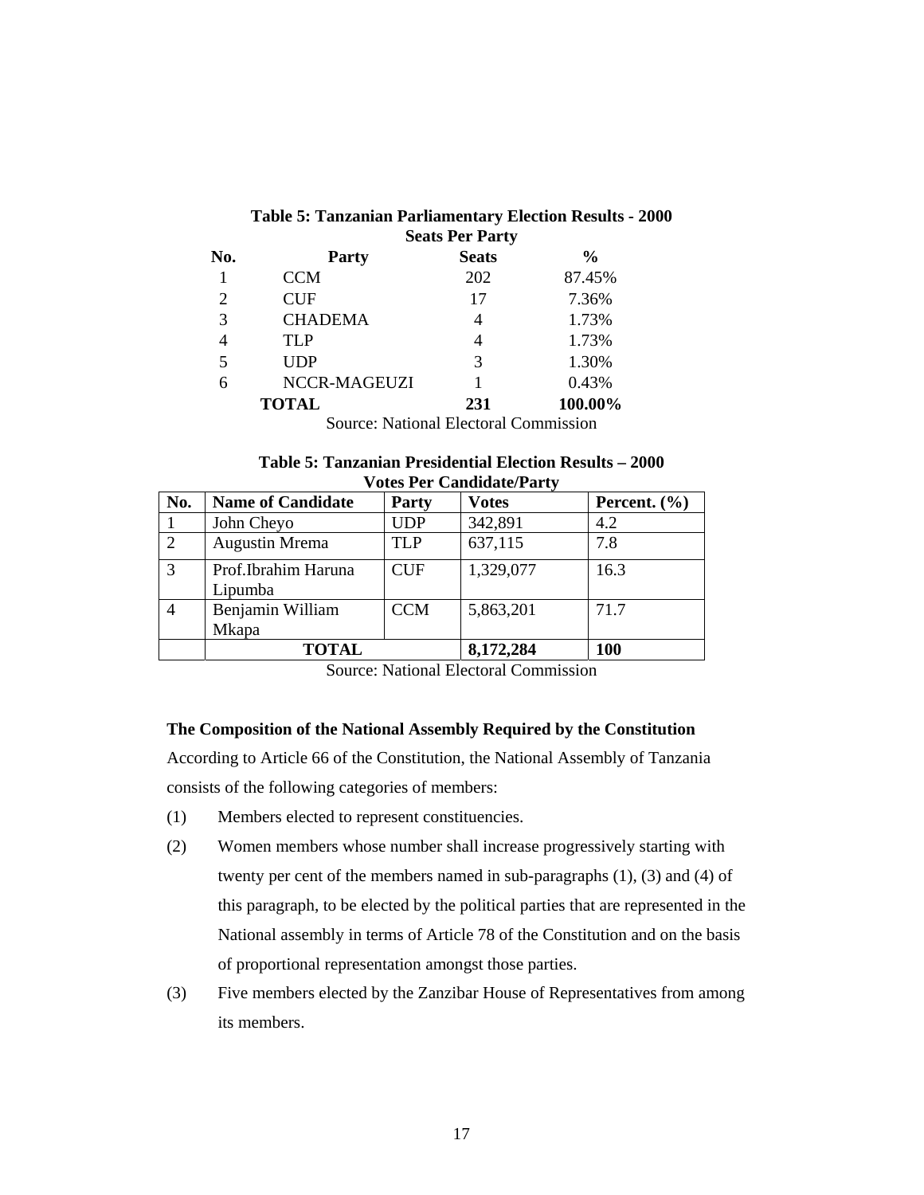**Table 5: Tanzanian Parliamentary Election Results - 2000**

**Seats Per Party**

| No. | Party | Seats | % |
|---|---|---|---|
| 1 | CCM | 202 | 87.45% |
| 2 | CUF | 17 | 7.36% |
| 3 | CHADEMA | 4 | 1.73% |
| 4 | TLP | 4 | 1.73% |
| 5 | UDP | 3 | 1.30% |
| 6 | NCCR-MAGEUZI | 1 | 0.43% |
| | **TOTAL** | **231** | **100.00%** |

Source: National Electoral Commission

**Table 5: Tanzanian Presidential Election Results – 2000**

**Votes Per Candidate/Party**

| No. | Name of Candidate | Party | Votes | Percent. (%) |
|---|---|---|---|---|
| 1 | John Cheyo | UDP | 342,891 | 4.2 |
| 2 | Augustin Mrema | TLP | 637,115 | 7.8 |
| 3 | Prof.Ibrahim Haruna Lipumba | CUF | 1,329,077 | 16.3 |
| 4 | Benjamin William Mkapa | CCM | 5,863,201 | 71.7 |
| | **TOTAL** | | **8,172,284** | **100** |

Source: National Electoral Commission

**The Composition of the National Assembly Required by the Constitution**

According to Article 66 of the Constitution, the National Assembly of Tanzania consists of the following categories of members:

(1) Members elected to represent constituencies.

(2) Women members whose number shall increase progressively starting with twenty per cent of the members named in sub-paragraphs (1), (3) and (4) of this paragraph, to be elected by the political parties that are represented in the National assembly in terms of Article 78 of the Constitution and on the basis of proportional representation amongst those parties.

(3) Five members elected by the Zanzibar House of Representatives from among its members.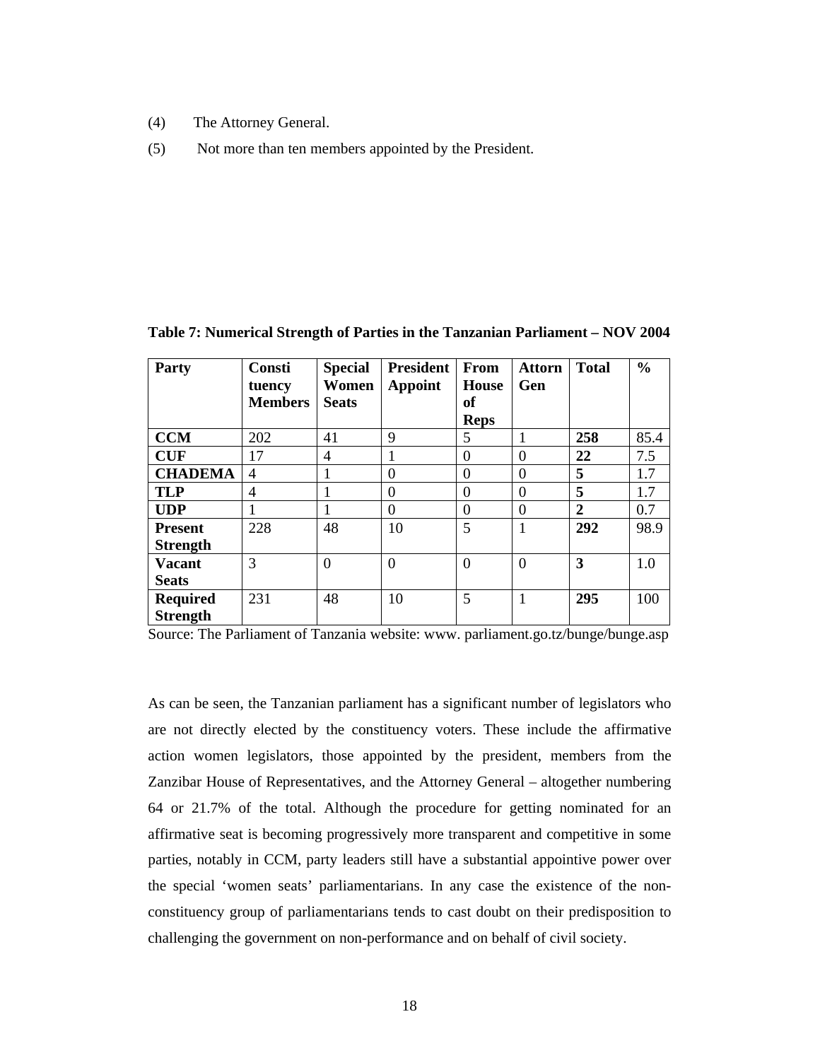(4) The Attorney General.

(5) Not more than ten members appointed by the President.

**Table 7: Numerical Strength of Parties in the Tanzanian Parliament – NOV 2004**

| Party | Constituency Members | Special Women Seats | President Appoint | From House of Reps | Attorn Gen | Total | % |
|---|---|---|---|---|---|---|---|
| **CCM** | 202 | 41 | 9 | 5 | 1 | **258** | 85.4 |
| **CUF** | 17 | 4 | 1 | 0 | 0 | **22** | 7.5 |
| **CHADEMA** | 4 | 1 | 0 | 0 | 0 | **5** | 1.7 |
| **TLP** | 4 | 1 | 0 | 0 | 0 | **5** | 1.7 |
| **UDP** | 1 | 1 | 0 | 0 | 0 | **2** | 0.7 |
| **Present Strength** | 228 | 48 | 10 | 5 | 1 | **292** | 98.9 |
| **Vacant Seats** | 3 | 0 | 0 | 0 | 0 | **3** | 1.0 |
| **Required Strength** | 231 | 48 | 10 | 5 | 1 | **295** | 100 |

Source: The Parliament of Tanzania website: www. parliament.go.tz/bunge/bunge.asp

As can be seen, the Tanzanian parliament has a significant number of legislators who are not directly elected by the constituency voters. These include the affirmative action women legislators, those appointed by the president, members from the Zanzibar House of Representatives, and the Attorney General – altogether numbering 64 or 21.7% of the total. Although the procedure for getting nominated for an affirmative seat is becoming progressively more transparent and competitive in some parties, notably in CCM, party leaders still have a substantial appointive power over the special 'women seats' parliamentarians. In any case the existence of the non-constituency group of parliamentarians tends to cast doubt on their predisposition to challenging the government on non-performance and on behalf of civil society.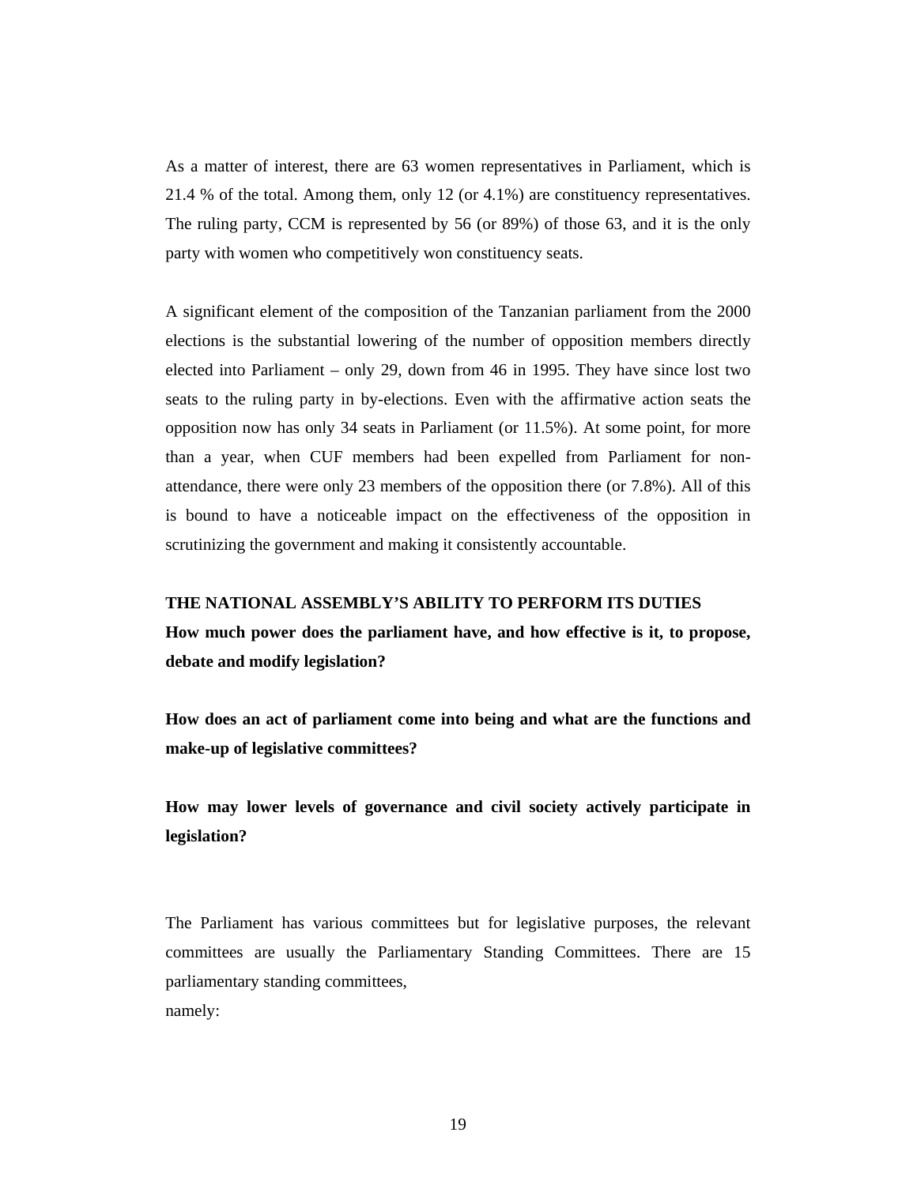As a matter of interest, there are 63 women representatives in Parliament, which is 21.4 % of the total. Among them, only 12 (or 4.1%) are constituency representatives. The ruling party, CCM is represented by 56 (or 89%) of those 63, and it is the only party with women who competitively won constituency seats.

A significant element of the composition of the Tanzanian parliament from the 2000 elections is the substantial lowering of the number of opposition members directly elected into Parliament – only 29, down from 46 in 1995. They have since lost two seats to the ruling party in by-elections. Even with the affirmative action seats the opposition now has only 34 seats in Parliament (or 11.5%). At some point, for more than a year, when CUF members had been expelled from Parliament for non-attendance, there were only 23 members of the opposition there (or 7.8%). All of this is bound to have a noticeable impact on the effectiveness of the opposition in scrutinizing the government and making it consistently accountable.

## THE NATIONAL ASSEMBLY'S ABILITY TO PERFORM ITS DUTIES

**How much power does the parliament have, and how effective is it, to propose, debate and modify legislation?**

**How does an act of parliament come into being and what are the functions and make-up of legislative committees?**

**How may lower levels of governance and civil society actively participate in legislation?**

The Parliament has various committees but for legislative purposes, the relevant committees are usually the Parliamentary Standing Committees. There are 15 parliamentary standing committees,
namely: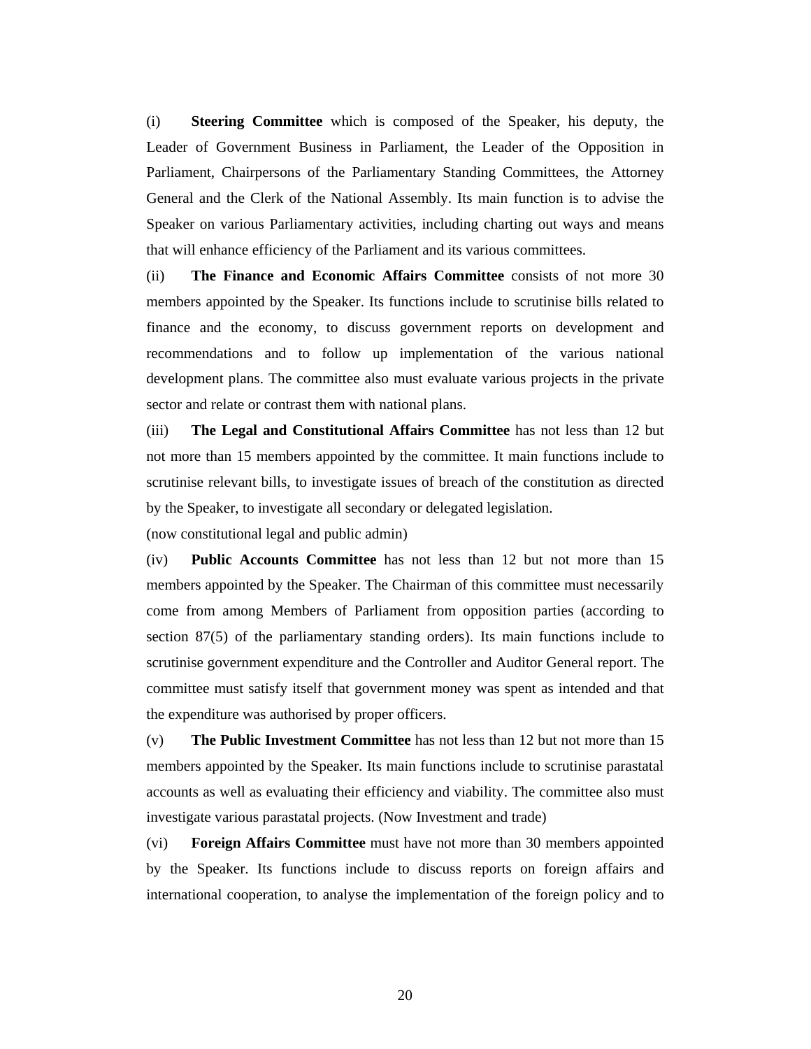(i) **Steering Committee** which is composed of the Speaker, his deputy, the Leader of Government Business in Parliament, the Leader of the Opposition in Parliament, Chairpersons of the Parliamentary Standing Committees, the Attorney General and the Clerk of the National Assembly. Its main function is to advise the Speaker on various Parliamentary activities, including charting out ways and means that will enhance efficiency of the Parliament and its various committees.

(ii) **The Finance and Economic Affairs Committee** consists of not more 30 members appointed by the Speaker. Its functions include to scrutinise bills related to finance and the economy, to discuss government reports on development and recommendations and to follow up implementation of the various national development plans. The committee also must evaluate various projects in the private sector and relate or contrast them with national plans.

(iii) **The Legal and Constitutional Affairs Committee** has not less than 12 but not more than 15 members appointed by the committee. It main functions include to scrutinise relevant bills, to investigate issues of breach of the constitution as directed by the Speaker, to investigate all secondary or delegated legislation.
(now constitutional legal and public admin)

(iv) **Public Accounts Committee** has not less than 12 but not more than 15 members appointed by the Speaker. The Chairman of this committee must necessarily come from among Members of Parliament from opposition parties (according to section 87(5) of the parliamentary standing orders). Its main functions include to scrutinise government expenditure and the Controller and Auditor General report. The committee must satisfy itself that government money was spent as intended and that the expenditure was authorised by proper officers.

(v) **The Public Investment Committee** has not less than 12 but not more than 15 members appointed by the Speaker. Its main functions include to scrutinise parastatal accounts as well as evaluating their efficiency and viability. The committee also must investigate various parastatal projects. (Now Investment and trade)

(vi) **Foreign Affairs Committee** must have not more than 30 members appointed by the Speaker. Its functions include to discuss reports on foreign affairs and international cooperation, to analyse the implementation of the foreign policy and to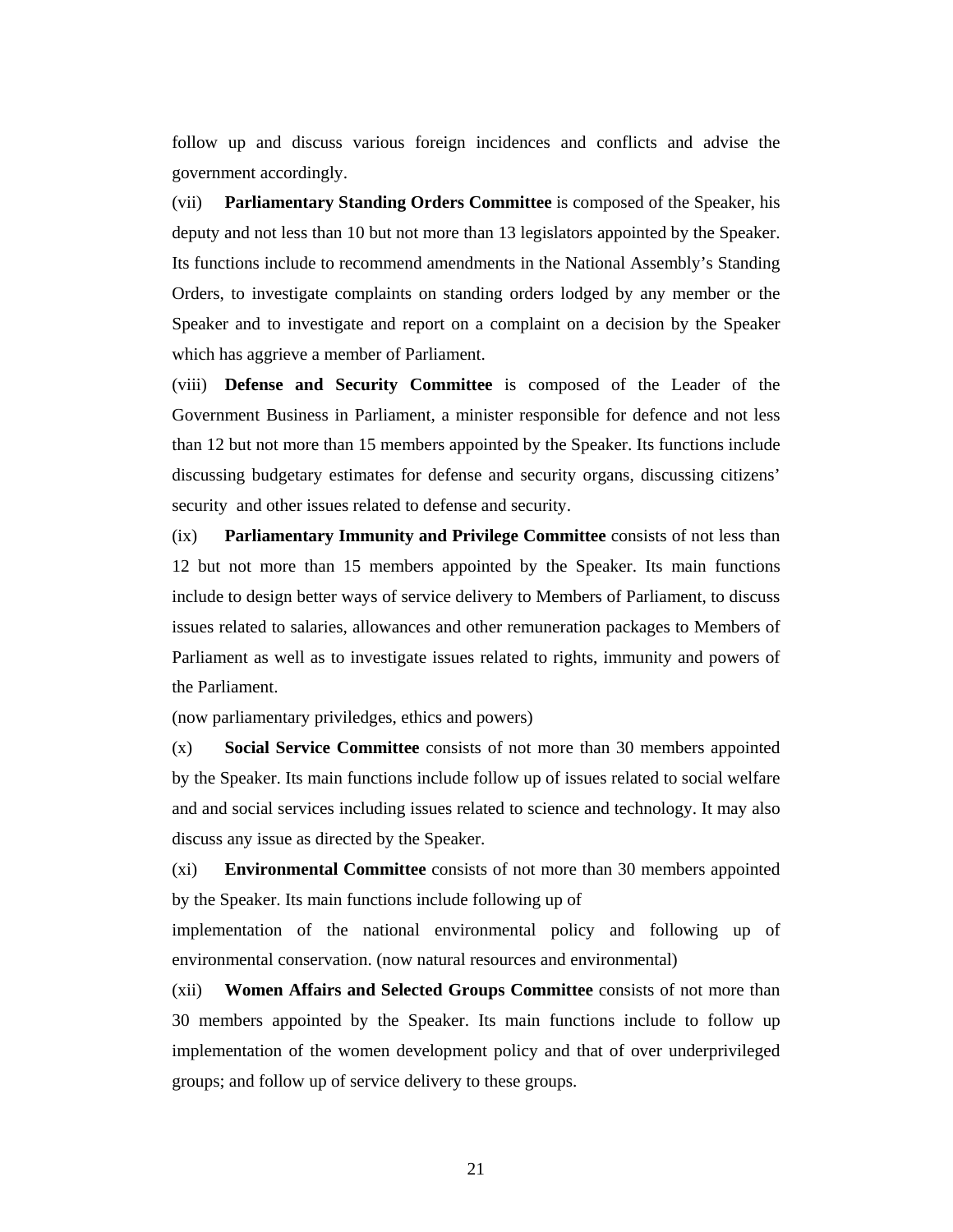follow up and discuss various foreign incidences and conflicts and advise the government accordingly.

(vii) **Parliamentary Standing Orders Committee** is composed of the Speaker, his deputy and not less than 10 but not more than 13 legislators appointed by the Speaker. Its functions include to recommend amendments in the National Assembly's Standing Orders, to investigate complaints on standing orders lodged by any member or the Speaker and to investigate and report on a complaint on a decision by the Speaker which has aggrieve a member of Parliament.

(viii) **Defense and Security Committee** is composed of the Leader of the Government Business in Parliament, a minister responsible for defence and not less than 12 but not more than 15 members appointed by the Speaker. Its functions include discussing budgetary estimates for defense and security organs, discussing citizens' security and other issues related to defense and security.

(ix) **Parliamentary Immunity and Privilege Committee** consists of not less than 12 but not more than 15 members appointed by the Speaker. Its main functions include to design better ways of service delivery to Members of Parliament, to discuss issues related to salaries, allowances and other remuneration packages to Members of Parliament as well as to investigate issues related to rights, immunity and powers of the Parliament.

(now parliamentary priviledges, ethics and powers)

(x) **Social Service Committee** consists of not more than 30 members appointed by the Speaker. Its main functions include follow up of issues related to social welfare and and social services including issues related to science and technology. It may also discuss any issue as directed by the Speaker.

(xi) **Environmental Committee** consists of not more than 30 members appointed by the Speaker. Its main functions include following up of

implementation of the national environmental policy and following up of environmental conservation. (now natural resources and environmental)

(xii) **Women Affairs and Selected Groups Committee** consists of not more than 30 members appointed by the Speaker. Its main functions include to follow up implementation of the women development policy and that of over underprivileged groups; and follow up of service delivery to these groups.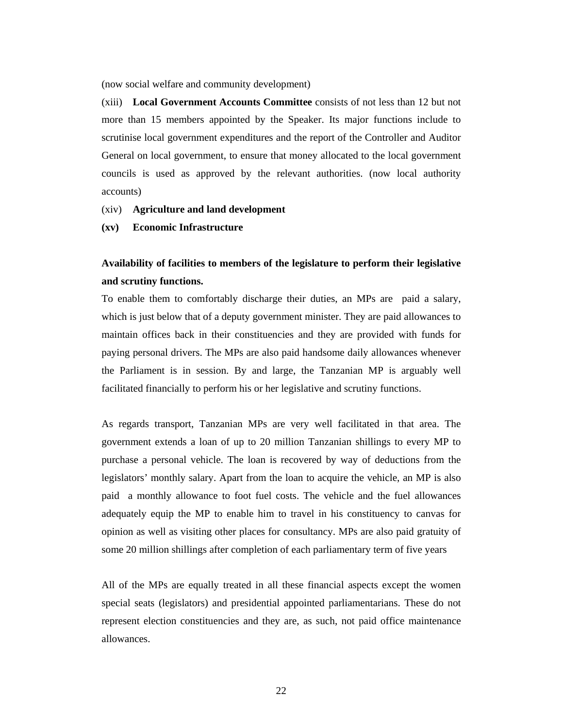(now social welfare and community development)

(xiii) **Local Government Accounts Committee** consists of not less than 12 but not more than 15 members appointed by the Speaker. Its major functions include to scrutinise local government expenditures and the report of the Controller and Auditor General on local government, to ensure that money allocated to the local government councils is used as approved by the relevant authorities. (now local authority accounts)

(xiv) **Agriculture and land development**

**(xv) Economic Infrastructure**

**Availability of facilities to members of the legislature to perform their legislative and scrutiny functions.**

To enable them to comfortably discharge their duties, an MPs are paid a salary, which is just below that of a deputy government minister. They are paid allowances to maintain offices back in their constituencies and they are provided with funds for paying personal drivers. The MPs are also paid handsome daily allowances whenever the Parliament is in session. By and large, the Tanzanian MP is arguably well facilitated financially to perform his or her legislative and scrutiny functions.

As regards transport, Tanzanian MPs are very well facilitated in that area. The government extends a loan of up to 20 million Tanzanian shillings to every MP to purchase a personal vehicle. The loan is recovered by way of deductions from the legislators' monthly salary. Apart from the loan to acquire the vehicle, an MP is also paid a monthly allowance to foot fuel costs. The vehicle and the fuel allowances adequately equip the MP to enable him to travel in his constituency to canvas for opinion as well as visiting other places for consultancy. MPs are also paid gratuity of some 20 million shillings after completion of each parliamentary term of five years

All of the MPs are equally treated in all these financial aspects except the women special seats (legislators) and presidential appointed parliamentarians. These do not represent election constituencies and they are, as such, not paid office maintenance allowances.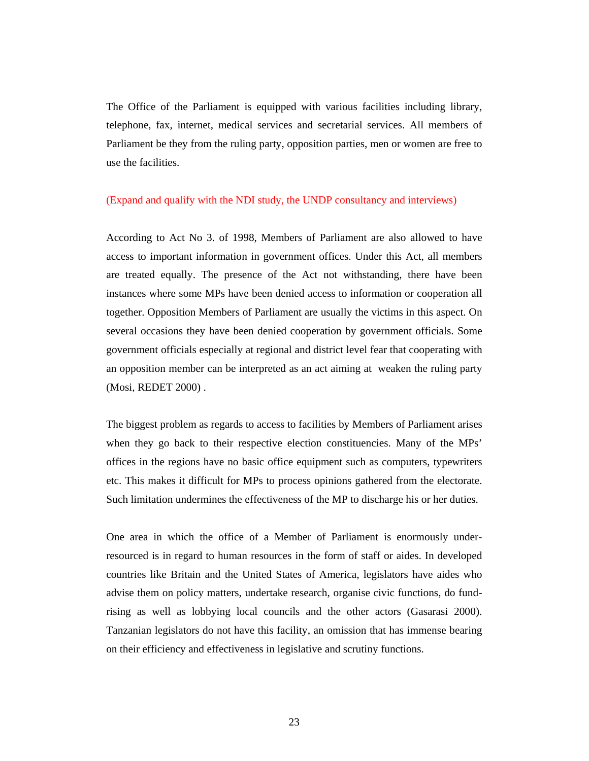The Office of the Parliament is equipped with various facilities including library, telephone, fax, internet, medical services and secretarial services. All members of Parliament be they from the ruling party, opposition parties, men or women are free to use the facilities.

(Expand and qualify with the NDI study, the UNDP consultancy and interviews)

According to Act No 3. of 1998, Members of Parliament are also allowed to have access to important information in government offices. Under this Act, all members are treated equally. The presence of the Act not withstanding, there have been instances where some MPs have been denied access to information or cooperation all together. Opposition Members of Parliament are usually the victims in this aspect. On several occasions they have been denied cooperation by government officials. Some government officials especially at regional and district level fear that cooperating with an opposition member can be interpreted as an act aiming at  weaken the ruling party (Mosi, REDET 2000) .

The biggest problem as regards to access to facilities by Members of Parliament arises when they go back to their respective election constituencies. Many of the MPs' offices in the regions have no basic office equipment such as computers, typewriters etc. This makes it difficult for MPs to process opinions gathered from the electorate. Such limitation undermines the effectiveness of the MP to discharge his or her duties.

One area in which the office of a Member of Parliament is enormously under-resourced is in regard to human resources in the form of staff or aides. In developed countries like Britain and the United States of America, legislators have aides who advise them on policy matters, undertake research, organise civic functions, do fund-rising as well as lobbying local councils and the other actors (Gasarasi 2000). Tanzanian legislators do not have this facility, an omission that has immense bearing on their efficiency and effectiveness in legislative and scrutiny functions.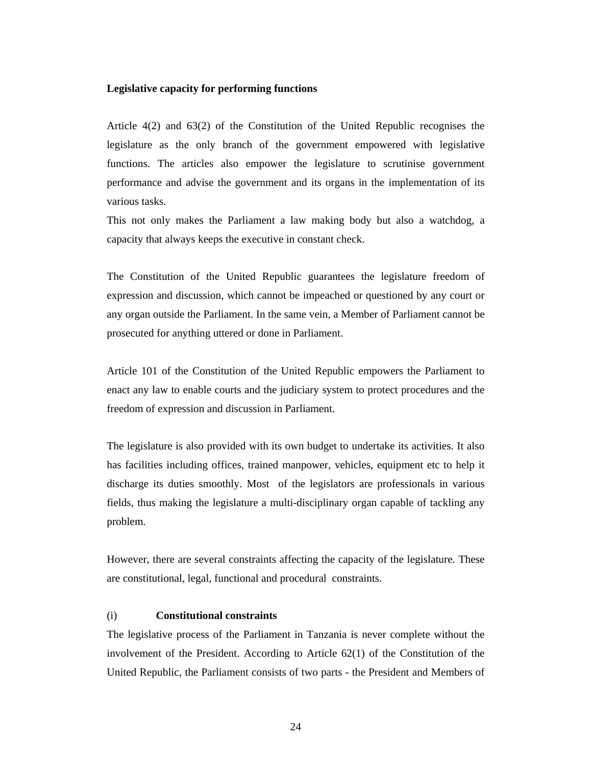**Legislative capacity for performing functions**

Article 4(2) and 63(2) of the Constitution of the United Republic recognises the legislature as the only branch of the government empowered with legislative functions. The articles also empower the legislature to scrutinise government performance and advise the government and its organs in the implementation of its various tasks.

This not only makes the Parliament a law making body but also a watchdog, a capacity that always keeps the executive in constant check.

The Constitution of the United Republic guarantees the legislature freedom of expression and discussion, which cannot be impeached or questioned by any court or any organ outside the Parliament. In the same vein, a Member of Parliament cannot be prosecuted for anything uttered or done in Parliament.

Article 101 of the Constitution of the United Republic empowers the Parliament to enact any law to enable courts and the judiciary system to protect procedures and the freedom of expression and discussion in Parliament.

The legislature is also provided with its own budget to undertake its activities. It also has facilities including offices, trained manpower, vehicles, equipment etc to help it discharge its duties smoothly. Most of the legislators are professionals in various fields, thus making the legislature a multi-disciplinary organ capable of tackling any problem.

However, there are several constraints affecting the capacity of the legislature. These are constitutional, legal, functional and procedural constraints.

(i) **Constitutional constraints**

The legislative process of the Parliament in Tanzania is never complete without the involvement of the President. According to Article 62(1) of the Constitution of the United Republic, the Parliament consists of two parts - the President and Members of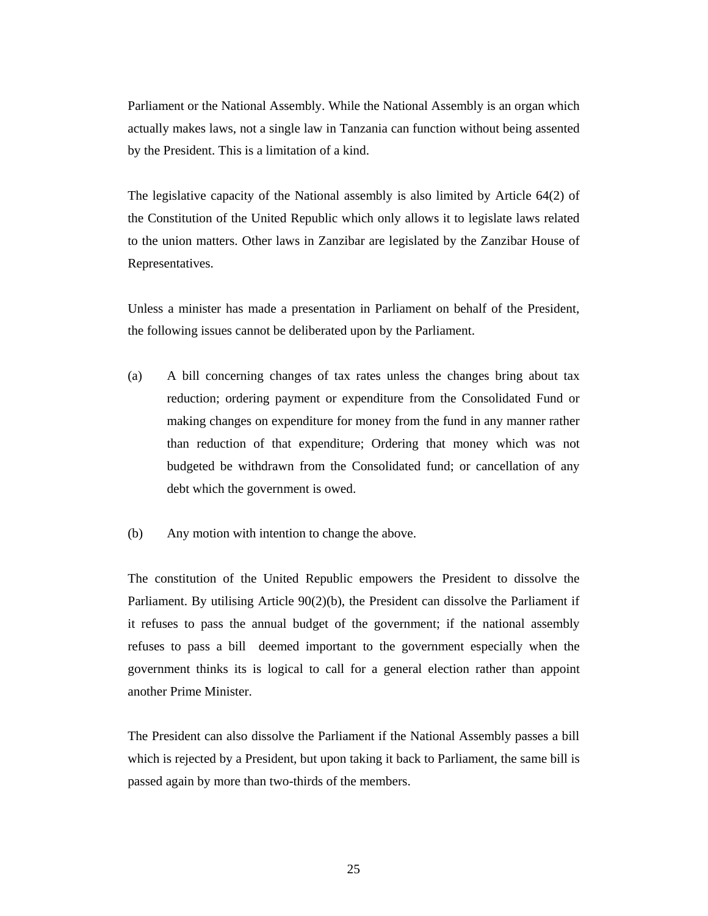Parliament or the National Assembly. While the National Assembly is an organ which actually makes laws, not a single law in Tanzania can function without being assented by the President. This is a limitation of a kind.

The legislative capacity of the National assembly is also limited by Article 64(2) of the Constitution of the United Republic which only allows it to legislate laws related to the union matters. Other laws in Zanzibar are legislated by the Zanzibar House of Representatives.

Unless a minister has made a presentation in Parliament on behalf of the President, the following issues cannot be deliberated upon by the Parliament.

(a) A bill concerning changes of tax rates unless the changes bring about tax reduction; ordering payment or expenditure from the Consolidated Fund or making changes on expenditure for money from the fund in any manner rather than reduction of that expenditure; Ordering that money which was not budgeted be withdrawn from the Consolidated fund; or cancellation of any debt which the government is owed.

(b) Any motion with intention to change the above.

The constitution of the United Republic empowers the President to dissolve the Parliament. By utilising Article 90(2)(b), the President can dissolve the Parliament if it refuses to pass the annual budget of the government; if the national assembly refuses to pass a bill deemed important to the government especially when the government thinks its is logical to call for a general election rather than appoint another Prime Minister.

The President can also dissolve the Parliament if the National Assembly passes a bill which is rejected by a President, but upon taking it back to Parliament, the same bill is passed again by more than two-thirds of the members.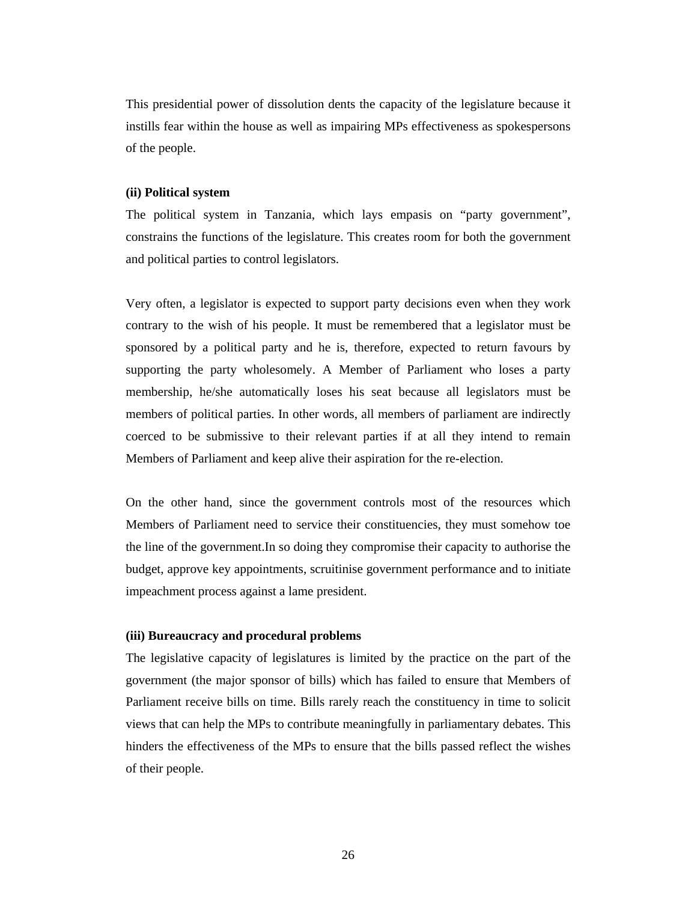This presidential power of dissolution dents the capacity of the legislature because it instills fear within the house as well as impairing MPs effectiveness as spokespersons of the people.

**(ii) Political system**

The political system in Tanzania, which lays empasis on “party government”, constrains the functions of the legislature. This creates room for both the government and political parties to control legislators.

Very often, a legislator is expected to support party decisions even when they work contrary to the wish of his people. It must be remembered that a legislator must be sponsored by a political party and he is, therefore, expected to return favours by supporting the party wholesomely. A Member of Parliament who loses a party membership, he/she automatically loses his seat because all legislators must be members of political parties. In other words, all members of parliament are indirectly coerced to be submissive to their relevant parties if at all they intend to remain Members of Parliament and keep alive their aspiration for the re-election.

On the other hand, since the government controls most of the resources which Members of Parliament need to service their constituencies, they must somehow toe the line of the government.In so doing they compromise their capacity to authorise the budget, approve key appointments, scruitinise government performance and to initiate impeachment process against a lame president.

**(iii) Bureaucracy and procedural problems**

The legislative capacity of legislatures is limited by the practice on the part of the government (the major sponsor of bills) which has failed to ensure that Members of Parliament receive bills on time. Bills rarely reach the constituency in time to solicit views that can help the MPs to contribute meaningfully in parliamentary debates. This hinders the effectiveness of the MPs to ensure that the bills passed reflect the wishes of their people.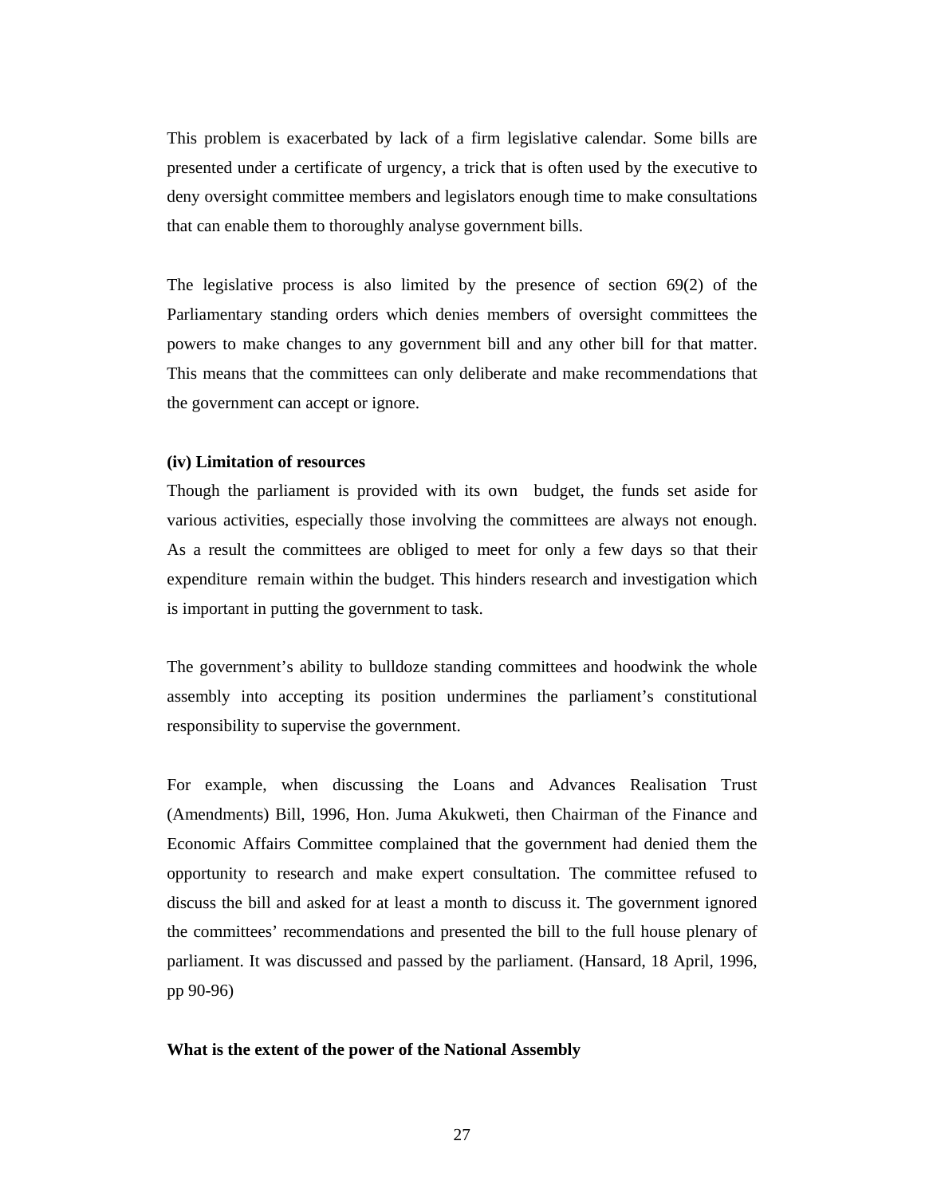This problem is exacerbated by lack of a firm legislative calendar. Some bills are presented under a certificate of urgency, a trick that is often used by the executive to deny oversight committee members and legislators enough time to make consultations that can enable them to thoroughly analyse government bills.

The legislative process is also limited by the presence of section 69(2) of the Parliamentary standing orders which denies members of oversight committees the powers to make changes to any government bill and any other bill for that matter. This means that the committees can only deliberate and make recommendations that the government can accept or ignore.

**(iv) Limitation of resources**

Though the parliament is provided with its own budget, the funds set aside for various activities, especially those involving the committees are always not enough. As a result the committees are obliged to meet for only a few days so that their expenditure remain within the budget. This hinders research and investigation which is important in putting the government to task.

The government's ability to bulldoze standing committees and hoodwink the whole assembly into accepting its position undermines the parliament's constitutional responsibility to supervise the government.

For example, when discussing the Loans and Advances Realisation Trust (Amendments) Bill, 1996, Hon. Juma Akukweti, then Chairman of the Finance and Economic Affairs Committee complained that the government had denied them the opportunity to research and make expert consultation. The committee refused to discuss the bill and asked for at least a month to discuss it. The government ignored the committees' recommendations and presented the bill to the full house plenary of parliament. It was discussed and passed by the parliament. (Hansard, 18 April, 1996, pp 90-96)

**What is the extent of the power of the National Assembly**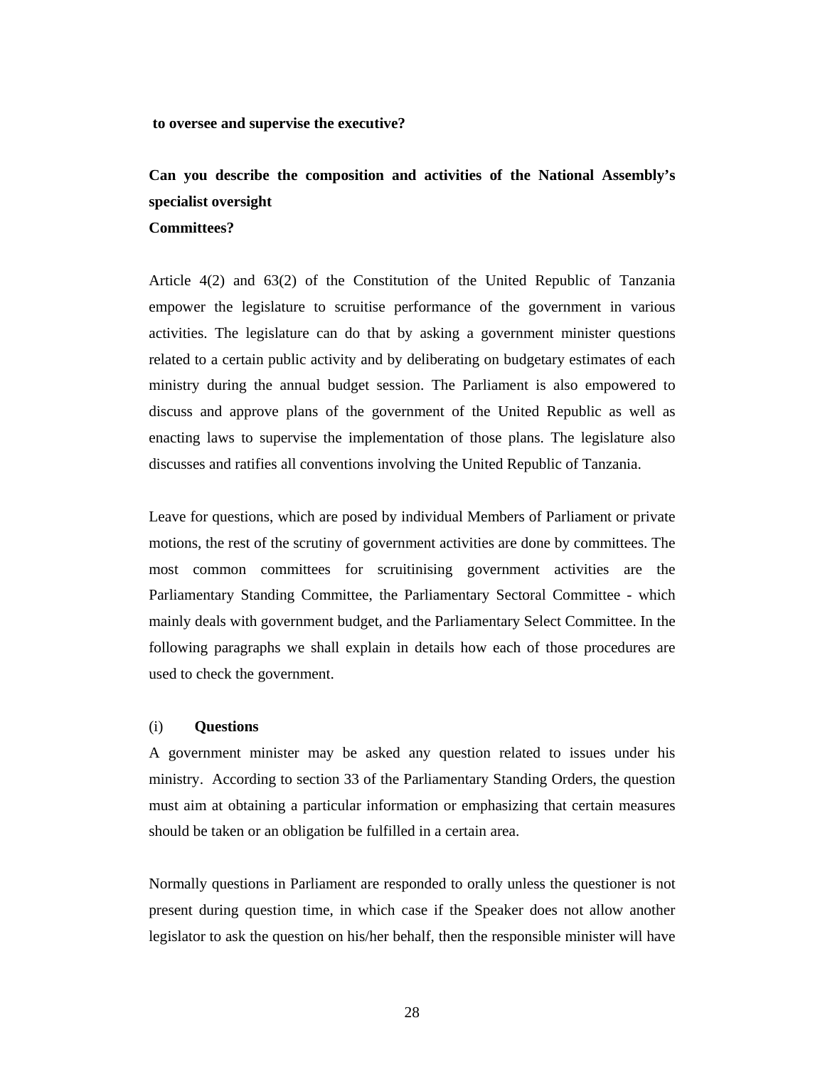**to oversee and supervise the executive?**

**Can you describe the composition and activities of the National Assembly's specialist oversight Committees?**

Article 4(2) and 63(2) of the Constitution of the United Republic of Tanzania empower the legislature to scruitise performance of the government in various activities. The legislature can do that by asking a government minister questions related to a certain public activity and by deliberating on budgetary estimates of each ministry during the annual budget session. The Parliament is also empowered to discuss and approve plans of the government of the United Republic as well as enacting laws to supervise the implementation of those plans. The legislature also discusses and ratifies all conventions involving the United Republic of Tanzania.

Leave for questions, which are posed by individual Members of Parliament or private motions, the rest of the scrutiny of government activities are done by committees. The most common committees for scruitinising government activities are the Parliamentary Standing Committee, the Parliamentary Sectoral Committee - which mainly deals with government budget, and the Parliamentary Select Committee. In the following paragraphs we shall explain in details how each of those procedures are used to check the government.

(i) **Questions**

A government minister may be asked any question related to issues under his ministry. According to section 33 of the Parliamentary Standing Orders, the question must aim at obtaining a particular information or emphasizing that certain measures should be taken or an obligation be fulfilled in a certain area.

Normally questions in Parliament are responded to orally unless the questioner is not present during question time, in which case if the Speaker does not allow another legislator to ask the question on his/her behalf, then the responsible minister will have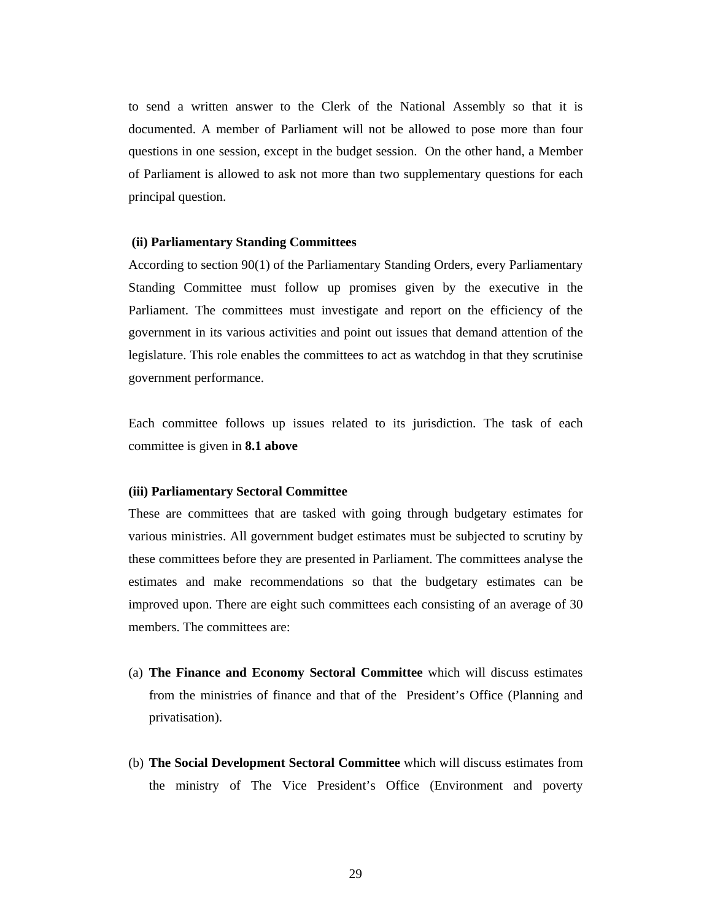to send a written answer to the Clerk of the National Assembly so that it is documented. A member of Parliament will not be allowed to pose more than four questions in one session, except in the budget session. On the other hand, a Member of Parliament is allowed to ask not more than two supplementary questions for each principal question.

**(ii) Parliamentary Standing Committees**

According to section 90(1) of the Parliamentary Standing Orders, every Parliamentary Standing Committee must follow up promises given by the executive in the Parliament. The committees must investigate and report on the efficiency of the government in its various activities and point out issues that demand attention of the legislature. This role enables the committees to act as watchdog in that they scrutinise government performance.

Each committee follows up issues related to its jurisdiction. The task of each committee is given in **8.1 above**

**(iii) Parliamentary Sectoral Committee**

These are committees that are tasked with going through budgetary estimates for various ministries. All government budget estimates must be subjected to scrutiny by these committees before they are presented in Parliament. The committees analyse the estimates and make recommendations so that the budgetary estimates can be improved upon. There are eight such committees each consisting of an average of 30 members. The committees are:

(a) **The Finance and Economy Sectoral Committee** which will discuss estimates from the ministries of finance and that of the President's Office (Planning and privatisation).

(b) **The Social Development Sectoral Committee** which will discuss estimates from the ministry of The Vice President's Office (Environment and poverty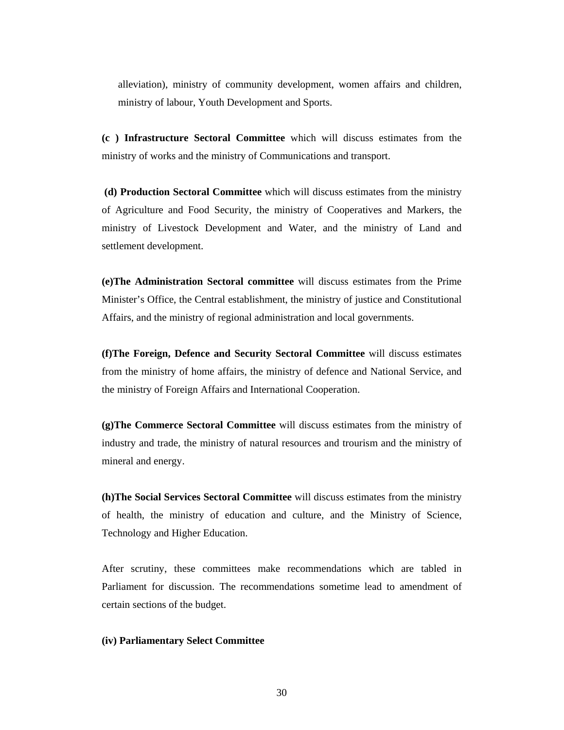alleviation), ministry of community development, women affairs and children, ministry of labour, Youth Development and Sports.

**(c ) Infrastructure Sectoral Committee** which will discuss estimates from the ministry of works and the ministry of Communications and transport.

**(d) Production Sectoral Committee** which will discuss estimates from the ministry of Agriculture and Food Security, the ministry of Cooperatives and Markers, the ministry of Livestock Development and Water, and the ministry of Land and settlement development.

**(e)The Administration Sectoral committee** will discuss estimates from the Prime Minister's Office, the Central establishment, the ministry of justice and Constitutional Affairs, and the ministry of regional administration and local governments.

**(f)The Foreign, Defence and Security Sectoral Committee** will discuss estimates from the ministry of home affairs, the ministry of defence and National Service, and the ministry of Foreign Affairs and International Cooperation.

**(g)The Commerce Sectoral Committee** will discuss estimates from the ministry of industry and trade, the ministry of natural resources and trourism and the ministry of mineral and energy.

**(h)The Social Services Sectoral Committee** will discuss estimates from the ministry of health, the ministry of education and culture, and the Ministry of Science, Technology and Higher Education.

After scrutiny, these committees make recommendations which are tabled in Parliament for discussion. The recommendations sometime lead to amendment of certain sections of the budget.

**(iv) Parliamentary Select Committee**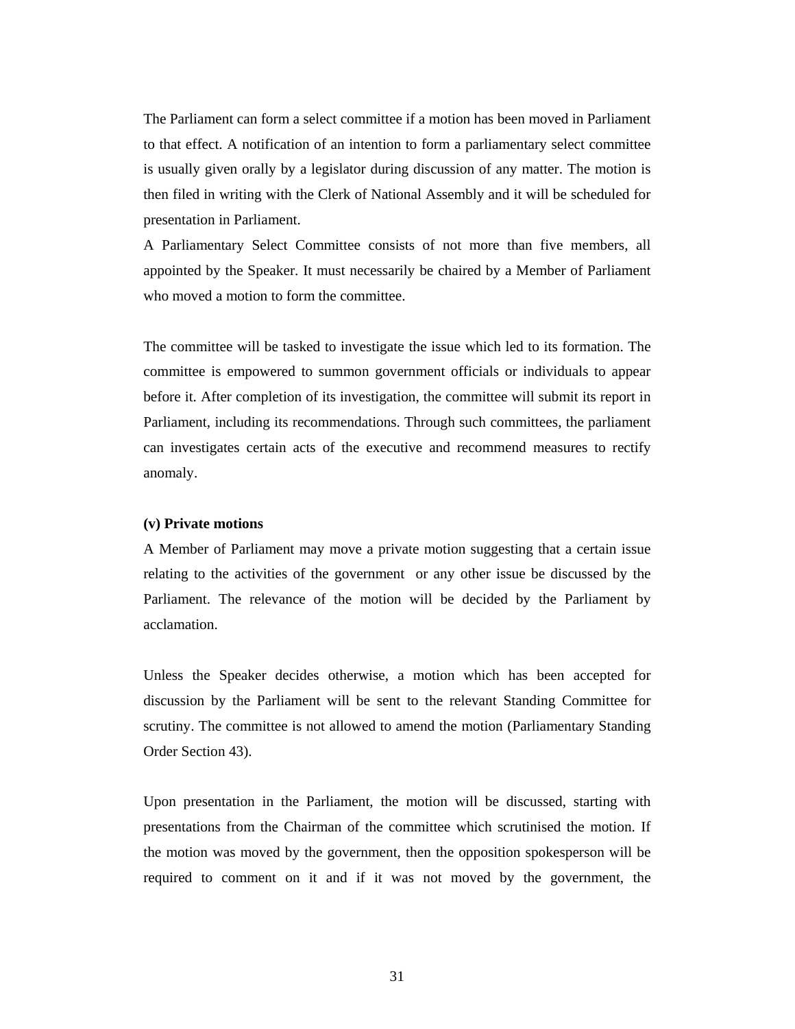The Parliament can form a select committee if a motion has been moved in Parliament to that effect. A notification of an intention to form a parliamentary select committee is usually given orally by a legislator during discussion of any matter. The motion is then filed in writing with the Clerk of National Assembly and it will be scheduled for presentation in Parliament.

A Parliamentary Select Committee consists of not more than five members, all appointed by the Speaker. It must necessarily be chaired by a Member of Parliament who moved a motion to form the committee.

The committee will be tasked to investigate the issue which led to its formation. The committee is empowered to summon government officials or individuals to appear before it. After completion of its investigation, the committee will submit its report in Parliament, including its recommendations. Through such committees, the parliament can investigates certain acts of the executive and recommend measures to rectify anomaly.

**(v) Private motions**

A Member of Parliament may move a private motion suggesting that a certain issue relating to the activities of the government or any other issue be discussed by the Parliament. The relevance of the motion will be decided by the Parliament by acclamation.

Unless the Speaker decides otherwise, a motion which has been accepted for discussion by the Parliament will be sent to the relevant Standing Committee for scrutiny. The committee is not allowed to amend the motion (Parliamentary Standing Order Section 43).

Upon presentation in the Parliament, the motion will be discussed, starting with presentations from the Chairman of the committee which scrutinised the motion. If the motion was moved by the government, then the opposition spokesperson will be required to comment on it and if it was not moved by the government, the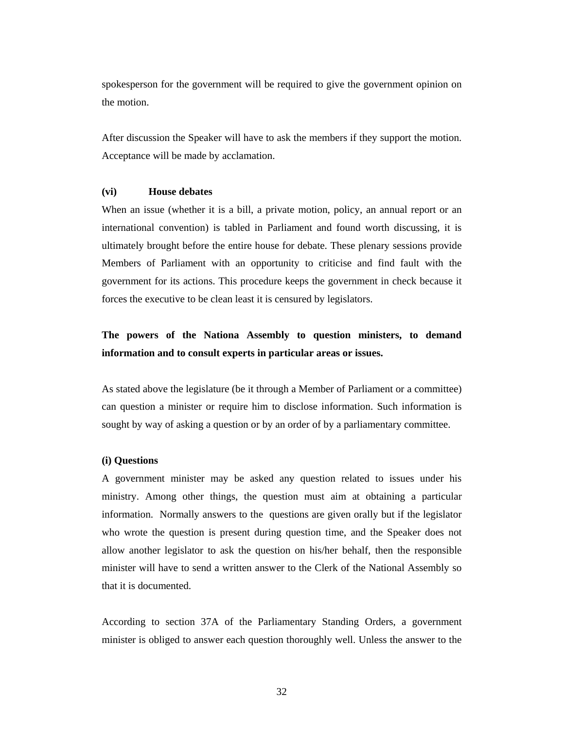spokesperson for the government will be required to give the government opinion on the motion.

After discussion the Speaker will have to ask the members if they support the motion. Acceptance will be made by acclamation.

**(vi) House debates**

When an issue (whether it is a bill, a private motion, policy, an annual report or an international convention) is tabled in Parliament and found worth discussing, it is ultimately brought before the entire house for debate. These plenary sessions provide Members of Parliament with an opportunity to criticise and find fault with the government for its actions. This procedure keeps the government in check because it forces the executive to be clean least it is censured by legislators.

**The powers of the Nationa Assembly to question ministers, to demand information and to consult experts in particular areas or issues.**

As stated above the legislature (be it through a Member of Parliament or a committee) can question a minister or require him to disclose information. Such information is sought by way of asking a question or by an order of by a parliamentary committee.

**(i) Questions**

A government minister may be asked any question related to issues under his ministry. Among other things, the question must aim at obtaining a particular information. Normally answers to the questions are given orally but if the legislator who wrote the question is present during question time, and the Speaker does not allow another legislator to ask the question on his/her behalf, then the responsible minister will have to send a written answer to the Clerk of the National Assembly so that it is documented.

According to section 37A of the Parliamentary Standing Orders, a government minister is obliged to answer each question thoroughly well. Unless the answer to the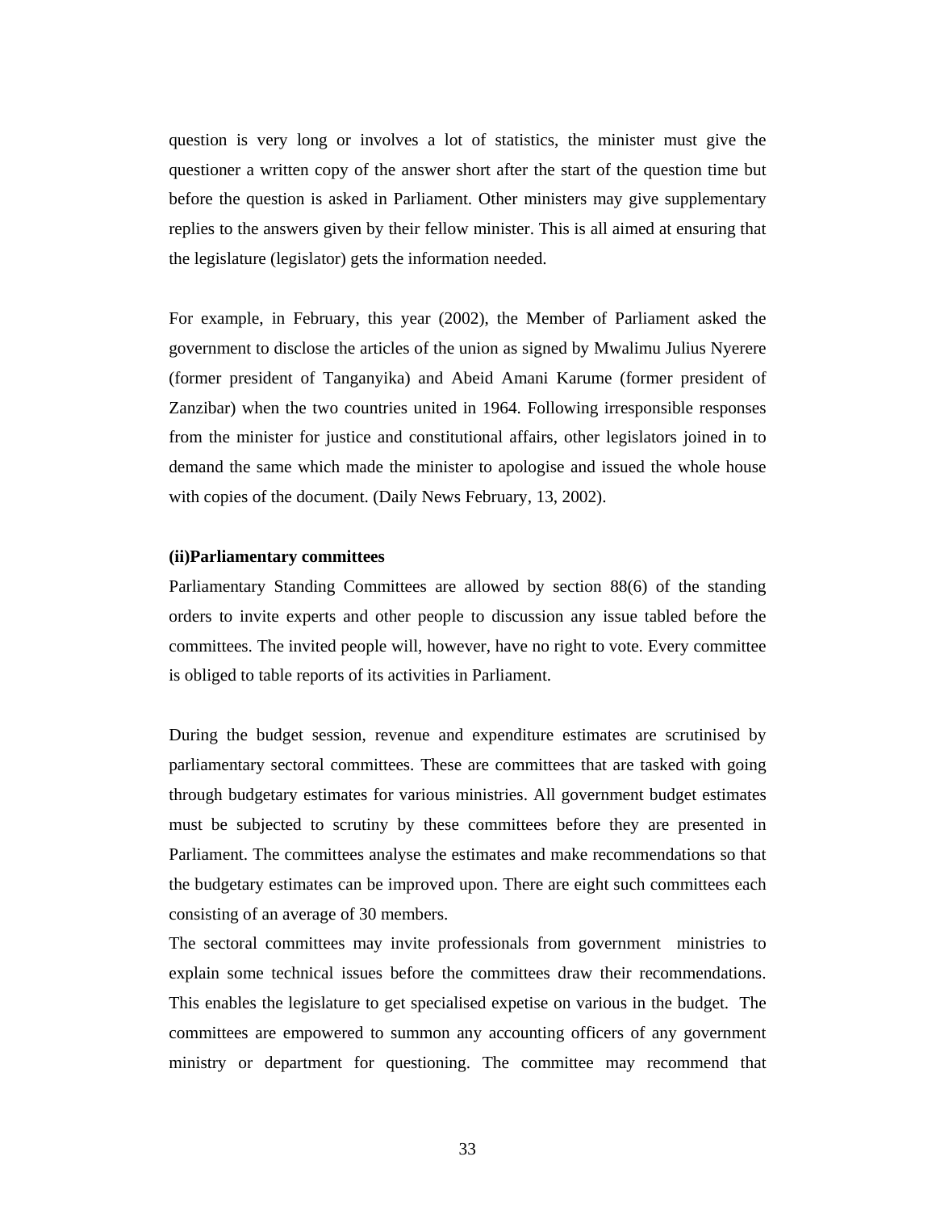question is very long or involves a lot of statistics, the minister must give the questioner a written copy of the answer short after the start of the question time but before the question is asked in Parliament. Other ministers may give supplementary replies to the answers given by their fellow minister. This is all aimed at ensuring that the legislature (legislator) gets the information needed.

For example, in February, this year (2002), the Member of Parliament asked the government to disclose the articles of the union as signed by Mwalimu Julius Nyerere (former president of Tanganyika) and Abeid Amani Karume (former president of Zanzibar) when the two countries united in 1964. Following irresponsible responses from the minister for justice and constitutional affairs, other legislators joined in to demand the same which made the minister to apologise and issued the whole house with copies of the document. (Daily News February, 13, 2002).

**(ii)Parliamentary committees**

Parliamentary Standing Committees are allowed by section 88(6) of the standing orders to invite experts and other people to discussion any issue tabled before the committees. The invited people will, however, have no right to vote. Every committee is obliged to table reports of its activities in Parliament.

During the budget session, revenue and expenditure estimates are scrutinised by parliamentary sectoral committees. These are committees that are tasked with going through budgetary estimates for various ministries. All government budget estimates must be subjected to scrutiny by these committees before they are presented in Parliament. The committees analyse the estimates and make recommendations so that the budgetary estimates can be improved upon. There are eight such committees each consisting of an average of 30 members.

The sectoral committees may invite professionals from government ministries to explain some technical issues before the committees draw their recommendations. This enables the legislature to get specialised expetise on various in the budget. The committees are empowered to summon any accounting officers of any government ministry or department for questioning. The committee may recommend that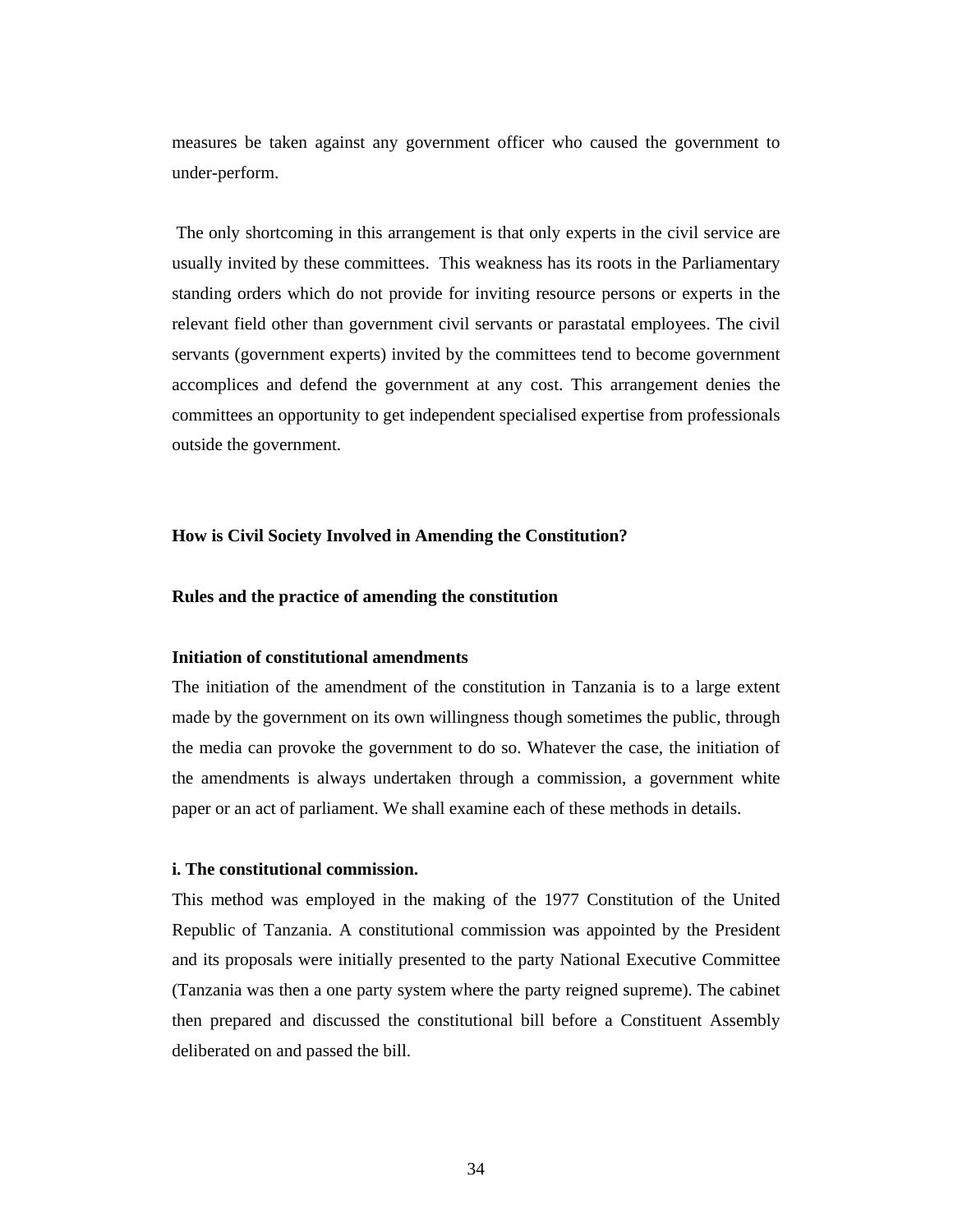measures be taken against any government officer who caused the government to under-perform.

The only shortcoming in this arrangement is that only experts in the civil service are usually invited by these committees. This weakness has its roots in the Parliamentary standing orders which do not provide for inviting resource persons or experts in the relevant field other than government civil servants or parastatal employees. The civil servants (government experts) invited by the committees tend to become government accomplices and defend the government at any cost. This arrangement denies the committees an opportunity to get independent specialised expertise from professionals outside the government.

## How is Civil Society Involved in Amending the Constitution?

### Rules and the practice of amending the constitution

#### Initiation of constitutional amendments

The initiation of the amendment of the constitution in Tanzania is to a large extent made by the government on its own willingness though sometimes the public, through the media can provoke the government to do so. Whatever the case, the initiation of the amendments is always undertaken through a commission, a government white paper or an act of parliament. We shall examine each of these methods in details.

#### i. The constitutional commission.

This method was employed in the making of the 1977 Constitution of the United Republic of Tanzania. A constitutional commission was appointed by the President and its proposals were initially presented to the party National Executive Committee (Tanzania was then a one party system where the party reigned supreme). The cabinet then prepared and discussed the constitutional bill before a Constituent Assembly deliberated on and passed the bill.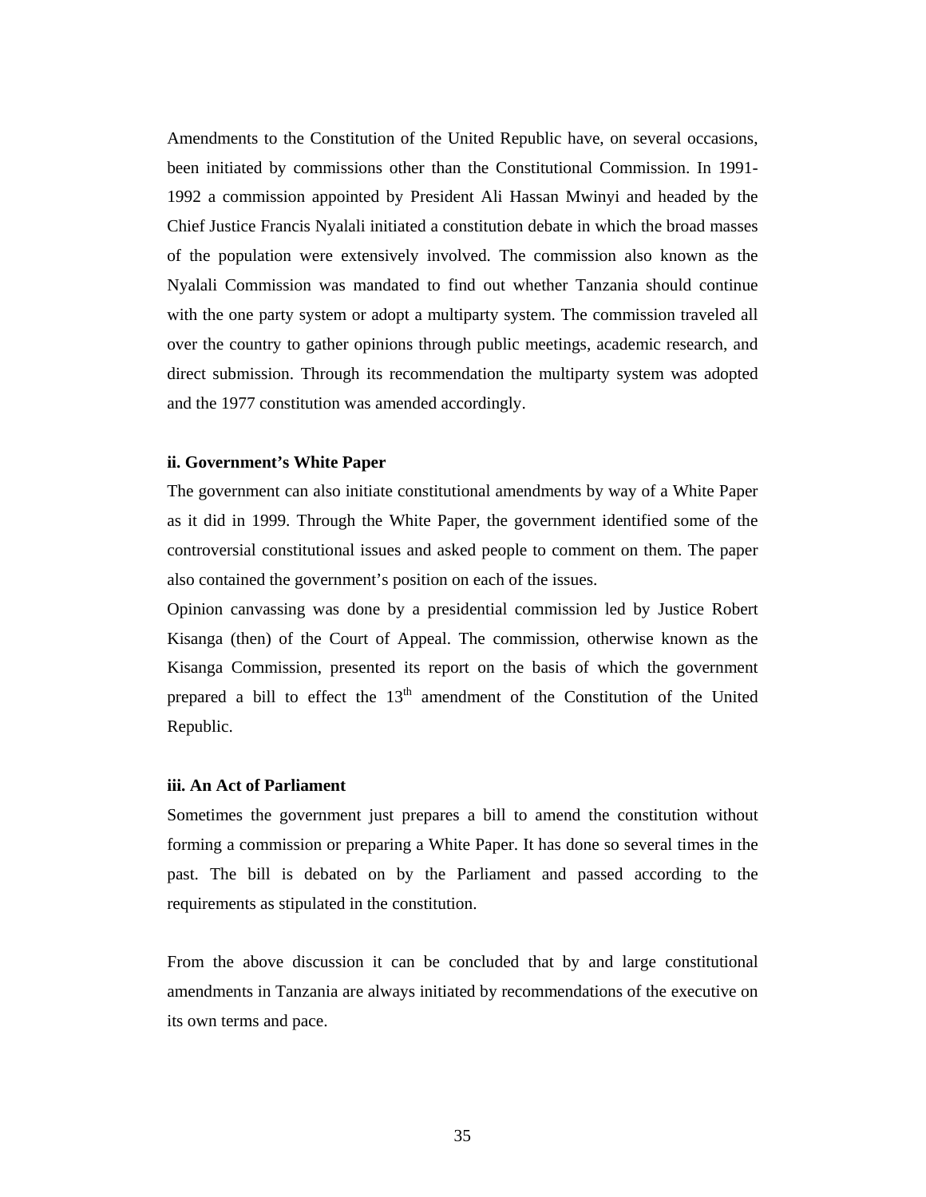Amendments to the Constitution of the United Republic have, on several occasions, been initiated by commissions other than the Constitutional Commission. In 1991-1992 a commission appointed by President Ali Hassan Mwinyi and headed by the Chief Justice Francis Nyalali initiated a constitution debate in which the broad masses of the population were extensively involved. The commission also known as the Nyalali Commission was mandated to find out whether Tanzania should continue with the one party system or adopt a multiparty system. The commission traveled all over the country to gather opinions through public meetings, academic research, and direct submission. Through its recommendation the multiparty system was adopted and the 1977 constitution was amended accordingly.

**ii. Government's White Paper**

The government can also initiate constitutional amendments by way of a White Paper as it did in 1999. Through the White Paper, the government identified some of the controversial constitutional issues and asked people to comment on them. The paper also contained the government's position on each of the issues.

Opinion canvassing was done by a presidential commission led by Justice Robert Kisanga (then) of the Court of Appeal. The commission, otherwise known as the Kisanga Commission, presented its report on the basis of which the government prepared a bill to effect the 13th amendment of the Constitution of the United Republic.

**iii. An Act of Parliament**

Sometimes the government just prepares a bill to amend the constitution without forming a commission or preparing a White Paper. It has done so several times in the past. The bill is debated on by the Parliament and passed according to the requirements as stipulated in the constitution.

From the above discussion it can be concluded that by and large constitutional amendments in Tanzania are always initiated by recommendations of the executive on its own terms and pace.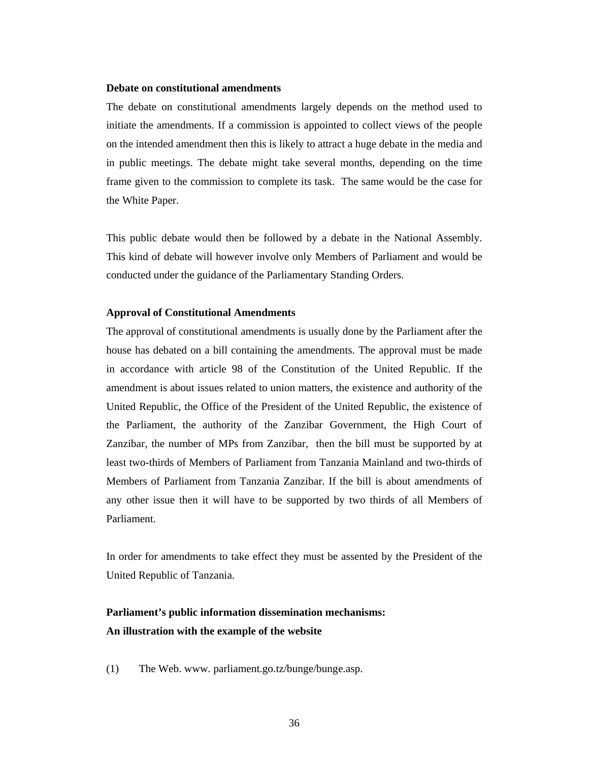**Debate on constitutional amendments**

The debate on constitutional amendments largely depends on the method used to initiate the amendments. If a commission is appointed to collect views of the people on the intended amendment then this is likely to attract a huge debate in the media and in public meetings. The debate might take several months, depending on the time frame given to the commission to complete its task. The same would be the case for the White Paper.

This public debate would then be followed by a debate in the National Assembly. This kind of debate will however involve only Members of Parliament and would be conducted under the guidance of the Parliamentary Standing Orders.

**Approval of Constitutional Amendments**

The approval of constitutional amendments is usually done by the Parliament after the house has debated on a bill containing the amendments. The approval must be made in accordance with article 98 of the Constitution of the United Republic. If the amendment is about issues related to union matters, the existence and authority of the United Republic, the Office of the President of the United Republic, the existence of the Parliament, the authority of the Zanzibar Government, the High Court of Zanzibar, the number of MPs from Zanzibar, then the bill must be supported by at least two-thirds of Members of Parliament from Tanzania Mainland and two-thirds of Members of Parliament from Tanzania Zanzibar. If the bill is about amendments of any other issue then it will have to be supported by two thirds of all Members of Parliament.

In order for amendments to take effect they must be assented by the President of the United Republic of Tanzania.

**Parliament's public information dissemination mechanisms:**
**An illustration with the example of the website**

(1) The Web. www. parliament.go.tz/bunge/bunge.asp.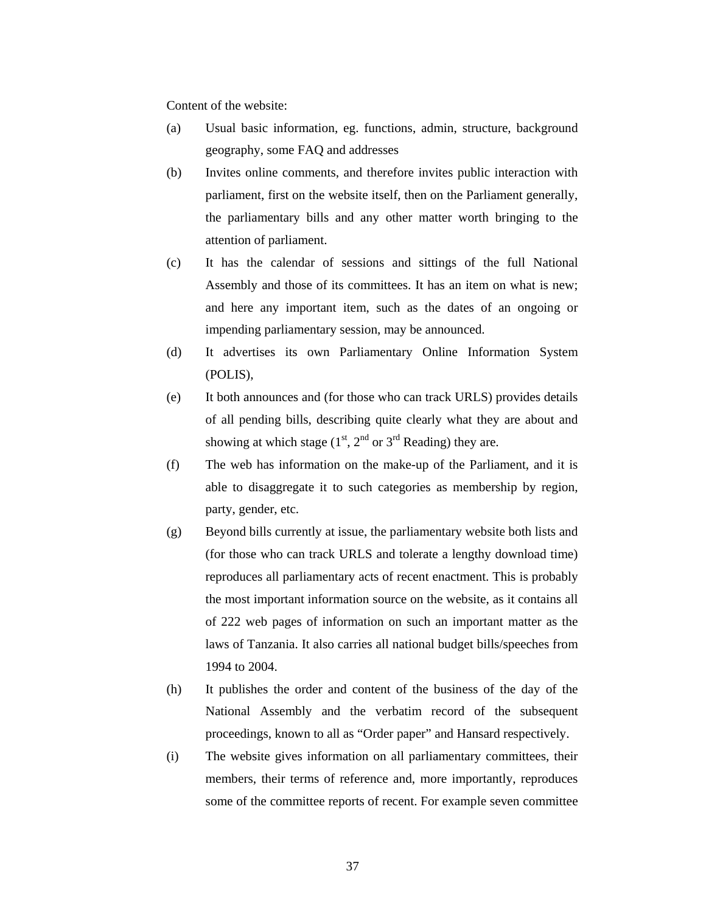Content of the website:

(a) Usual basic information, eg. functions, admin, structure, background geography, some FAQ and addresses

(b) Invites online comments, and therefore invites public interaction with parliament, first on the website itself, then on the Parliament generally, the parliamentary bills and any other matter worth bringing to the attention of parliament.

(c) It has the calendar of sessions and sittings of the full National Assembly and those of its committees. It has an item on what is new; and here any important item, such as the dates of an ongoing or impending parliamentary session, may be announced.

(d) It advertises its own Parliamentary Online Information System (POLIS),

(e) It both announces and (for those who can track URLS) provides details of all pending bills, describing quite clearly what they are about and showing at which stage (1st, 2nd or 3rd Reading) they are.

(f) The web has information on the make-up of the Parliament, and it is able to disaggregate it to such categories as membership by region, party, gender, etc.

(g) Beyond bills currently at issue, the parliamentary website both lists and (for those who can track URLS and tolerate a lengthy download time) reproduces all parliamentary acts of recent enactment. This is probably the most important information source on the website, as it contains all of 222 web pages of information on such an important matter as the laws of Tanzania. It also carries all national budget bills/speeches from 1994 to 2004.

(h) It publishes the order and content of the business of the day of the National Assembly and the verbatim record of the subsequent proceedings, known to all as "Order paper" and Hansard respectively.

(i) The website gives information on all parliamentary committees, their members, their terms of reference and, more importantly, reproduces some of the committee reports of recent. For example seven committee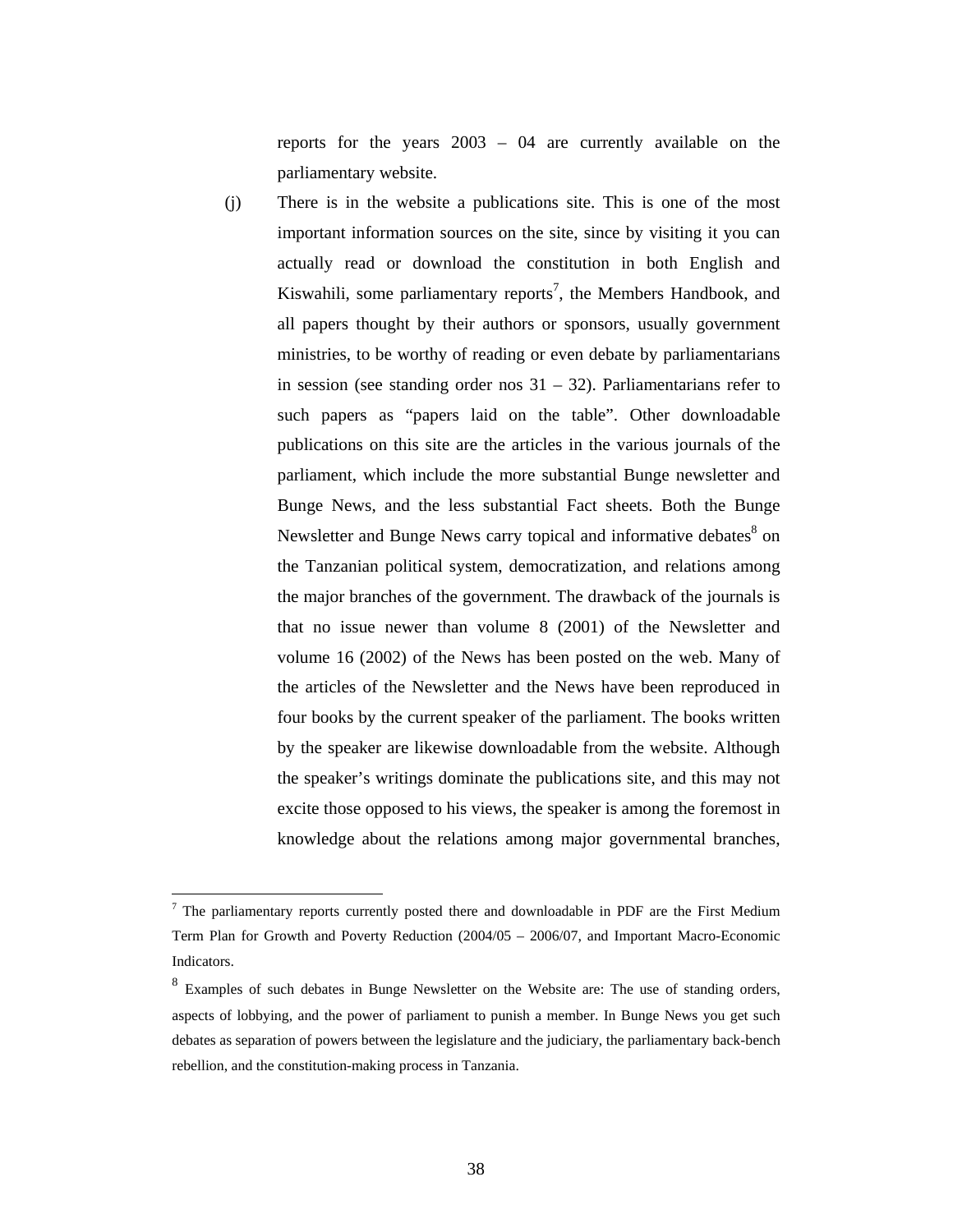reports for the years 2003 – 04 are currently available on the parliamentary website.

(j) There is in the website a publications site. This is one of the most important information sources on the site, since by visiting it you can actually read or download the constitution in both English and Kiswahili, some parliamentary reports[7], the Members Handbook, and all papers thought by their authors or sponsors, usually government ministries, to be worthy of reading or even debate by parliamentarians in session (see standing order nos 31 – 32). Parliamentarians refer to such papers as "papers laid on the table". Other downloadable publications on this site are the articles in the various journals of the parliament, which include the more substantial Bunge newsletter and Bunge News, and the less substantial Fact sheets. Both the Bunge Newsletter and Bunge News carry topical and informative debates[8] on the Tanzanian political system, democratization, and relations among the major branches of the government. The drawback of the journals is that no issue newer than volume 8 (2001) of the Newsletter and volume 16 (2002) of the News has been posted on the web. Many of the articles of the Newsletter and the News have been reproduced in four books by the current speaker of the parliament. The books written by the speaker are likewise downloadable from the website. Although the speaker's writings dominate the publications site, and this may not excite those opposed to his views, the speaker is among the foremost in knowledge about the relations among major governmental branches,

---

[7] The parliamentary reports currently posted there and downloadable in PDF are the First Medium Term Plan for Growth and Poverty Reduction (2004/05 – 2006/07, and Important Macro-Economic Indicators.

[8] Examples of such debates in Bunge Newsletter on the Website are: The use of standing orders, aspects of lobbying, and the power of parliament to punish a member. In Bunge News you get such debates as separation of powers between the legislature and the judiciary, the parliamentary back-bench rebellion, and the constitution-making process in Tanzania.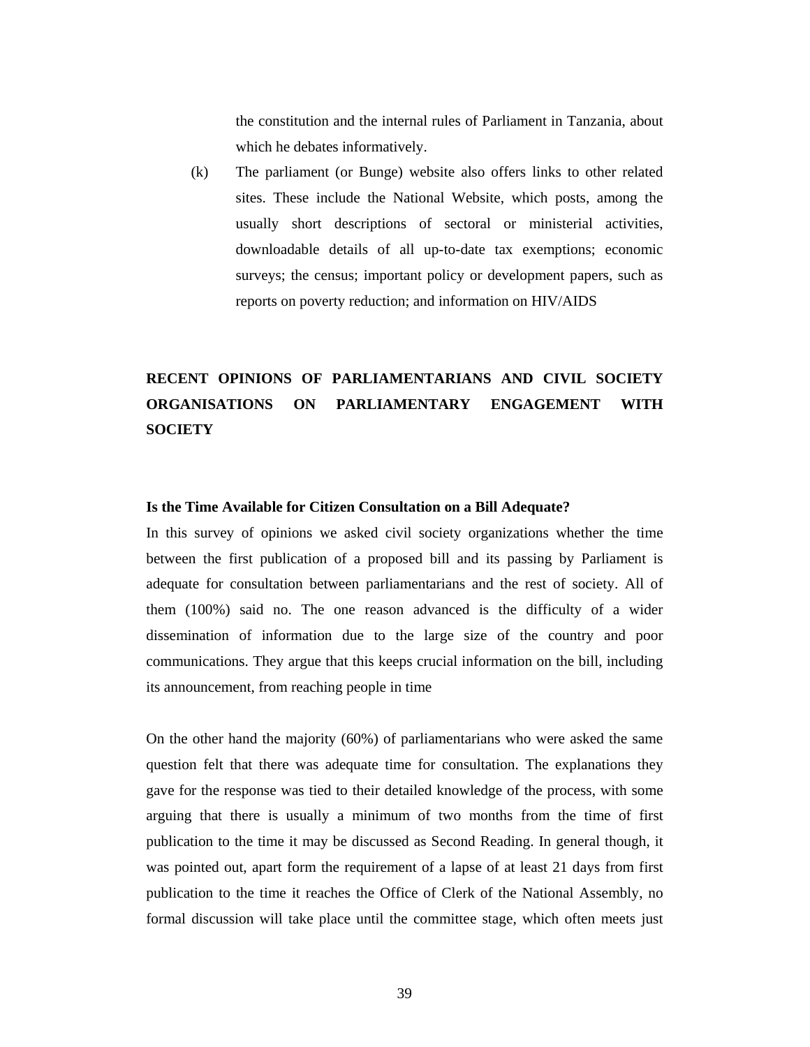the constitution and the internal rules of Parliament in Tanzania, about which he debates informatively.

(k) The parliament (or Bunge) website also offers links to other related sites. These include the National Website, which posts, among the usually short descriptions of sectoral or ministerial activities, downloadable details of all up-to-date tax exemptions; economic surveys; the census; important policy or development papers, such as reports on poverty reduction; and information on HIV/AIDS

## RECENT OPINIONS OF PARLIAMENTARIANS AND CIVIL SOCIETY ORGANISATIONS ON PARLIAMENTARY ENGAGEMENT WITH SOCIETY

### Is the Time Available for Citizen Consultation on a Bill Adequate?

In this survey of opinions we asked civil society organizations whether the time between the first publication of a proposed bill and its passing by Parliament is adequate for consultation between parliamentarians and the rest of society. All of them (100%) said no. The one reason advanced is the difficulty of a wider dissemination of information due to the large size of the country and poor communications. They argue that this keeps crucial information on the bill, including its announcement, from reaching people in time

On the other hand the majority (60%) of parliamentarians who were asked the same question felt that there was adequate time for consultation. The explanations they gave for the response was tied to their detailed knowledge of the process, with some arguing that there is usually a minimum of two months from the time of first publication to the time it may be discussed as Second Reading. In general though, it was pointed out, apart form the requirement of a lapse of at least 21 days from first publication to the time it reaches the Office of Clerk of the National Assembly, no formal discussion will take place until the committee stage, which often meets just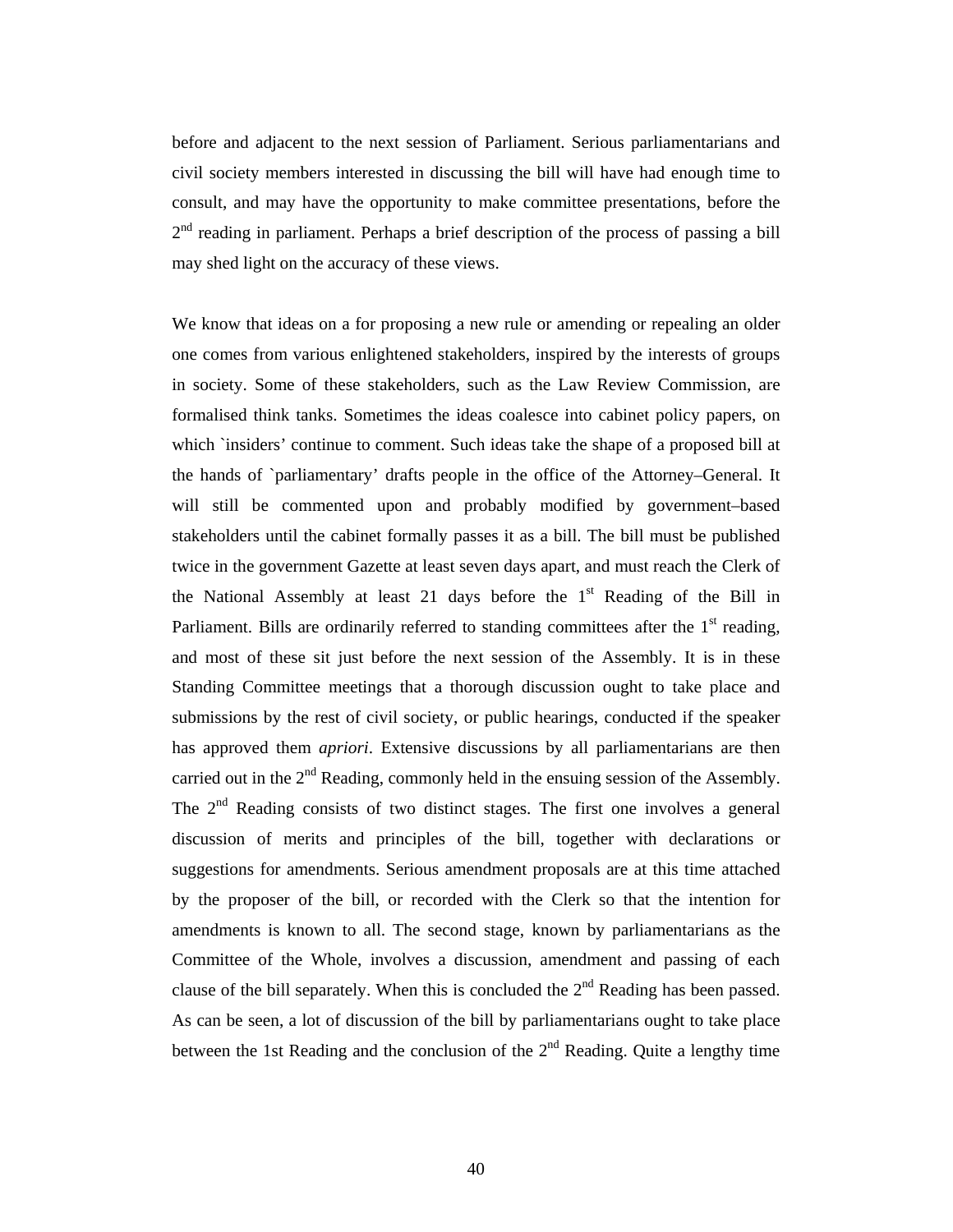before and adjacent to the next session of Parliament. Serious parliamentarians and civil society members interested in discussing the bill will have had enough time to consult, and may have the opportunity to make committee presentations, before the 2nd reading in parliament. Perhaps a brief description of the process of passing a bill may shed light on the accuracy of these views.

We know that ideas on a for proposing a new rule or amending or repealing an older one comes from various enlightened stakeholders, inspired by the interests of groups in society. Some of these stakeholders, such as the Law Review Commission, are formalised think tanks. Sometimes the ideas coalesce into cabinet policy papers, on which `insiders' continue to comment. Such ideas take the shape of a proposed bill at the hands of `parliamentary' drafts people in the office of the Attorney–General. It will still be commented upon and probably modified by government–based stakeholders until the cabinet formally passes it as a bill. The bill must be published twice in the government Gazette at least seven days apart, and must reach the Clerk of the National Assembly at least 21 days before the 1st Reading of the Bill in Parliament. Bills are ordinarily referred to standing committees after the 1st reading, and most of these sit just before the next session of the Assembly. It is in these Standing Committee meetings that a thorough discussion ought to take place and submissions by the rest of civil society, or public hearings, conducted if the speaker has approved them *apriori*. Extensive discussions by all parliamentarians are then carried out in the 2nd Reading, commonly held in the ensuing session of the Assembly. The 2nd Reading consists of two distinct stages. The first one involves a general discussion of merits and principles of the bill, together with declarations or suggestions for amendments. Serious amendment proposals are at this time attached by the proposer of the bill, or recorded with the Clerk so that the intention for amendments is known to all. The second stage, known by parliamentarians as the Committee of the Whole, involves a discussion, amendment and passing of each clause of the bill separately. When this is concluded the 2nd Reading has been passed. As can be seen, a lot of discussion of the bill by parliamentarians ought to take place between the 1st Reading and the conclusion of the 2nd Reading. Quite a lengthy time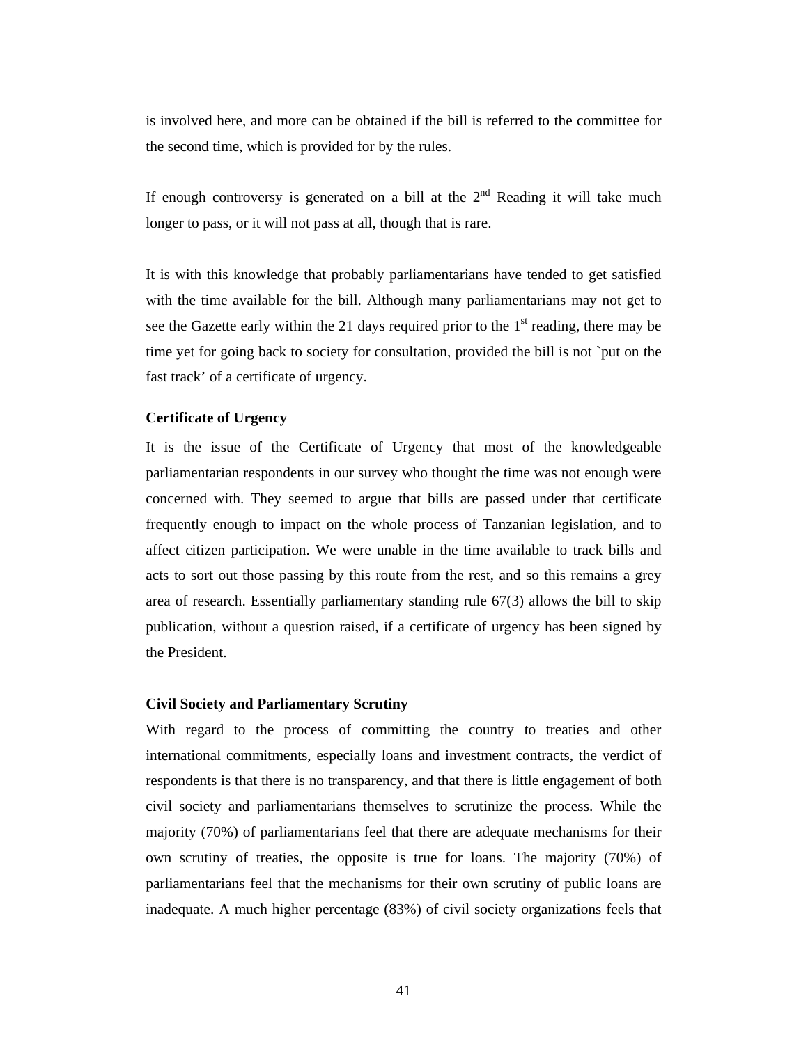is involved here, and more can be obtained if the bill is referred to the committee for the second time, which is provided for by the rules.

If enough controversy is generated on a bill at the 2nd Reading it will take much longer to pass, or it will not pass at all, though that is rare.

It is with this knowledge that probably parliamentarians have tended to get satisfied with the time available for the bill. Although many parliamentarians may not get to see the Gazette early within the 21 days required prior to the 1st reading, there may be time yet for going back to society for consultation, provided the bill is not `put on the fast track' of a certificate of urgency.

**Certificate of Urgency**

It is the issue of the Certificate of Urgency that most of the knowledgeable parliamentarian respondents in our survey who thought the time was not enough were concerned with. They seemed to argue that bills are passed under that certificate frequently enough to impact on the whole process of Tanzanian legislation, and to affect citizen participation. We were unable in the time available to track bills and acts to sort out those passing by this route from the rest, and so this remains a grey area of research. Essentially parliamentary standing rule 67(3) allows the bill to skip publication, without a question raised, if a certificate of urgency has been signed by the President.

**Civil Society and Parliamentary Scrutiny**

With regard to the process of committing the country to treaties and other international commitments, especially loans and investment contracts, the verdict of respondents is that there is no transparency, and that there is little engagement of both civil society and parliamentarians themselves to scrutinize the process. While the majority (70%) of parliamentarians feel that there are adequate mechanisms for their own scrutiny of treaties, the opposite is true for loans. The majority (70%) of parliamentarians feel that the mechanisms for their own scrutiny of public loans are inadequate. A much higher percentage (83%) of civil society organizations feels that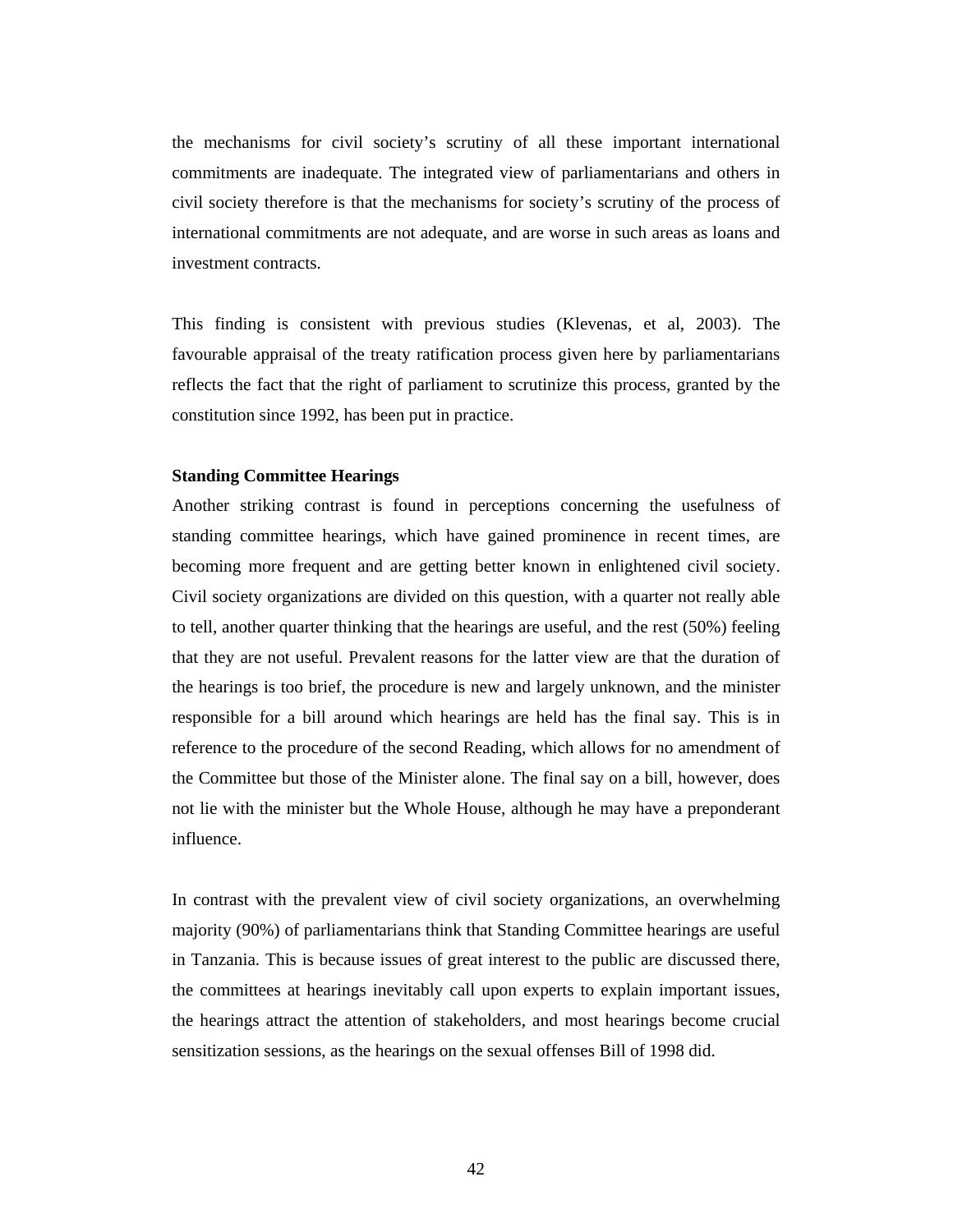the mechanisms for civil society's scrutiny of all these important international commitments are inadequate. The integrated view of parliamentarians and others in civil society therefore is that the mechanisms for society's scrutiny of the process of international commitments are not adequate, and are worse in such areas as loans and investment contracts.

This finding is consistent with previous studies (Klevenas, et al, 2003). The favourable appraisal of the treaty ratification process given here by parliamentarians reflects the fact that the right of parliament to scrutinize this process, granted by the constitution since 1992, has been put in practice.

**Standing Committee Hearings**

Another striking contrast is found in perceptions concerning the usefulness of standing committee hearings, which have gained prominence in recent times, are becoming more frequent and are getting better known in enlightened civil society. Civil society organizations are divided on this question, with a quarter not really able to tell, another quarter thinking that the hearings are useful, and the rest (50%) feeling that they are not useful. Prevalent reasons for the latter view are that the duration of the hearings is too brief, the procedure is new and largely unknown, and the minister responsible for a bill around which hearings are held has the final say. This is in reference to the procedure of the second Reading, which allows for no amendment of the Committee but those of the Minister alone. The final say on a bill, however, does not lie with the minister but the Whole House, although he may have a preponderant influence.

In contrast with the prevalent view of civil society organizations, an overwhelming majority (90%) of parliamentarians think that Standing Committee hearings are useful in Tanzania. This is because issues of great interest to the public are discussed there, the committees at hearings inevitably call upon experts to explain important issues, the hearings attract the attention of stakeholders, and most hearings become crucial sensitization sessions, as the hearings on the sexual offenses Bill of 1998 did.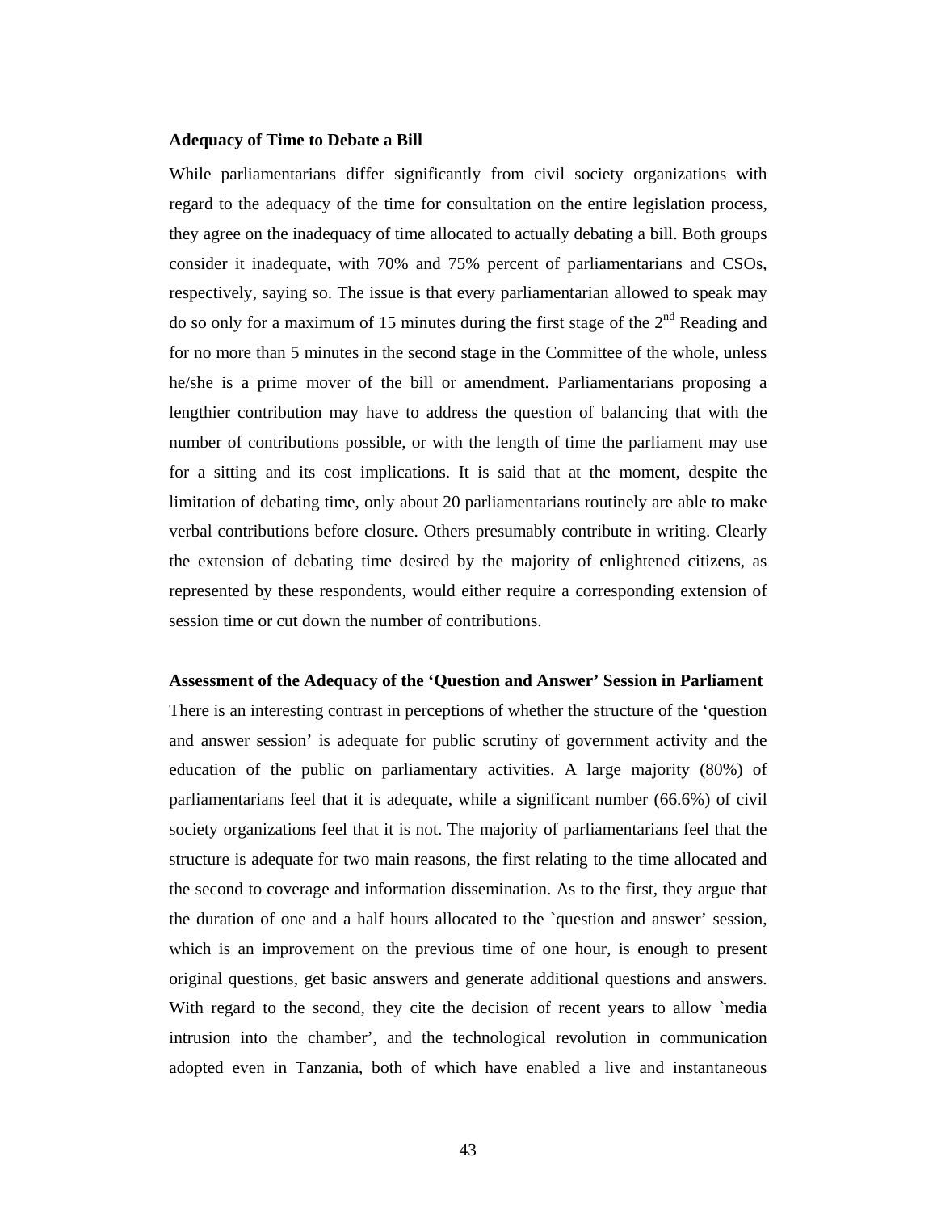**Adequacy of Time to Debate a Bill**

While parliamentarians differ significantly from civil society organizations with regard to the adequacy of the time for consultation on the entire legislation process, they agree on the inadequacy of time allocated to actually debating a bill. Both groups consider it inadequate, with 70% and 75% percent of parliamentarians and CSOs, respectively, saying so. The issue is that every parliamentarian allowed to speak may do so only for a maximum of 15 minutes during the first stage of the 2nd Reading and for no more than 5 minutes in the second stage in the Committee of the whole, unless he/she is a prime mover of the bill or amendment. Parliamentarians proposing a lengthier contribution may have to address the question of balancing that with the number of contributions possible, or with the length of time the parliament may use for a sitting and its cost implications. It is said that at the moment, despite the limitation of debating time, only about 20 parliamentarians routinely are able to make verbal contributions before closure. Others presumably contribute in writing. Clearly the extension of debating time desired by the majority of enlightened citizens, as represented by these respondents, would either require a corresponding extension of session time or cut down the number of contributions.

**Assessment of the Adequacy of the 'Question and Answer' Session in Parliament**

There is an interesting contrast in perceptions of whether the structure of the 'question and answer session' is adequate for public scrutiny of government activity and the education of the public on parliamentary activities. A large majority (80%) of parliamentarians feel that it is adequate, while a significant number (66.6%) of civil society organizations feel that it is not. The majority of parliamentarians feel that the structure is adequate for two main reasons, the first relating to the time allocated and the second to coverage and information dissemination. As to the first, they argue that the duration of one and a half hours allocated to the `question and answer' session, which is an improvement on the previous time of one hour, is enough to present original questions, get basic answers and generate additional questions and answers. With regard to the second, they cite the decision of recent years to allow `media intrusion into the chamber', and the technological revolution in communication adopted even in Tanzania, both of which have enabled a live and instantaneous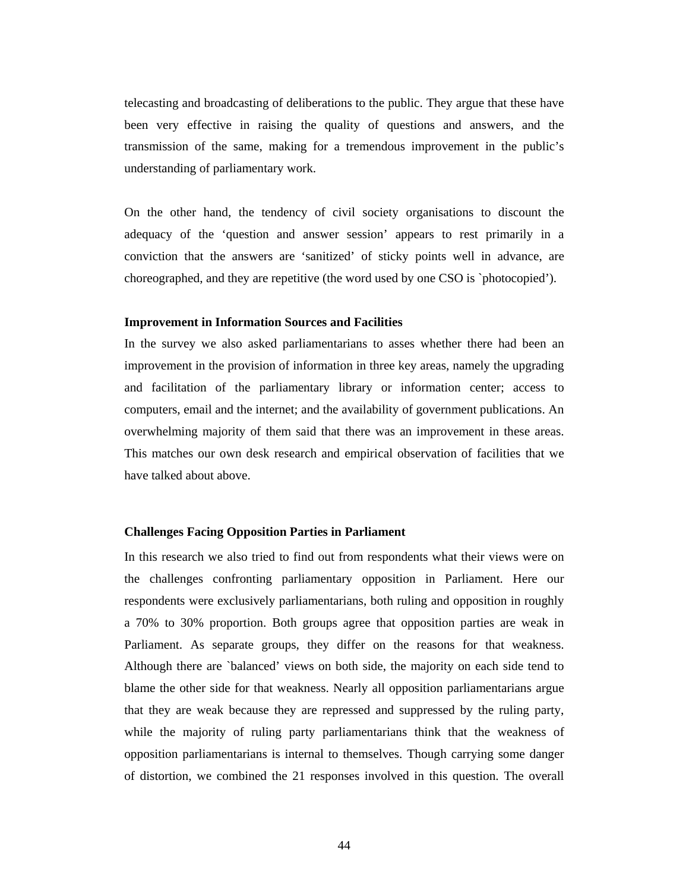telecasting and broadcasting of deliberations to the public. They argue that these have been very effective in raising the quality of questions and answers, and the transmission of the same, making for a tremendous improvement in the public's understanding of parliamentary work.

On the other hand, the tendency of civil society organisations to discount the adequacy of the 'question and answer session' appears to rest primarily in a conviction that the answers are 'sanitized' of sticky points well in advance, are choreographed, and they are repetitive (the word used by one CSO is `photocopied').

**Improvement in Information Sources and Facilities**

In the survey we also asked parliamentarians to asses whether there had been an improvement in the provision of information in three key areas, namely the upgrading and facilitation of the parliamentary library or information center; access to computers, email and the internet; and the availability of government publications. An overwhelming majority of them said that there was an improvement in these areas. This matches our own desk research and empirical observation of facilities that we have talked about above.

**Challenges Facing Opposition Parties in Parliament**

In this research we also tried to find out from respondents what their views were on the challenges confronting parliamentary opposition in Parliament. Here our respondents were exclusively parliamentarians, both ruling and opposition in roughly a 70% to 30% proportion. Both groups agree that opposition parties are weak in Parliament. As separate groups, they differ on the reasons for that weakness. Although there are `balanced' views on both side, the majority on each side tend to blame the other side for that weakness. Nearly all opposition parliamentarians argue that they are weak because they are repressed and suppressed by the ruling party, while the majority of ruling party parliamentarians think that the weakness of opposition parliamentarians is internal to themselves. Though carrying some danger of distortion, we combined the 21 responses involved in this question. The overall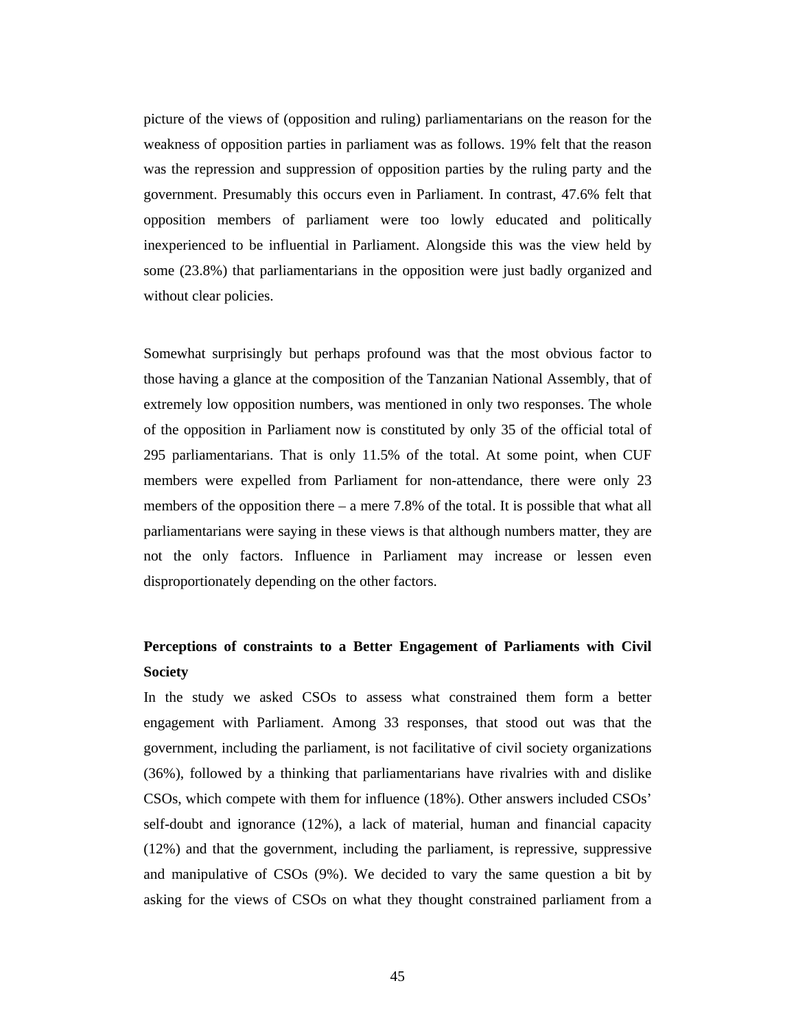picture of the views of (opposition and ruling) parliamentarians on the reason for the weakness of opposition parties in parliament was as follows. 19% felt that the reason was the repression and suppression of opposition parties by the ruling party and the government. Presumably this occurs even in Parliament. In contrast, 47.6% felt that opposition members of parliament were too lowly educated and politically inexperienced to be influential in Parliament. Alongside this was the view held by some (23.8%) that parliamentarians in the opposition were just badly organized and without clear policies.

Somewhat surprisingly but perhaps profound was that the most obvious factor to those having a glance at the composition of the Tanzanian National Assembly, that of extremely low opposition numbers, was mentioned in only two responses. The whole of the opposition in Parliament now is constituted by only 35 of the official total of 295 parliamentarians. That is only 11.5% of the total. At some point, when CUF members were expelled from Parliament for non-attendance, there were only 23 members of the opposition there – a mere 7.8% of the total. It is possible that what all parliamentarians were saying in these views is that although numbers matter, they are not the only factors. Influence in Parliament may increase or lessen even disproportionately depending on the other factors.

## Perceptions of constraints to a Better Engagement of Parliaments with Civil Society

In the study we asked CSOs to assess what constrained them form a better engagement with Parliament. Among 33 responses, that stood out was that the government, including the parliament, is not facilitative of civil society organizations (36%), followed by a thinking that parliamentarians have rivalries with and dislike CSOs, which compete with them for influence (18%). Other answers included CSOs' self-doubt and ignorance (12%), a lack of material, human and financial capacity (12%) and that the government, including the parliament, is repressive, suppressive and manipulative of CSOs (9%). We decided to vary the same question a bit by asking for the views of CSOs on what they thought constrained parliament from a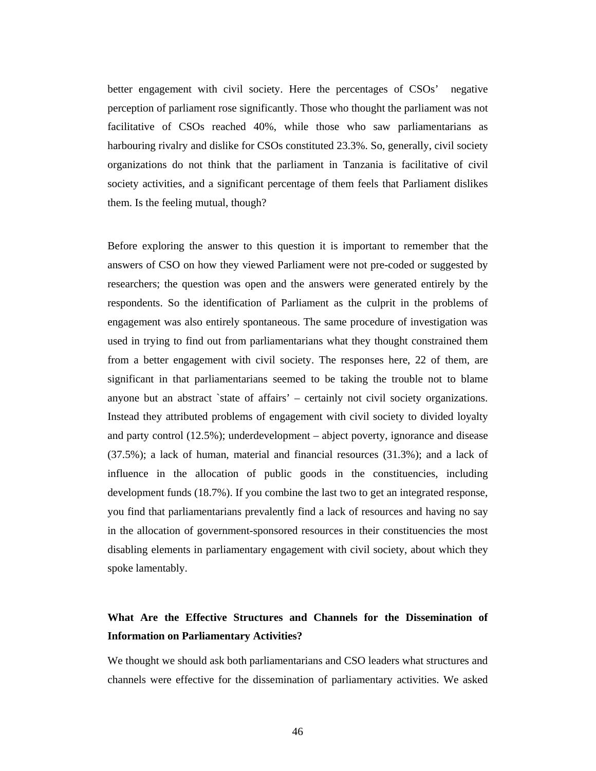better engagement with civil society. Here the percentages of CSOs' negative perception of parliament rose significantly. Those who thought the parliament was not facilitative of CSOs reached 40%, while those who saw parliamentarians as harbouring rivalry and dislike for CSOs constituted 23.3%. So, generally, civil society organizations do not think that the parliament in Tanzania is facilitative of civil society activities, and a significant percentage of them feels that Parliament dislikes them. Is the feeling mutual, though?

Before exploring the answer to this question it is important to remember that the answers of CSO on how they viewed Parliament were not pre-coded or suggested by researchers; the question was open and the answers were generated entirely by the respondents. So the identification of Parliament as the culprit in the problems of engagement was also entirely spontaneous. The same procedure of investigation was used in trying to find out from parliamentarians what they thought constrained them from a better engagement with civil society. The responses here, 22 of them, are significant in that parliamentarians seemed to be taking the trouble not to blame anyone but an abstract `state of affairs' – certainly not civil society organizations. Instead they attributed problems of engagement with civil society to divided loyalty and party control (12.5%); underdevelopment – abject poverty, ignorance and disease (37.5%); a lack of human, material and financial resources (31.3%); and a lack of influence in the allocation of public goods in the constituencies, including development funds (18.7%). If you combine the last two to get an integrated response, you find that parliamentarians prevalently find a lack of resources and having no say in the allocation of government-sponsored resources in their constituencies the most disabling elements in parliamentary engagement with civil society, about which they spoke lamentably.

**What Are the Effective Structures and Channels for the Dissemination of Information on Parliamentary Activities?**

We thought we should ask both parliamentarians and CSO leaders what structures and channels were effective for the dissemination of parliamentary activities. We asked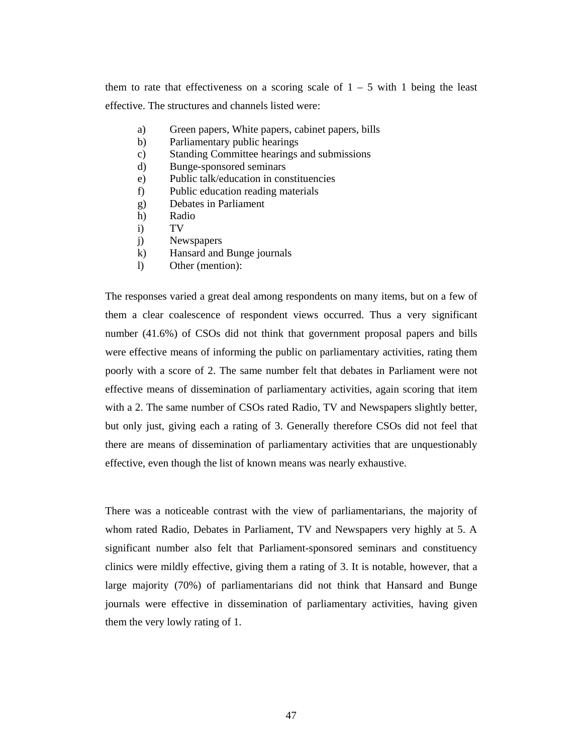them to rate that effectiveness on a scoring scale of 1 – 5 with 1 being the least effective. The structures and channels listed were:

a) Green papers, White papers, cabinet papers, bills
b) Parliamentary public hearings
c) Standing Committee hearings and submissions
d) Bunge-sponsored seminars
e) Public talk/education in constituencies
f) Public education reading materials
g) Debates in Parliament
h) Radio
i) TV
j) Newspapers
k) Hansard and Bunge journals
l) Other (mention):

The responses varied a great deal among respondents on many items, but on a few of them a clear coalescence of respondent views occurred. Thus a very significant number (41.6%) of CSOs did not think that government proposal papers and bills were effective means of informing the public on parliamentary activities, rating them poorly with a score of 2. The same number felt that debates in Parliament were not effective means of dissemination of parliamentary activities, again scoring that item with a 2. The same number of CSOs rated Radio, TV and Newspapers slightly better, but only just, giving each a rating of 3. Generally therefore CSOs did not feel that there are means of dissemination of parliamentary activities that are unquestionably effective, even though the list of known means was nearly exhaustive.

There was a noticeable contrast with the view of parliamentarians, the majority of whom rated Radio, Debates in Parliament, TV and Newspapers very highly at 5. A significant number also felt that Parliament-sponsored seminars and constituency clinics were mildly effective, giving them a rating of 3. It is notable, however, that a large majority (70%) of parliamentarians did not think that Hansard and Bunge journals were effective in dissemination of parliamentary activities, having given them the very lowly rating of 1.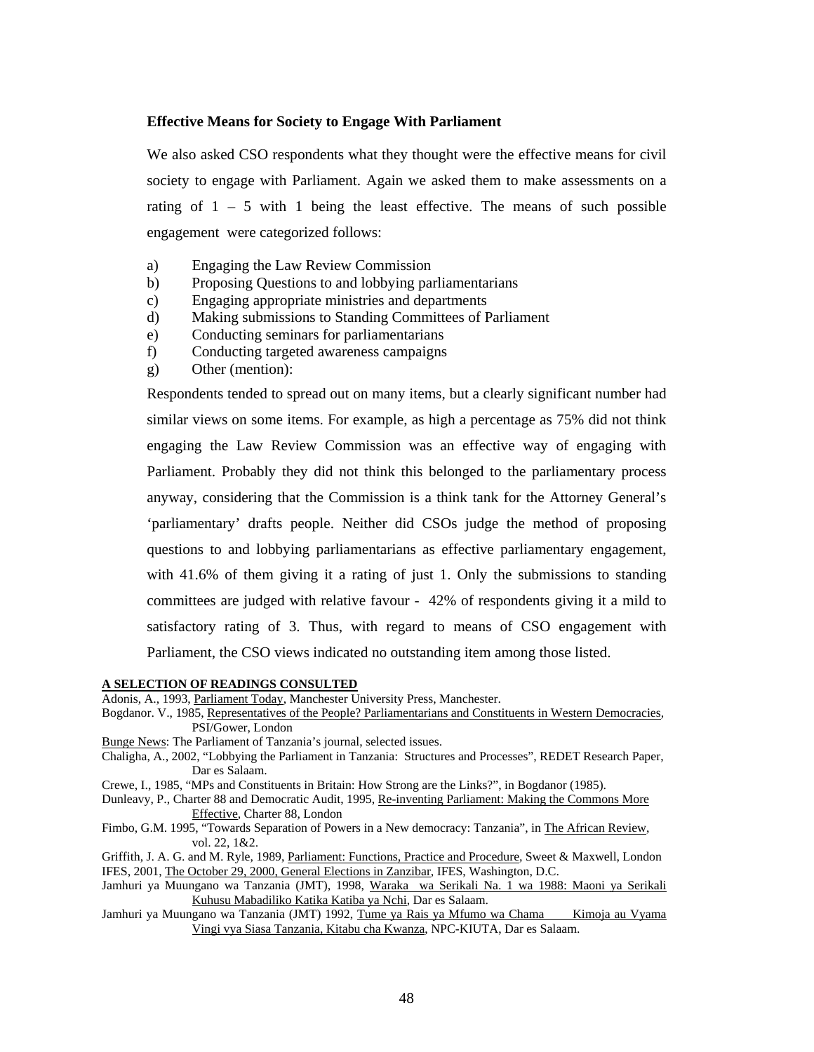### Effective Means for Society to Engage With Parliament

We also asked CSO respondents what they thought were the effective means for civil society to engage with Parliament. Again we asked them to make assessments on a rating of 1 – 5 with 1 being the least effective. The means of such possible engagement were categorized follows:

a) Engaging the Law Review Commission
b) Proposing Questions to and lobbying parliamentarians
c) Engaging appropriate ministries and departments
d) Making submissions to Standing Committees of Parliament
e) Conducting seminars for parliamentarians
f) Conducting targeted awareness campaigns
g) Other (mention):

Respondents tended to spread out on many items, but a clearly significant number had similar views on some items. For example, as high a percentage as 75% did not think engaging the Law Review Commission was an effective way of engaging with Parliament. Probably they did not think this belonged to the parliamentary process anyway, considering that the Commission is a think tank for the Attorney General's 'parliamentary' drafts people. Neither did CSOs judge the method of proposing questions to and lobbying parliamentarians as effective parliamentary engagement, with 41.6% of them giving it a rating of just 1. Only the submissions to standing committees are judged with relative favour - 42% of respondents giving it a mild to satisfactory rating of 3. Thus, with regard to means of CSO engagement with Parliament, the CSO views indicated no outstanding item among those listed.

## A SELECTION OF READINGS CONSULTED

Adonis, A., 1993, Parliament Today, Manchester University Press, Manchester.

Bogdanor. V., 1985, Representatives of the People? Parliamentarians and Constituents in Western Democracies, PSI/Gower, London

Bunge News: The Parliament of Tanzania's journal, selected issues.

Chaligha, A., 2002, "Lobbying the Parliament in Tanzania: Structures and Processes", REDET Research Paper, Dar es Salaam.

Crewe, I., 1985, "MPs and Constituents in Britain: How Strong are the Links?", in Bogdanor (1985).

Dunleavy, P., Charter 88 and Democratic Audit, 1995, Re-inventing Parliament: Making the Commons More Effective, Charter 88, London

Fimbo, G.M. 1995, "Towards Separation of Powers in a New democracy: Tanzania", in The African Review, vol. 22, 1&2.

Griffith, J. A. G. and M. Ryle, 1989, Parliament: Functions, Practice and Procedure, Sweet & Maxwell, London

IFES, 2001, The October 29, 2000, General Elections in Zanzibar, IFES, Washington, D.C.

Jamhuri ya Muungano wa Tanzania (JMT), 1998, Waraka wa Serikali Na. 1 wa 1988: Maoni ya Serikali Kuhusu Mabadiliko Katika Katiba ya Nchi, Dar es Salaam.

Jamhuri ya Muungano wa Tanzania (JMT) 1992, Tume ya Rais ya Mfumo wa Chama Kimoja au Vyama Vingi vya Siasa Tanzania, Kitabu cha Kwanza, NPC-KIUTA, Dar es Salaam.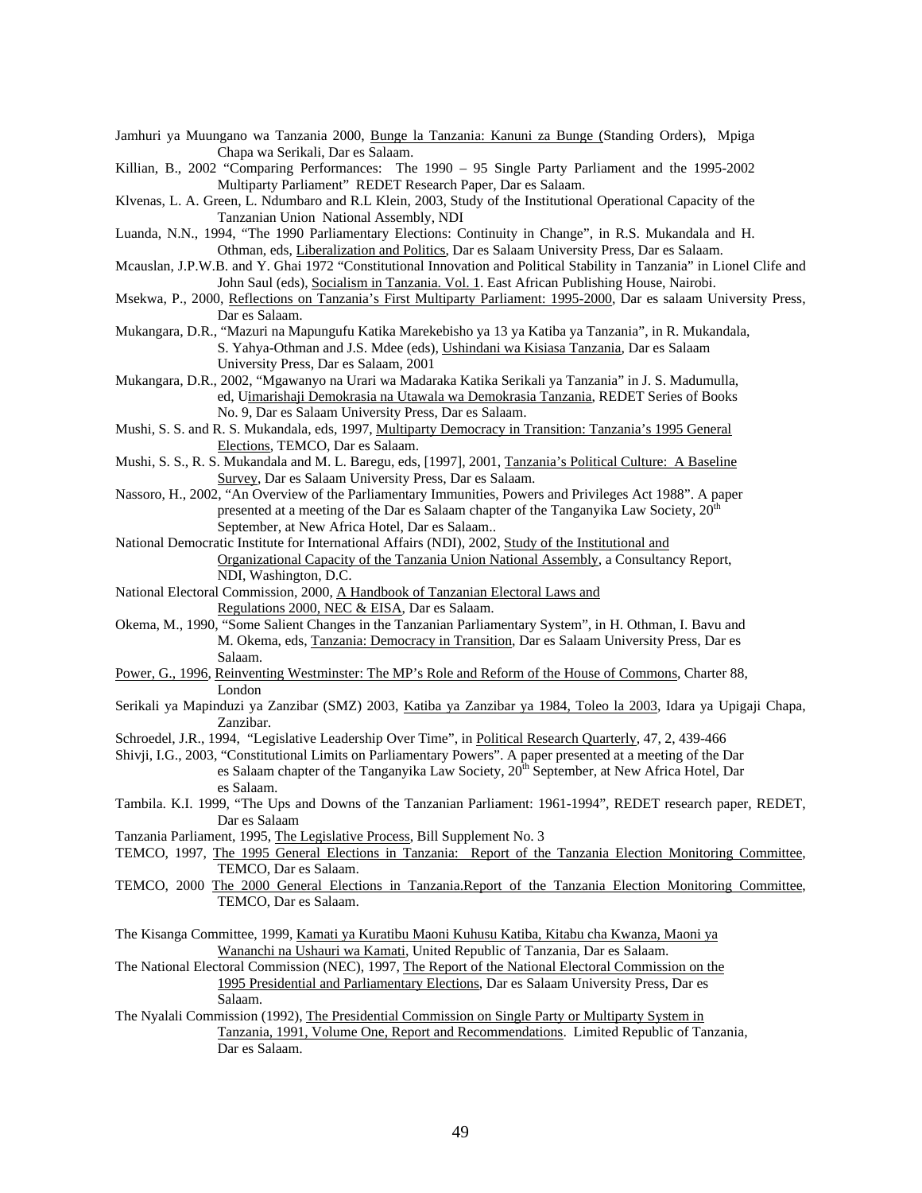Jamhuri ya Muungano wa Tanzania 2000, Bunge la Tanzania: Kanuni za Bunge (Standing Orders), Mpiga Chapa wa Serikali, Dar es Salaam.

Killian, B., 2002 "Comparing Performances: The 1990 – 95 Single Party Parliament and the 1995-2002 Multiparty Parliament" REDET Research Paper, Dar es Salaam.

Klvenas, L. A. Green, L. Ndumbaro and R.L Klein, 2003, Study of the Institutional Operational Capacity of the Tanzanian Union National Assembly, NDI

Luanda, N.N., 1994, "The 1990 Parliamentary Elections: Continuity in Change", in R.S. Mukandala and H. Othman, eds, Liberalization and Politics, Dar es Salaam University Press, Dar es Salaam.

Mcauslan, J.P.W.B. and Y. Ghai 1972 "Constitutional Innovation and Political Stability in Tanzania" in Lionel Clife and John Saul (eds), Socialism in Tanzania. Vol. 1. East African Publishing House, Nairobi.

Msekwa, P., 2000, Reflections on Tanzania's First Multiparty Parliament: 1995-2000, Dar es salaam University Press, Dar es Salaam.

Mukangara, D.R., "Mazuri na Mapungufu Katika Marekebisho ya 13 ya Katiba ya Tanzania", in R. Mukandala, S. Yahya-Othman and J.S. Mdee (eds), Ushindani wa Kisiasa Tanzania, Dar es Salaam University Press, Dar es Salaam, 2001

Mukangara, D.R., 2002, "Mgawanyo na Urari wa Madaraka Katika Serikali ya Tanzania" in J. S. Madumulla, ed, Uimarishaji Demokrasia na Utawala wa Demokrasia Tanzania, REDET Series of Books No. 9, Dar es Salaam University Press, Dar es Salaam.

Mushi, S. S. and R. S. Mukandala, eds, 1997, Multiparty Democracy in Transition: Tanzania's 1995 General Elections, TEMCO, Dar es Salaam.

Mushi, S. S., R. S. Mukandala and M. L. Baregu, eds, [1997], 2001, Tanzania's Political Culture: A Baseline Survey, Dar es Salaam University Press, Dar es Salaam.

Nassoro, H., 2002, "An Overview of the Parliamentary Immunities, Powers and Privileges Act 1988". A paper presented at a meeting of the Dar es Salaam chapter of the Tanganyika Law Society, 20th September, at New Africa Hotel, Dar es Salaam..

National Democratic Institute for International Affairs (NDI), 2002, Study of the Institutional and Organizational Capacity of the Tanzania Union National Assembly, a Consultancy Report, NDI, Washington, D.C.

National Electoral Commission, 2000, A Handbook of Tanzanian Electoral Laws and Regulations 2000, NEC & EISA, Dar es Salaam.

Okema, M., 1990, "Some Salient Changes in the Tanzanian Parliamentary System", in H. Othman, I. Bavu and M. Okema, eds, Tanzania: Democracy in Transition, Dar es Salaam University Press, Dar es Salaam.

Power, G., 1996, Reinventing Westminster: The MP's Role and Reform of the House of Commons, Charter 88, London

Serikali ya Mapinduzi ya Zanzibar (SMZ) 2003, Katiba ya Zanzibar ya 1984, Toleo la 2003, Idara ya Upigaji Chapa, Zanzibar.

Schroedel, J.R., 1994, "Legislative Leadership Over Time", in Political Research Quarterly, 47, 2, 439-466

Shivji, I.G., 2003, "Constitutional Limits on Parliamentary Powers". A paper presented at a meeting of the Dar es Salaam chapter of the Tanganyika Law Society, 20th September, at New Africa Hotel, Dar es Salaam.

Tambila. K.I. 1999, "The Ups and Downs of the Tanzanian Parliament: 1961-1994", REDET research paper, REDET, Dar es Salaam

Tanzania Parliament, 1995, The Legislative Process, Bill Supplement No. 3

TEMCO, 1997, The 1995 General Elections in Tanzania: Report of the Tanzania Election Monitoring Committee, TEMCO, Dar es Salaam.

TEMCO, 2000 The 2000 General Elections in Tanzania.Report of the Tanzania Election Monitoring Committee, TEMCO, Dar es Salaam.

The Kisanga Committee, 1999, Kamati ya Kuratibu Maoni Kuhusu Katiba, Kitabu cha Kwanza, Maoni ya Wananchi na Ushauri wa Kamati, United Republic of Tanzania, Dar es Salaam.

The National Electoral Commission (NEC), 1997, The Report of the National Electoral Commission on the 1995 Presidential and Parliamentary Elections, Dar es Salaam University Press, Dar es Salaam.

The Nyalali Commission (1992), The Presidential Commission on Single Party or Multiparty System in Tanzania, 1991, Volume One, Report and Recommendations. Limited Republic of Tanzania, Dar es Salaam.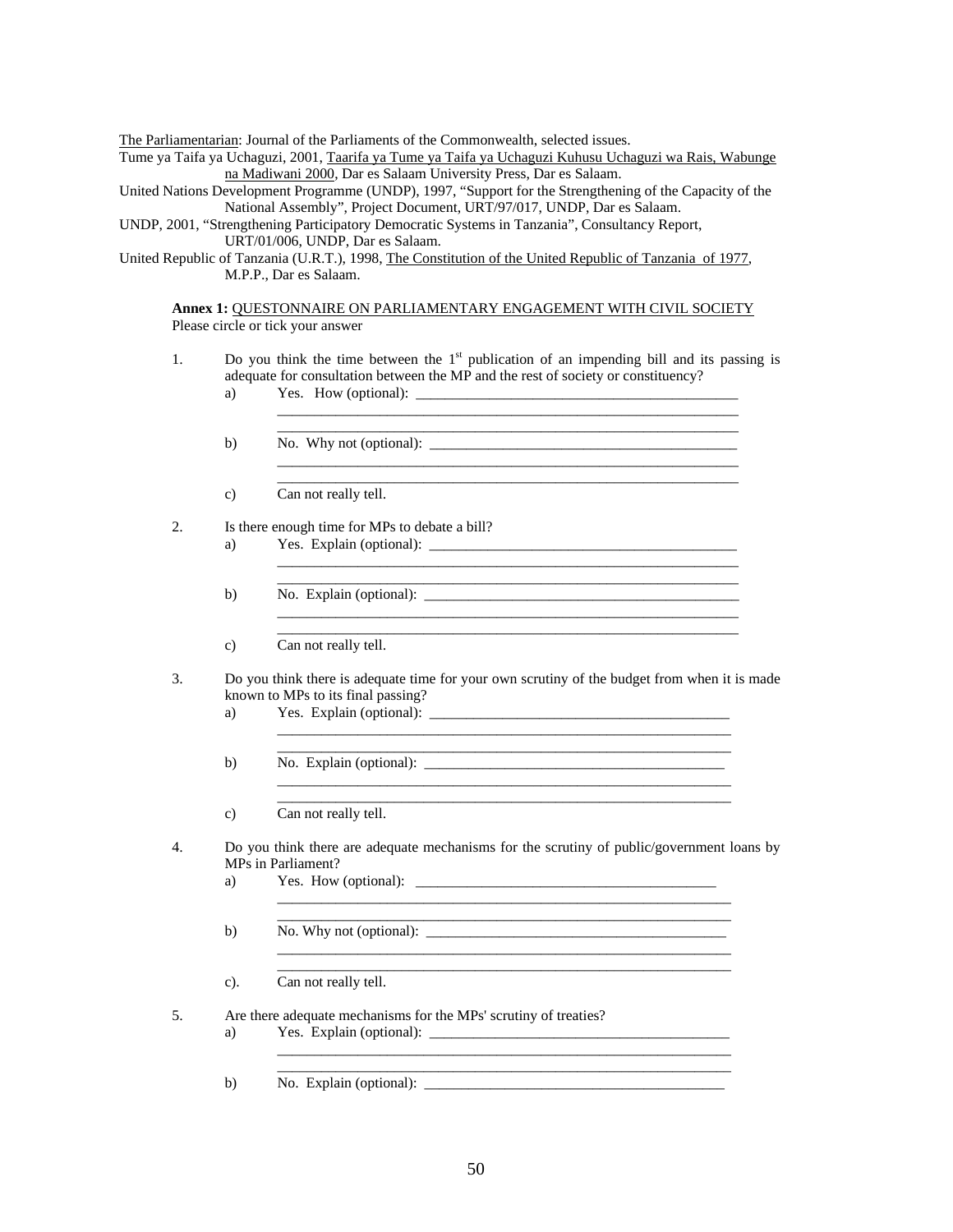The Parliamentarian: Journal of the Parliaments of the Commonwealth, selected issues.

Tume ya Taifa ya Uchaguzi, 2001, Taarifa ya Tume ya Taifa ya Uchaguzi Kuhusu Uchaguzi wa Rais, Wabunge na Madiwani 2000, Dar es Salaam University Press, Dar es Salaam.

United Nations Development Programme (UNDP), 1997, "Support for the Strengthening of the Capacity of the National Assembly", Project Document, URT/97/017, UNDP, Dar es Salaam.

UNDP, 2001, "Strengthening Participatory Democratic Systems in Tanzania", Consultancy Report, URT/01/006, UNDP, Dar es Salaam.

United Republic of Tanzania (U.R.T.), 1998, The Constitution of the United Republic of Tanzania of 1977, M.P.P., Dar es Salaam.

**Annex 1:** QUESTONNAIRE ON PARLIAMENTARY ENGAGEMENT WITH CIVIL SOCIETY

Please circle or tick your answer

1. Do you think the time between the 1st publication of an impending bill and its passing is adequate for consultation between the MP and the rest of society or constituency?
   a) Yes. How (optional): ____________________________________________
   ________________________________________________________________
   ________________________________________________________________
   b) No. Why not (optional): __________________________________________
   ________________________________________________________________
   ________________________________________________________________
   c) Can not really tell.

2. Is there enough time for MPs to debate a bill?
   a) Yes. Explain (optional): __________________________________________
   ________________________________________________________________
   ________________________________________________________________
   b) No. Explain (optional): ___________________________________________
   ________________________________________________________________
   ________________________________________________________________
   c) Can not really tell.

3. Do you think there is adequate time for your own scrutiny of the budget from when it is made known to MPs to its final passing?
   a) Yes. Explain (optional): _________________________________________
   ________________________________________________________________
   ________________________________________________________________
   b) No. Explain (optional): __________________________________________
   ________________________________________________________________
   ________________________________________________________________
   c) Can not really tell.

4. Do you think there are adequate mechanisms for the scrutiny of public/government loans by MPs in Parliament?
   a) Yes. How (optional): ____________________________________________
   ________________________________________________________________
   ________________________________________________________________
   b) No. Why not (optional): _________________________________________
   ________________________________________________________________
   ________________________________________________________________
   c). Can not really tell.

5. Are there adequate mechanisms for the MPs' scrutiny of treaties?
   a) Yes. Explain (optional): _________________________________________
   ________________________________________________________________
   ________________________________________________________________
   b) No. Explain (optional): __________________________________________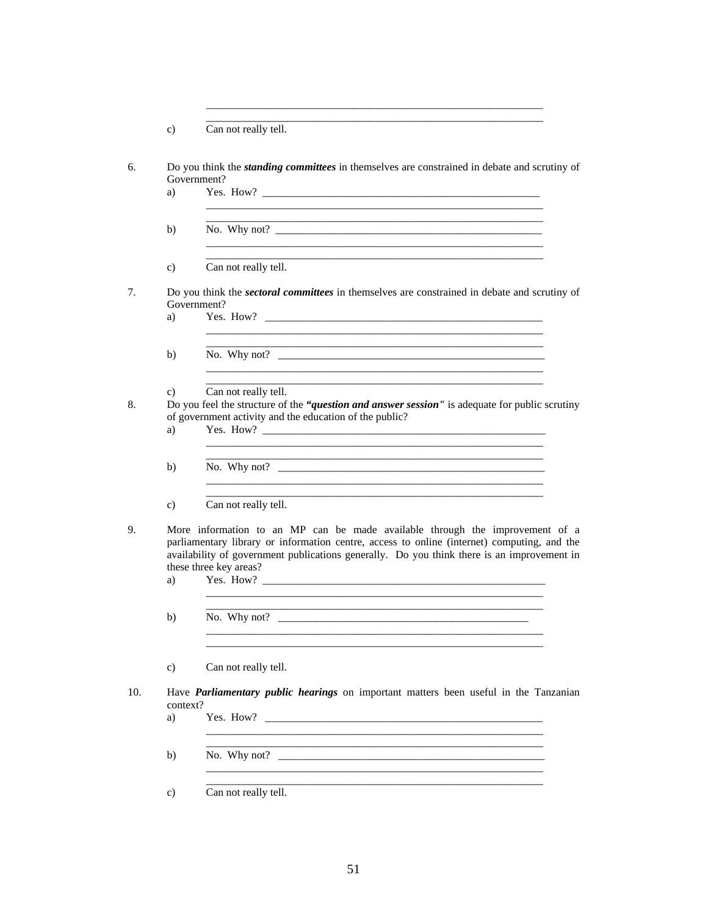_______________________________________________________________
_______________________________________________________________

c) Can not really tell.

6. Do you think the ***standing committees*** in themselves are constrained in debate and scrutiny of Government?

   a) Yes. How? ____________________________________________________
   _______________________________________________________________
   _______________________________________________________________

   b) No. Why not? _________________________________________________
   _______________________________________________________________
   _______________________________________________________________

   c) Can not really tell.

7. Do you think the ***sectoral committees*** in themselves are constrained in debate and scrutiny of Government?

   a) Yes. How? ____________________________________________________
   _______________________________________________________________
   _______________________________________________________________

   b) No. Why not? _________________________________________________
   _______________________________________________________________
   _______________________________________________________________

   c) Can not really tell.

8. Do you feel the structure of the ***"question and answer session"*** is adequate for public scrutiny of government activity and the education of the public?

   a) Yes. How? ____________________________________________________
   _______________________________________________________________
   _______________________________________________________________

   b) No. Why not? _________________________________________________
   _______________________________________________________________
   _______________________________________________________________

   c) Can not really tell.

9. More information to an MP can be made available through the improvement of a parliamentary library or information centre, access to online (internet) computing, and the availability of government publications generally. Do you think there is an improvement in these three key areas?

   a) Yes. How? ____________________________________________________
   _______________________________________________________________
   _______________________________________________________________

   b) No. Why not? _________________________________________________
   _______________________________________________________________
   _______________________________________________________________

   c) Can not really tell.

10. Have ***Parliamentary public hearings*** on important matters been useful in the Tanzanian context?

   a) Yes. How? ____________________________________________________
   _______________________________________________________________
   _______________________________________________________________

   b) No. Why not? _________________________________________________
   _______________________________________________________________
   _______________________________________________________________

   c) Can not really tell.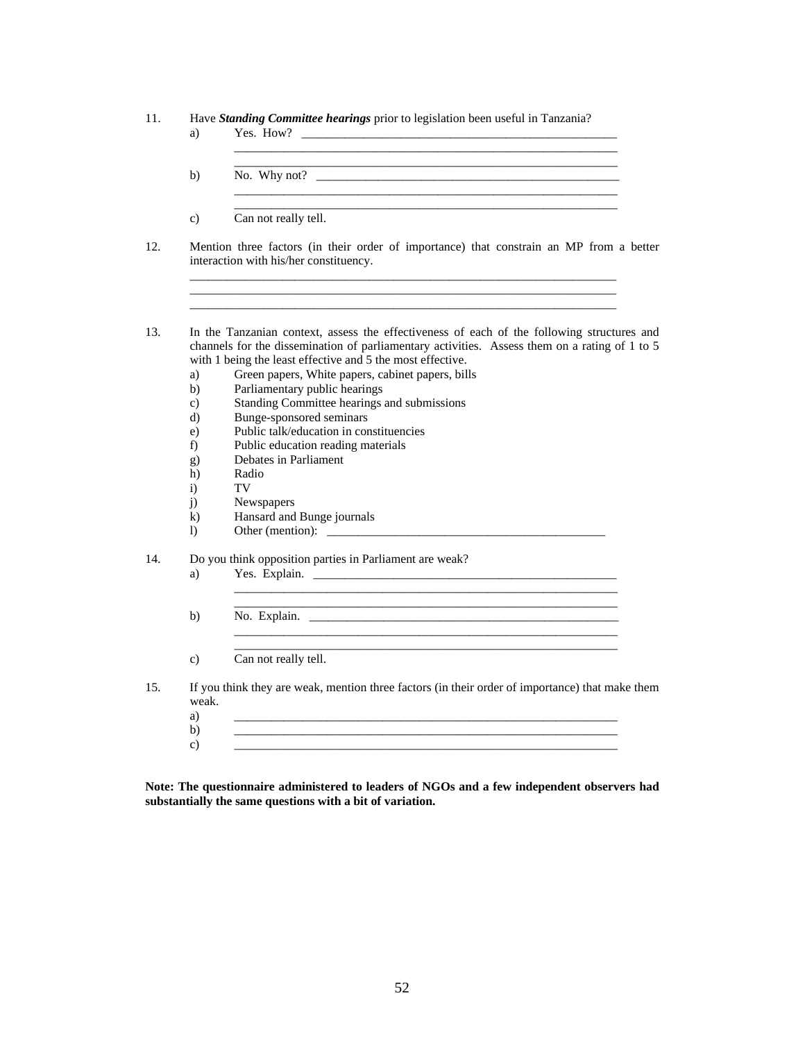11. Have ***Standing Committee hearings*** prior to legislation been useful in Tanzania?
    a) Yes. How? ______________________________________________________
    ______________________________________________________________
    ______________________________________________________________
    b) No. Why not? ___________________________________________________
    ______________________________________________________________
    ______________________________________________________________
    c) Can not really tell.

12. Mention three factors (in their order of importance) that constrain an MP from a better interaction with his/her constituency.
    ______________________________________________________________
    ______________________________________________________________
    ______________________________________________________________

13. In the Tanzanian context, assess the effectiveness of each of the following structures and channels for the dissemination of parliamentary activities. Assess them on a rating of 1 to 5 with 1 being the least effective and 5 the most effective.
    a) Green papers, White papers, cabinet papers, bills
    b) Parliamentary public hearings
    c) Standing Committee hearings and submissions
    d) Bunge-sponsored seminars
    e) Public talk/education in constituencies
    f) Public education reading materials
    g) Debates in Parliament
    h) Radio
    i) TV
    j) Newspapers
    k) Hansard and Bunge journals
    l) Other (mention): ______________________________________________

14. Do you think opposition parties in Parliament are weak?
    a) Yes. Explain. __________________________________________________
    ______________________________________________________________
    ______________________________________________________________
    b) No. Explain. ___________________________________________________
    ______________________________________________________________
    ______________________________________________________________
    c) Can not really tell.

15. If you think they are weak, mention three factors (in their order of importance) that make them weak.
    a) ______________________________________________________________
    b) ______________________________________________________________
    c) ______________________________________________________________

**Note: The questionnaire administered to leaders of NGOs and a few independent observers had substantially the same questions with a bit of variation.**